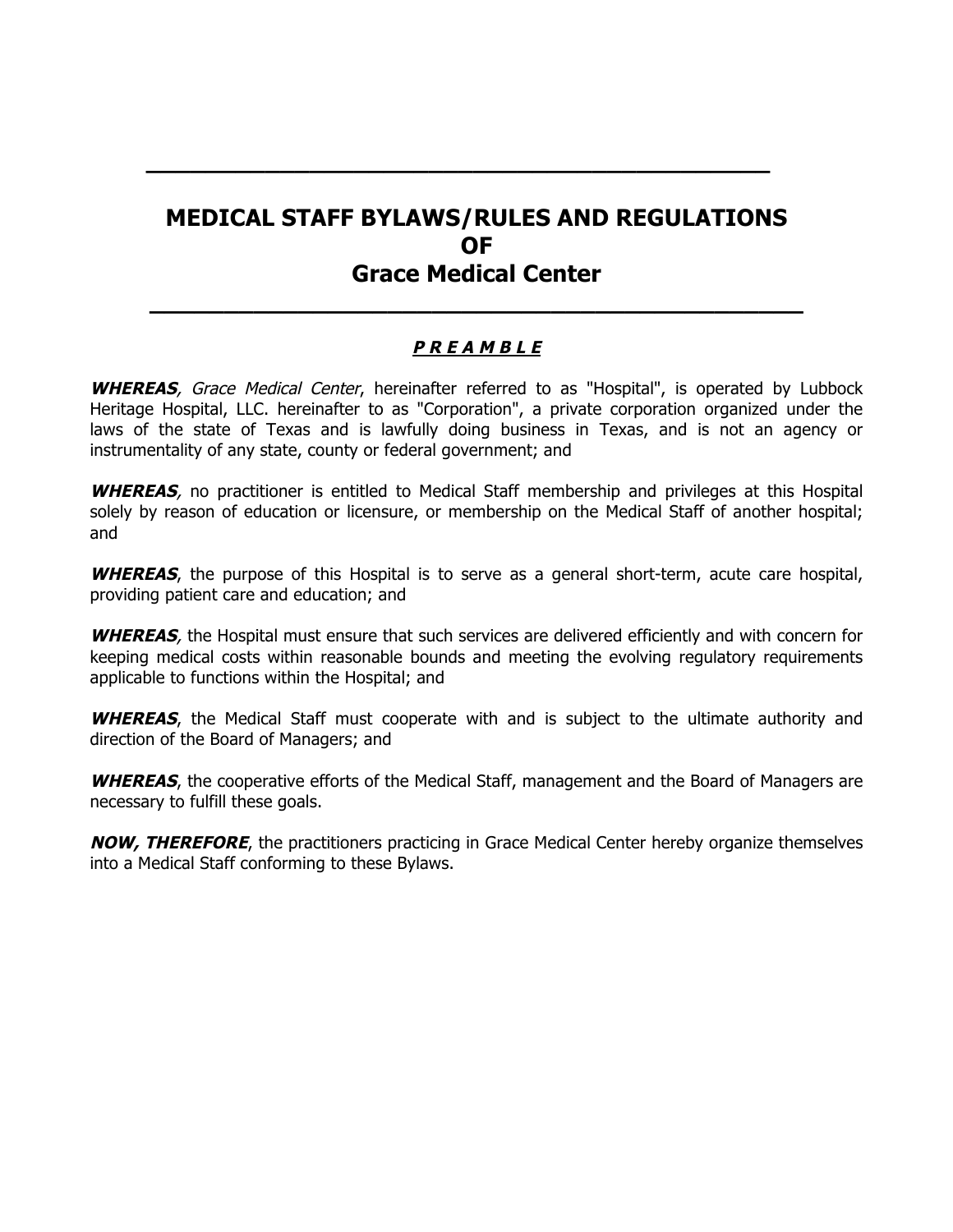# MEDICAL STAFF BYLAWS/RULES AND REGULATIONS OF Grace Medical Center

## ***P R E A M B L E***

***WHEREAS***, *Grace Medical Center*, hereinafter referred to as "Hospital", is operated by Lubbock Heritage Hospital, LLC. hereinafter to as "Corporation", a private corporation organized under the laws of the state of Texas and is lawfully doing business in Texas, and is not an agency or instrumentality of any state, county or federal government; and

***WHEREAS***, no practitioner is entitled to Medical Staff membership and privileges at this Hospital solely by reason of education or licensure, or membership on the Medical Staff of another hospital; and

***WHEREAS***, the purpose of this Hospital is to serve as a general short-term, acute care hospital, providing patient care and education; and

***WHEREAS***, the Hospital must ensure that such services are delivered efficiently and with concern for keeping medical costs within reasonable bounds and meeting the evolving regulatory requirements applicable to functions within the Hospital; and

***WHEREAS***, the Medical Staff must cooperate with and is subject to the ultimate authority and direction of the Board of Managers; and

***WHEREAS***, the cooperative efforts of the Medical Staff, management and the Board of Managers are necessary to fulfill these goals.

***NOW, THEREFORE***, the practitioners practicing in Grace Medical Center hereby organize themselves into a Medical Staff conforming to these Bylaws.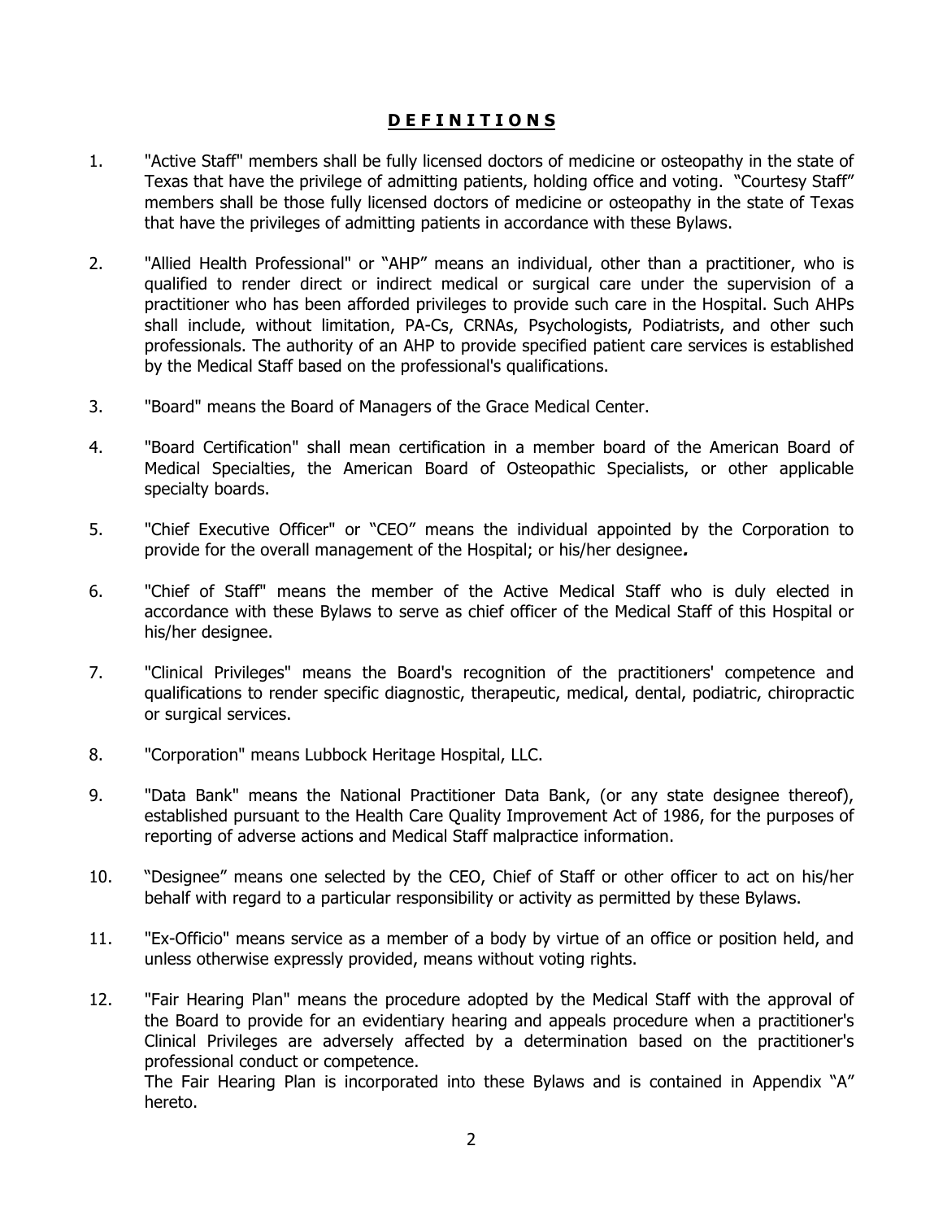## **D E F I N I T I O N S**

1. "Active Staff" members shall be fully licensed doctors of medicine or osteopathy in the state of Texas that have the privilege of admitting patients, holding office and voting. "Courtesy Staff" members shall be those fully licensed doctors of medicine or osteopathy in the state of Texas that have the privileges of admitting patients in accordance with these Bylaws.

2. "Allied Health Professional" or "AHP" means an individual, other than a practitioner, who is qualified to render direct or indirect medical or surgical care under the supervision of a practitioner who has been afforded privileges to provide such care in the Hospital. Such AHPs shall include, without limitation, PA-Cs, CRNAs, Psychologists, Podiatrists, and other such professionals. The authority of an AHP to provide specified patient care services is established by the Medical Staff based on the professional's qualifications.

3. "Board" means the Board of Managers of the Grace Medical Center.

4. "Board Certification" shall mean certification in a member board of the American Board of Medical Specialties, the American Board of Osteopathic Specialists, or other applicable specialty boards.

5. "Chief Executive Officer" or "CEO" means the individual appointed by the Corporation to provide for the overall management of the Hospital; or his/her designee***.***

6. "Chief of Staff" means the member of the Active Medical Staff who is duly elected in accordance with these Bylaws to serve as chief officer of the Medical Staff of this Hospital or his/her designee.

7. "Clinical Privileges" means the Board's recognition of the practitioners' competence and qualifications to render specific diagnostic, therapeutic, medical, dental, podiatric, chiropractic or surgical services.

8. "Corporation" means Lubbock Heritage Hospital, LLC.

9. "Data Bank" means the National Practitioner Data Bank, (or any state designee thereof), established pursuant to the Health Care Quality Improvement Act of 1986, for the purposes of reporting of adverse actions and Medical Staff malpractice information.

10. "Designee" means one selected by the CEO, Chief of Staff or other officer to act on his/her behalf with regard to a particular responsibility or activity as permitted by these Bylaws.

11. "Ex-Officio" means service as a member of a body by virtue of an office or position held, and unless otherwise expressly provided, means without voting rights.

12. "Fair Hearing Plan" means the procedure adopted by the Medical Staff with the approval of the Board to provide for an evidentiary hearing and appeals procedure when a practitioner's Clinical Privileges are adversely affected by a determination based on the practitioner's professional conduct or competence.
    The Fair Hearing Plan is incorporated into these Bylaws and is contained in Appendix "A" hereto.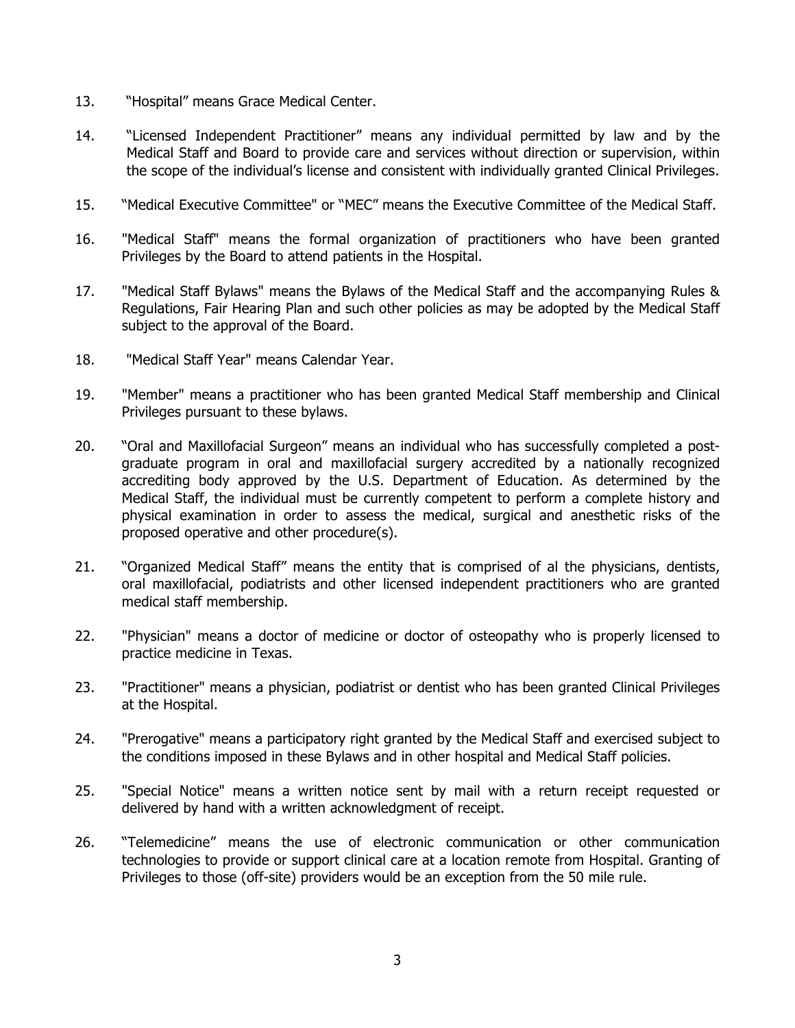13. “Hospital” means Grace Medical Center.

14. “Licensed Independent Practitioner” means any individual permitted by law and by the Medical Staff and Board to provide care and services without direction or supervision, within the scope of the individual’s license and consistent with individually granted Clinical Privileges.

15. “Medical Executive Committee" or “MEC” means the Executive Committee of the Medical Staff.

16. "Medical Staff" means the formal organization of practitioners who have been granted Privileges by the Board to attend patients in the Hospital.

17. "Medical Staff Bylaws" means the Bylaws of the Medical Staff and the accompanying Rules & Regulations, Fair Hearing Plan and such other policies as may be adopted by the Medical Staff subject to the approval of the Board.

18. "Medical Staff Year" means Calendar Year.

19. "Member" means a practitioner who has been granted Medical Staff membership and Clinical Privileges pursuant to these bylaws.

20. “Oral and Maxillofacial Surgeon” means an individual who has successfully completed a post-graduate program in oral and maxillofacial surgery accredited by a nationally recognized accrediting body approved by the U.S. Department of Education. As determined by the Medical Staff, the individual must be currently competent to perform a complete history and physical examination in order to assess the medical, surgical and anesthetic risks of the proposed operative and other procedure(s).

21. “Organized Medical Staff” means the entity that is comprised of al the physicians, dentists, oral maxillofacial, podiatrists and other licensed independent practitioners who are granted medical staff membership.

22. "Physician" means a doctor of medicine or doctor of osteopathy who is properly licensed to practice medicine in Texas.

23. "Practitioner" means a physician, podiatrist or dentist who has been granted Clinical Privileges at the Hospital.

24. "Prerogative" means a participatory right granted by the Medical Staff and exercised subject to the conditions imposed in these Bylaws and in other hospital and Medical Staff policies.

25. "Special Notice" means a written notice sent by mail with a return receipt requested or delivered by hand with a written acknowledgment of receipt.

26. “Telemedicine” means the use of electronic communication or other communication technologies to provide or support clinical care at a location remote from Hospital. Granting of Privileges to those (off-site) providers would be an exception from the 50 mile rule.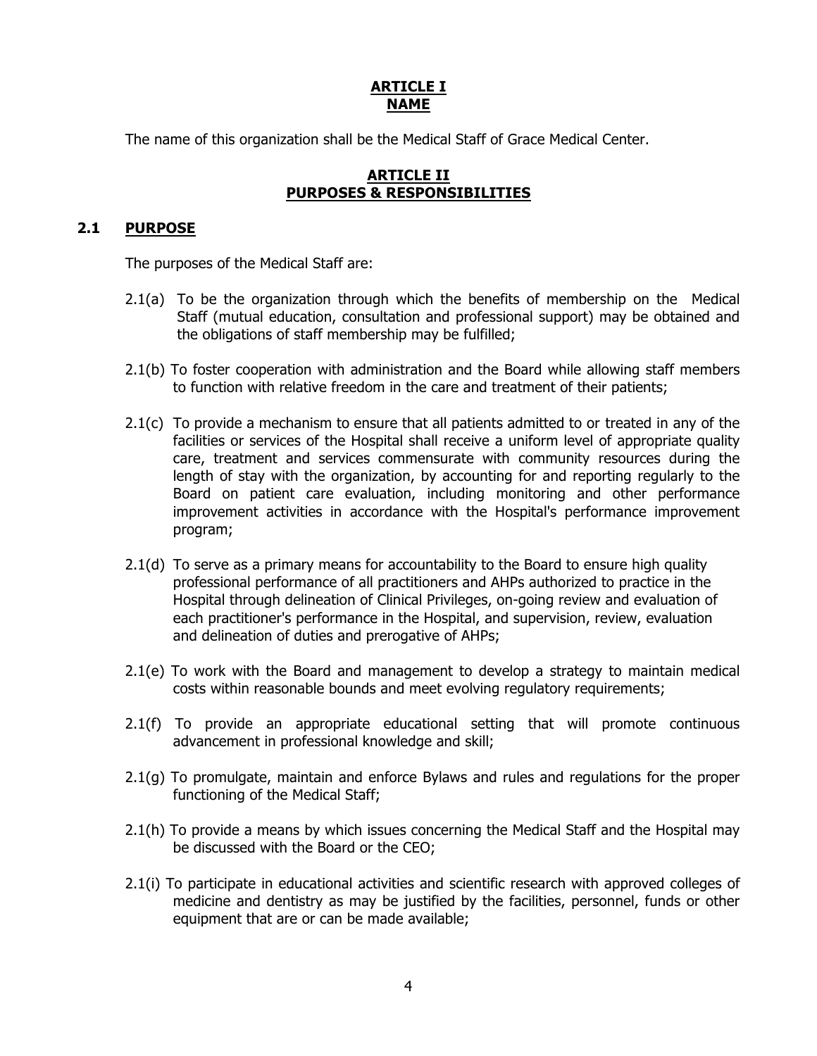# ARTICLE I
# NAME

The name of this organization shall be the Medical Staff of Grace Medical Center.

# ARTICLE II
# PURPOSES & RESPONSIBILITIES

## 2.1 PURPOSE

The purposes of the Medical Staff are:

2.1(a) To be the organization through which the benefits of membership on the Medical Staff (mutual education, consultation and professional support) may be obtained and the obligations of staff membership may be fulfilled;

2.1(b) To foster cooperation with administration and the Board while allowing staff members to function with relative freedom in the care and treatment of their patients;

2.1(c) To provide a mechanism to ensure that all patients admitted to or treated in any of the facilities or services of the Hospital shall receive a uniform level of appropriate quality care, treatment and services commensurate with community resources during the length of stay with the organization, by accounting for and reporting regularly to the Board on patient care evaluation, including monitoring and other performance improvement activities in accordance with the Hospital's performance improvement program;

2.1(d) To serve as a primary means for accountability to the Board to ensure high quality professional performance of all practitioners and AHPs authorized to practice in the Hospital through delineation of Clinical Privileges, on-going review and evaluation of each practitioner's performance in the Hospital, and supervision, review, evaluation and delineation of duties and prerogative of AHPs;

2.1(e) To work with the Board and management to develop a strategy to maintain medical costs within reasonable bounds and meet evolving regulatory requirements;

2.1(f) To provide an appropriate educational setting that will promote continuous advancement in professional knowledge and skill;

2.1(g) To promulgate, maintain and enforce Bylaws and rules and regulations for the proper functioning of the Medical Staff;

2.1(h) To provide a means by which issues concerning the Medical Staff and the Hospital may be discussed with the Board or the CEO;

2.1(i) To participate in educational activities and scientific research with approved colleges of medicine and dentistry as may be justified by the facilities, personnel, funds or other equipment that are or can be made available;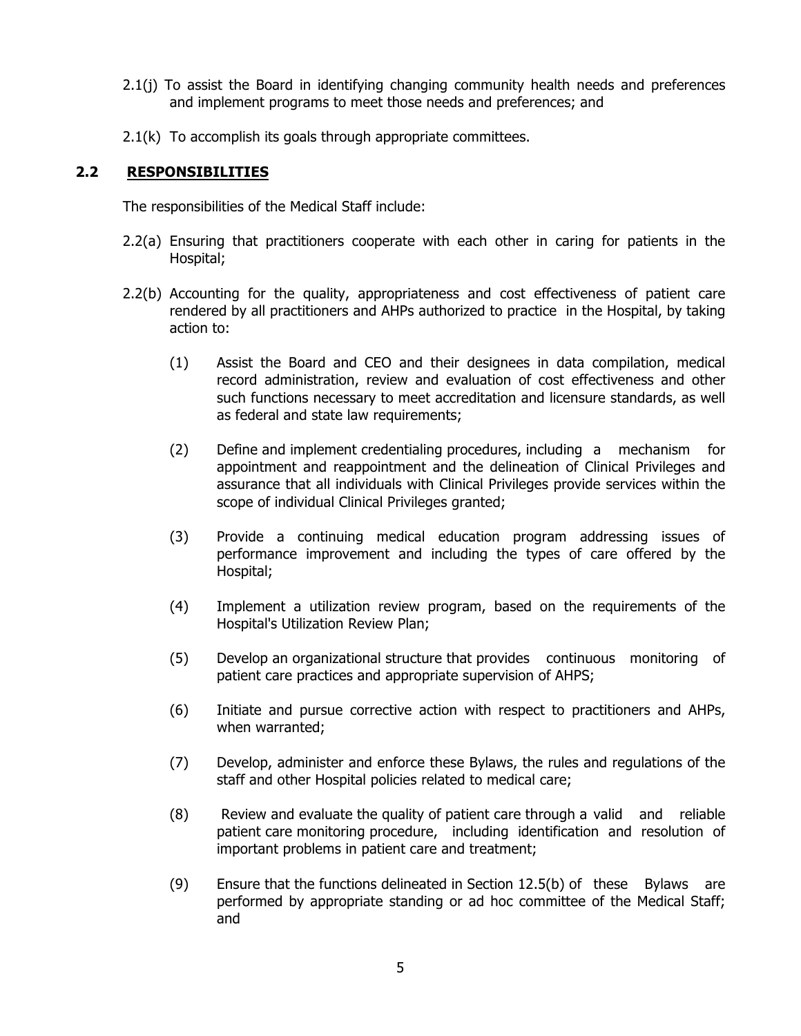2.1(j) To assist the Board in identifying changing community health needs and preferences and implement programs to meet those needs and preferences; and

2.1(k) To accomplish its goals through appropriate committees.

## 2.2 RESPONSIBILITIES

The responsibilities of the Medical Staff include:

2.2(a) Ensuring that practitioners cooperate with each other in caring for patients in the Hospital;

2.2(b) Accounting for the quality, appropriateness and cost effectiveness of patient care rendered by all practitioners and AHPs authorized to practice in the Hospital, by taking action to:

(1) Assist the Board and CEO and their designees in data compilation, medical record administration, review and evaluation of cost effectiveness and other such functions necessary to meet accreditation and licensure standards, as well as federal and state law requirements;

(2) Define and implement credentialing procedures, including a mechanism for appointment and reappointment and the delineation of Clinical Privileges and assurance that all individuals with Clinical Privileges provide services within the scope of individual Clinical Privileges granted;

(3) Provide a continuing medical education program addressing issues of performance improvement and including the types of care offered by the Hospital;

(4) Implement a utilization review program, based on the requirements of the Hospital's Utilization Review Plan;

(5) Develop an organizational structure that provides continuous monitoring of patient care practices and appropriate supervision of AHPS;

(6) Initiate and pursue corrective action with respect to practitioners and AHPs, when warranted;

(7) Develop, administer and enforce these Bylaws, the rules and regulations of the staff and other Hospital policies related to medical care;

(8) Review and evaluate the quality of patient care through a valid and reliable patient care monitoring procedure, including identification and resolution of important problems in patient care and treatment;

(9) Ensure that the functions delineated in Section 12.5(b) of these Bylaws are performed by appropriate standing or ad hoc committee of the Medical Staff; and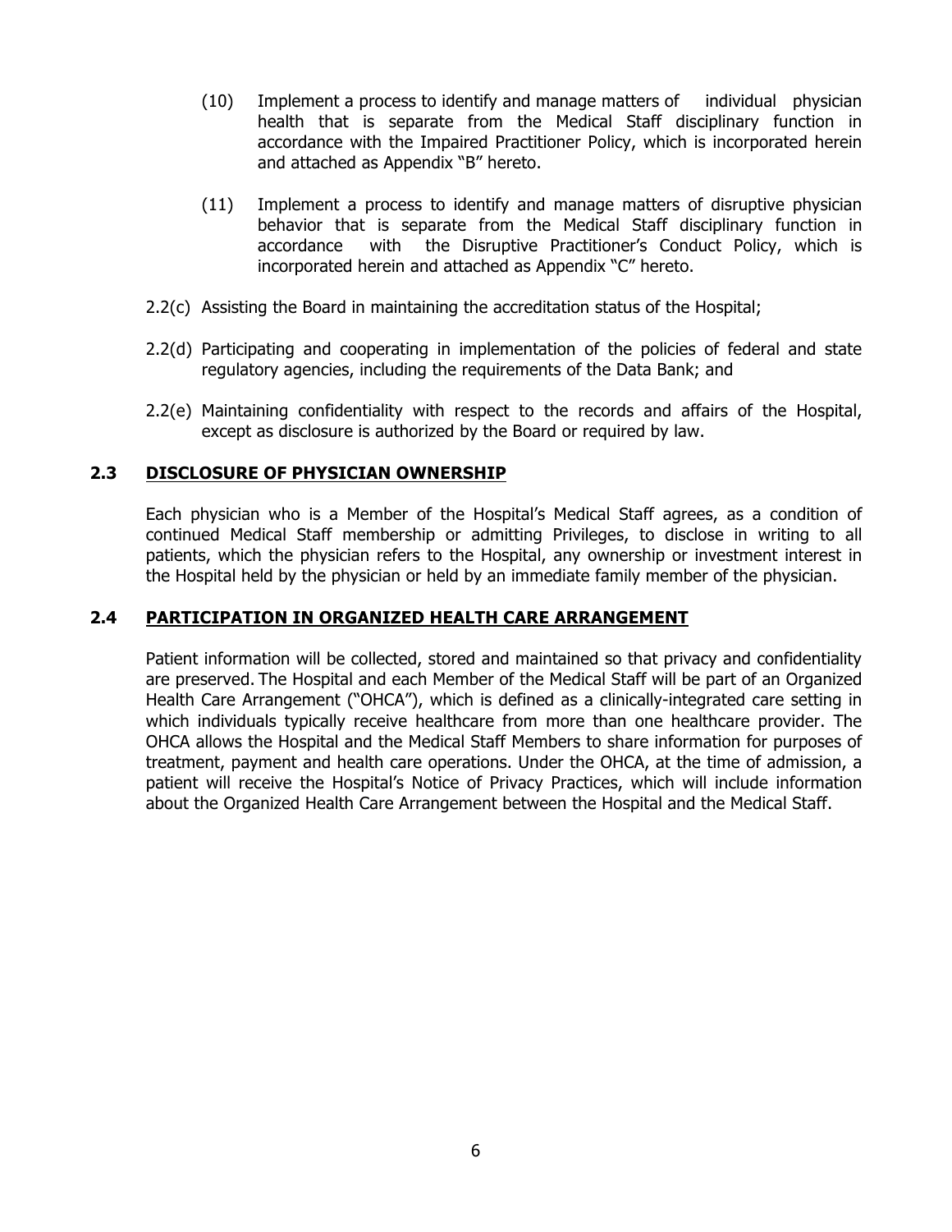(10) Implement a process to identify and manage matters of individual physician health that is separate from the Medical Staff disciplinary function in accordance with the Impaired Practitioner Policy, which is incorporated herein and attached as Appendix "B" hereto.

(11) Implement a process to identify and manage matters of disruptive physician behavior that is separate from the Medical Staff disciplinary function in accordance with the Disruptive Practitioner's Conduct Policy, which is incorporated herein and attached as Appendix "C" hereto.

2.2(c) Assisting the Board in maintaining the accreditation status of the Hospital;

2.2(d) Participating and cooperating in implementation of the policies of federal and state regulatory agencies, including the requirements of the Data Bank; and

2.2(e) Maintaining confidentiality with respect to the records and affairs of the Hospital, except as disclosure is authorized by the Board or required by law.

## 2.3 DISCLOSURE OF PHYSICIAN OWNERSHIP

Each physician who is a Member of the Hospital's Medical Staff agrees, as a condition of continued Medical Staff membership or admitting Privileges, to disclose in writing to all patients, which the physician refers to the Hospital, any ownership or investment interest in the Hospital held by the physician or held by an immediate family member of the physician.

## 2.4 PARTICIPATION IN ORGANIZED HEALTH CARE ARRANGEMENT

Patient information will be collected, stored and maintained so that privacy and confidentiality are preserved. The Hospital and each Member of the Medical Staff will be part of an Organized Health Care Arrangement ("OHCA"), which is defined as a clinically-integrated care setting in which individuals typically receive healthcare from more than one healthcare provider. The OHCA allows the Hospital and the Medical Staff Members to share information for purposes of treatment, payment and health care operations. Under the OHCA, at the time of admission, a patient will receive the Hospital's Notice of Privacy Practices, which will include information about the Organized Health Care Arrangement between the Hospital and the Medical Staff.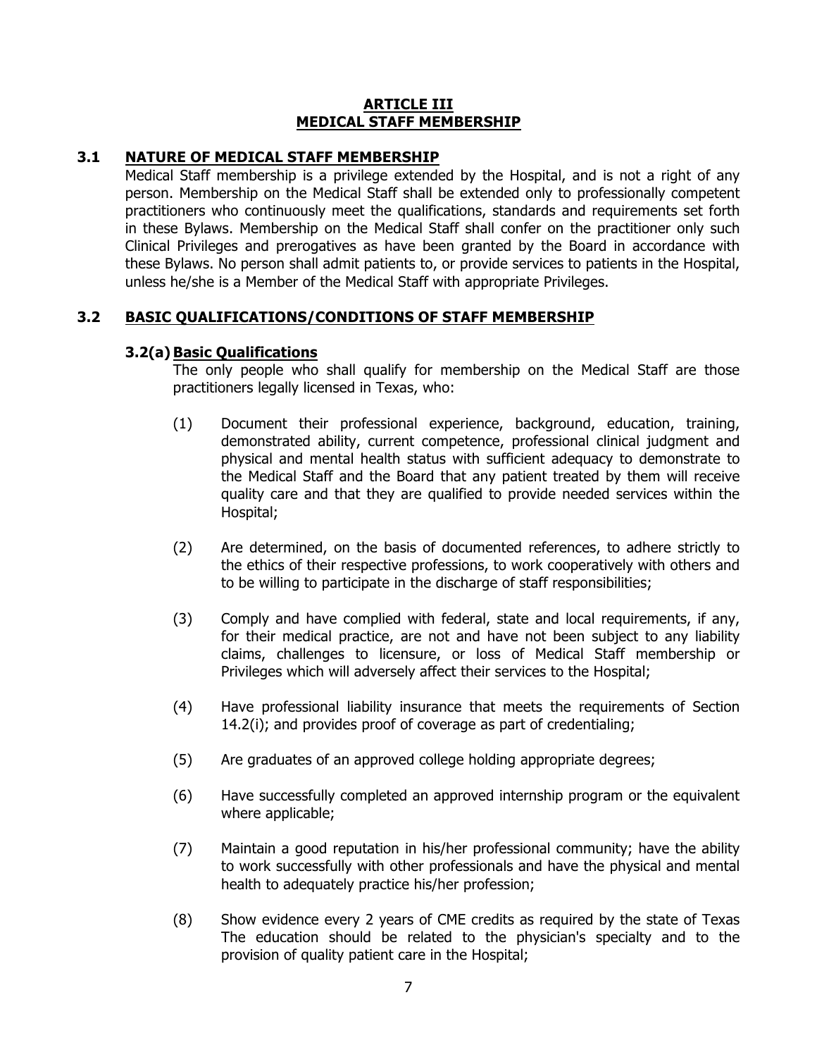# ARTICLE III
# MEDICAL STAFF MEMBERSHIP

## 3.1 NATURE OF MEDICAL STAFF MEMBERSHIP

Medical Staff membership is a privilege extended by the Hospital, and is not a right of any person. Membership on the Medical Staff shall be extended only to professionally competent practitioners who continuously meet the qualifications, standards and requirements set forth in these Bylaws. Membership on the Medical Staff shall confer on the practitioner only such Clinical Privileges and prerogatives as have been granted by the Board in accordance with these Bylaws. No person shall admit patients to, or provide services to patients in the Hospital, unless he/she is a Member of the Medical Staff with appropriate Privileges.

## 3.2 BASIC QUALIFICATIONS/CONDITIONS OF STAFF MEMBERSHIP

### 3.2(a) Basic Qualifications

The only people who shall qualify for membership on the Medical Staff are those practitioners legally licensed in Texas, who:

(1) Document their professional experience, background, education, training, demonstrated ability, current competence, professional clinical judgment and physical and mental health status with sufficient adequacy to demonstrate to the Medical Staff and the Board that any patient treated by them will receive quality care and that they are qualified to provide needed services within the Hospital;

(2) Are determined, on the basis of documented references, to adhere strictly to the ethics of their respective professions, to work cooperatively with others and to be willing to participate in the discharge of staff responsibilities;

(3) Comply and have complied with federal, state and local requirements, if any, for their medical practice, are not and have not been subject to any liability claims, challenges to licensure, or loss of Medical Staff membership or Privileges which will adversely affect their services to the Hospital;

(4) Have professional liability insurance that meets the requirements of Section 14.2(i); and provides proof of coverage as part of credentialing;

(5) Are graduates of an approved college holding appropriate degrees;

(6) Have successfully completed an approved internship program or the equivalent where applicable;

(7) Maintain a good reputation in his/her professional community; have the ability to work successfully with other professionals and have the physical and mental health to adequately practice his/her profession;

(8) Show evidence every 2 years of CME credits as required by the state of Texas The education should be related to the physician's specialty and to the provision of quality patient care in the Hospital;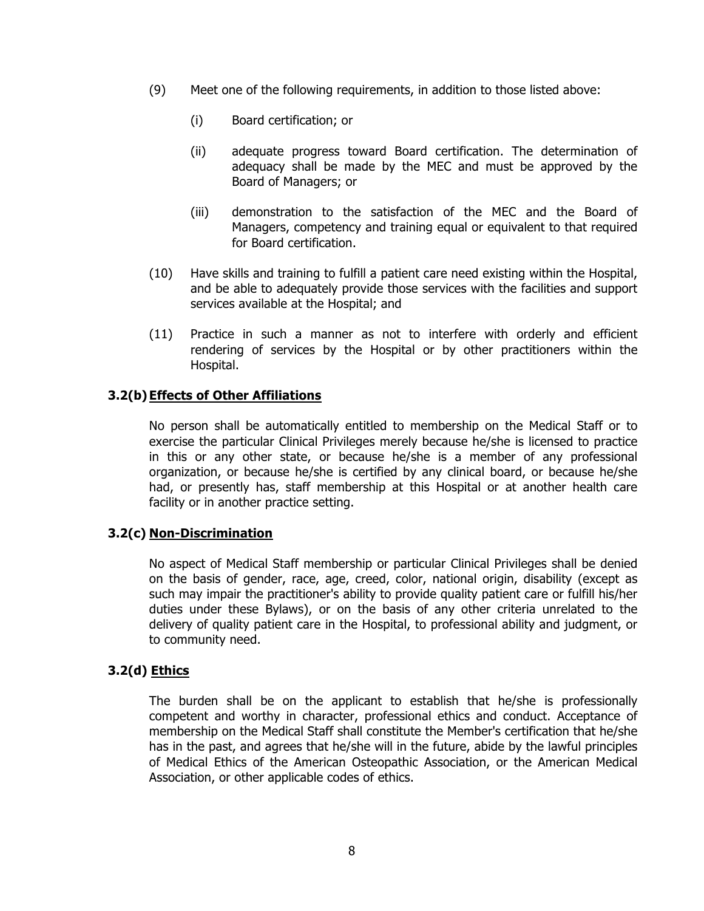(9) Meet one of the following requirements, in addition to those listed above:

(i) Board certification; or

(ii) adequate progress toward Board certification. The determination of adequacy shall be made by the MEC and must be approved by the Board of Managers; or

(iii) demonstration to the satisfaction of the MEC and the Board of Managers, competency and training equal or equivalent to that required for Board certification.

(10) Have skills and training to fulfill a patient care need existing within the Hospital, and be able to adequately provide those services with the facilities and support services available at the Hospital; and

(11) Practice in such a manner as not to interfere with orderly and efficient rendering of services by the Hospital or by other practitioners within the Hospital.

### 3.2(b) <u>Effects of Other Affiliations</u>

No person shall be automatically entitled to membership on the Medical Staff or to exercise the particular Clinical Privileges merely because he/she is licensed to practice in this or any other state, or because he/she is a member of any professional organization, or because he/she is certified by any clinical board, or because he/she had, or presently has, staff membership at this Hospital or at another health care facility or in another practice setting.

### 3.2(c) <u>Non-Discrimination</u>

No aspect of Medical Staff membership or particular Clinical Privileges shall be denied on the basis of gender, race, age, creed, color, national origin, disability (except as such may impair the practitioner's ability to provide quality patient care or fulfill his/her duties under these Bylaws), or on the basis of any other criteria unrelated to the delivery of quality patient care in the Hospital, to professional ability and judgment, or to community need.

### 3.2(d) <u>Ethics</u>

The burden shall be on the applicant to establish that he/she is professionally competent and worthy in character, professional ethics and conduct. Acceptance of membership on the Medical Staff shall constitute the Member's certification that he/she has in the past, and agrees that he/she will in the future, abide by the lawful principles of Medical Ethics of the American Osteopathic Association, or the American Medical Association, or other applicable codes of ethics.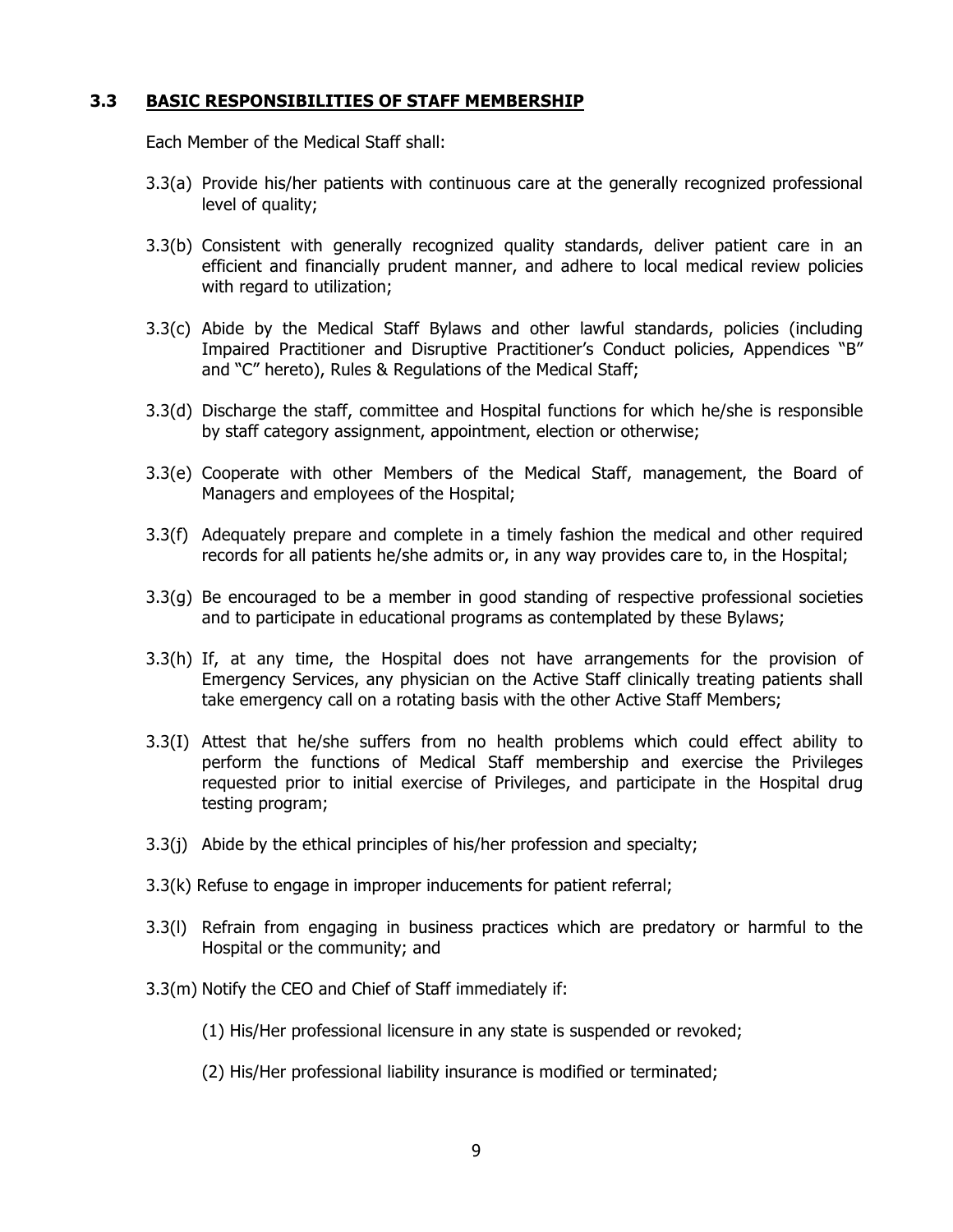### 3.3 BASIC RESPONSIBILITIES OF STAFF MEMBERSHIP

Each Member of the Medical Staff shall:

3.3(a) Provide his/her patients with continuous care at the generally recognized professional level of quality;

3.3(b) Consistent with generally recognized quality standards, deliver patient care in an efficient and financially prudent manner, and adhere to local medical review policies with regard to utilization;

3.3(c) Abide by the Medical Staff Bylaws and other lawful standards, policies (including Impaired Practitioner and Disruptive Practitioner's Conduct policies, Appendices "B" and "C" hereto), Rules & Regulations of the Medical Staff;

3.3(d) Discharge the staff, committee and Hospital functions for which he/she is responsible by staff category assignment, appointment, election or otherwise;

3.3(e) Cooperate with other Members of the Medical Staff, management, the Board of Managers and employees of the Hospital;

3.3(f) Adequately prepare and complete in a timely fashion the medical and other required records for all patients he/she admits or, in any way provides care to, in the Hospital;

3.3(g) Be encouraged to be a member in good standing of respective professional societies and to participate in educational programs as contemplated by these Bylaws;

3.3(h) If, at any time, the Hospital does not have arrangements for the provision of Emergency Services, any physician on the Active Staff clinically treating patients shall take emergency call on a rotating basis with the other Active Staff Members;

3.3(I) Attest that he/she suffers from no health problems which could effect ability to perform the functions of Medical Staff membership and exercise the Privileges requested prior to initial exercise of Privileges, and participate in the Hospital drug testing program;

3.3(j) Abide by the ethical principles of his/her profession and specialty;

3.3(k) Refuse to engage in improper inducements for patient referral;

3.3(l) Refrain from engaging in business practices which are predatory or harmful to the Hospital or the community; and

3.3(m) Notify the CEO and Chief of Staff immediately if:

(1) His/Her professional licensure in any state is suspended or revoked;

(2) His/Her professional liability insurance is modified or terminated;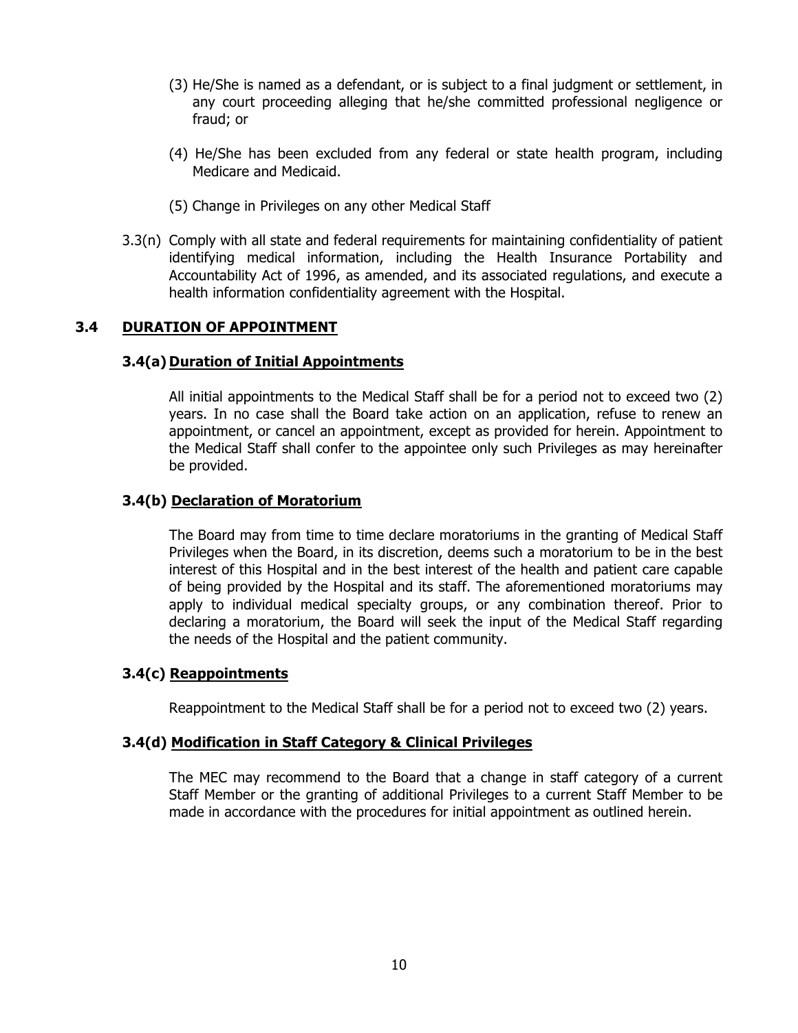(3) He/She is named as a defendant, or is subject to a final judgment or settlement, in any court proceeding alleging that he/she committed professional negligence or fraud; or

(4) He/She has been excluded from any federal or state health program, including Medicare and Medicaid.

(5) Change in Privileges on any other Medical Staff

3.3(n) Comply with all state and federal requirements for maintaining confidentiality of patient identifying medical information, including the Health Insurance Portability and Accountability Act of 1996, as amended, and its associated regulations, and execute a health information confidentiality agreement with the Hospital.

## 3.4 DURATION OF APPOINTMENT

### 3.4(a) Duration of Initial Appointments

All initial appointments to the Medical Staff shall be for a period not to exceed two (2) years. In no case shall the Board take action on an application, refuse to renew an appointment, or cancel an appointment, except as provided for herein. Appointment to the Medical Staff shall confer to the appointee only such Privileges as may hereinafter be provided.

### 3.4(b) Declaration of Moratorium

The Board may from time to time declare moratoriums in the granting of Medical Staff Privileges when the Board, in its discretion, deems such a moratorium to be in the best interest of this Hospital and in the best interest of the health and patient care capable of being provided by the Hospital and its staff. The aforementioned moratoriums may apply to individual medical specialty groups, or any combination thereof. Prior to declaring a moratorium, the Board will seek the input of the Medical Staff regarding the needs of the Hospital and the patient community.

### 3.4(c) Reappointments

Reappointment to the Medical Staff shall be for a period not to exceed two (2) years.

### 3.4(d) Modification in Staff Category & Clinical Privileges

The MEC may recommend to the Board that a change in staff category of a current Staff Member or the granting of additional Privileges to a current Staff Member to be made in accordance with the procedures for initial appointment as outlined herein.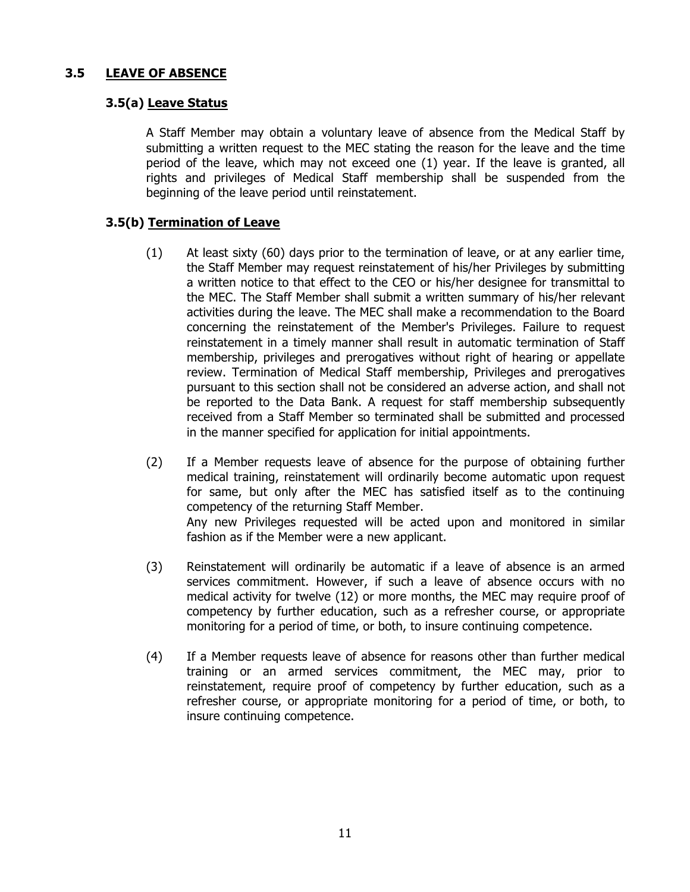## 3.5 LEAVE OF ABSENCE

### 3.5(a) Leave Status

A Staff Member may obtain a voluntary leave of absence from the Medical Staff by submitting a written request to the MEC stating the reason for the leave and the time period of the leave, which may not exceed one (1) year. If the leave is granted, all rights and privileges of Medical Staff membership shall be suspended from the beginning of the leave period until reinstatement.

### 3.5(b) Termination of Leave

(1) At least sixty (60) days prior to the termination of leave, or at any earlier time, the Staff Member may request reinstatement of his/her Privileges by submitting a written notice to that effect to the CEO or his/her designee for transmittal to the MEC. The Staff Member shall submit a written summary of his/her relevant activities during the leave. The MEC shall make a recommendation to the Board concerning the reinstatement of the Member's Privileges. Failure to request reinstatement in a timely manner shall result in automatic termination of Staff membership, privileges and prerogatives without right of hearing or appellate review. Termination of Medical Staff membership, Privileges and prerogatives pursuant to this section shall not be considered an adverse action, and shall not be reported to the Data Bank. A request for staff membership subsequently received from a Staff Member so terminated shall be submitted and processed in the manner specified for application for initial appointments.

(2) If a Member requests leave of absence for the purpose of obtaining further medical training, reinstatement will ordinarily become automatic upon request for same, but only after the MEC has satisfied itself as to the continuing competency of the returning Staff Member.
Any new Privileges requested will be acted upon and monitored in similar fashion as if the Member were a new applicant.

(3) Reinstatement will ordinarily be automatic if a leave of absence is an armed services commitment. However, if such a leave of absence occurs with no medical activity for twelve (12) or more months, the MEC may require proof of competency by further education, such as a refresher course, or appropriate monitoring for a period of time, or both, to insure continuing competence.

(4) If a Member requests leave of absence for reasons other than further medical training or an armed services commitment, the MEC may, prior to reinstatement, require proof of competency by further education, such as a refresher course, or appropriate monitoring for a period of time, or both, to insure continuing competence.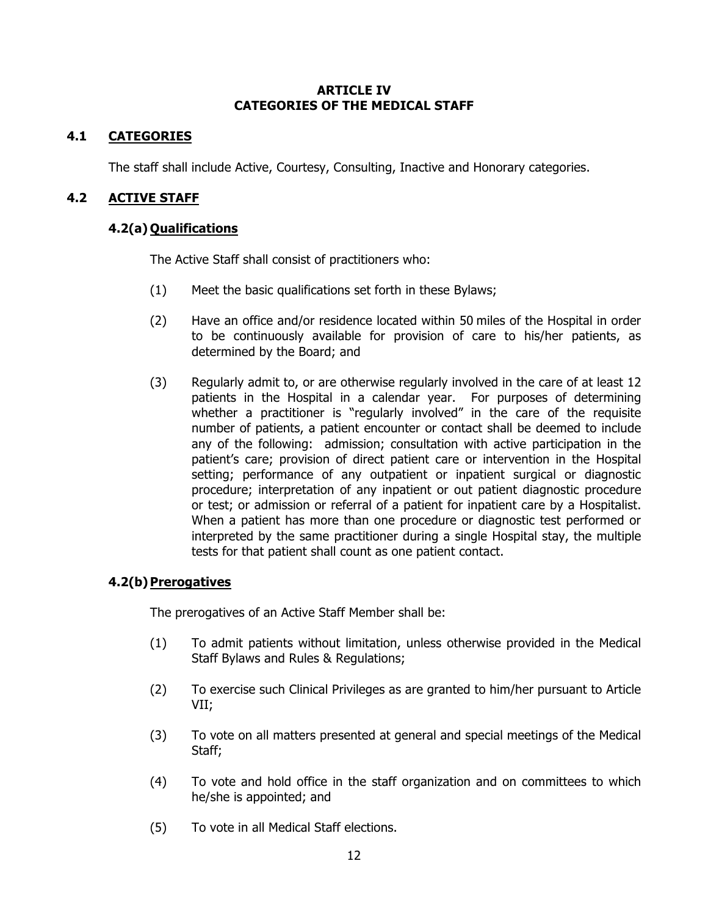# ARTICLE IV
# CATEGORIES OF THE MEDICAL STAFF

## 4.1 CATEGORIES

The staff shall include Active, Courtesy, Consulting, Inactive and Honorary categories.

## 4.2 ACTIVE STAFF

### 4.2(a) Qualifications

The Active Staff shall consist of practitioners who:

(1) Meet the basic qualifications set forth in these Bylaws;

(2) Have an office and/or residence located within 50 miles of the Hospital in order to be continuously available for provision of care to his/her patients, as determined by the Board; and

(3) Regularly admit to, or are otherwise regularly involved in the care of at least 12 patients in the Hospital in a calendar year. For purposes of determining whether a practitioner is "regularly involved" in the care of the requisite number of patients, a patient encounter or contact shall be deemed to include any of the following: admission; consultation with active participation in the patient's care; provision of direct patient care or intervention in the Hospital setting; performance of any outpatient or inpatient surgical or diagnostic procedure; interpretation of any inpatient or out patient diagnostic procedure or test; or admission or referral of a patient for inpatient care by a Hospitalist. When a patient has more than one procedure or diagnostic test performed or interpreted by the same practitioner during a single Hospital stay, the multiple tests for that patient shall count as one patient contact.

### 4.2(b) Prerogatives

The prerogatives of an Active Staff Member shall be:

(1) To admit patients without limitation, unless otherwise provided in the Medical Staff Bylaws and Rules & Regulations;

(2) To exercise such Clinical Privileges as are granted to him/her pursuant to Article VII;

(3) To vote on all matters presented at general and special meetings of the Medical Staff;

(4) To vote and hold office in the staff organization and on committees to which he/she is appointed; and

(5) To vote in all Medical Staff elections.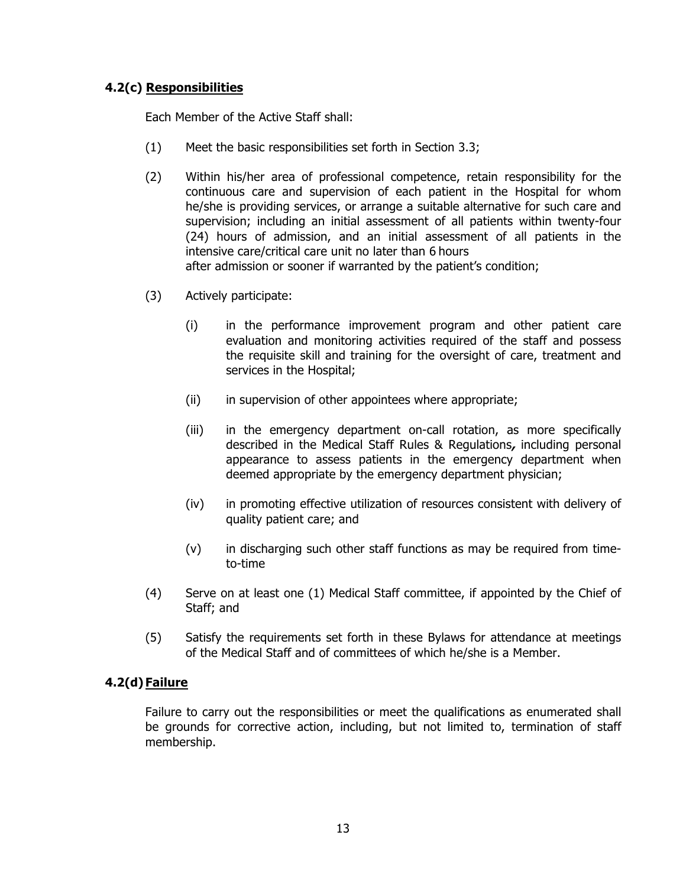### 4.2(c) **Responsibilities**

Each Member of the Active Staff shall:

(1) Meet the basic responsibilities set forth in Section 3.3;

(2) Within his/her area of professional competence, retain responsibility for the continuous care and supervision of each patient in the Hospital for whom he/she is providing services, or arrange a suitable alternative for such care and supervision; including an initial assessment of all patients within twenty-four (24) hours of admission, and an initial assessment of all patients in the intensive care/critical care unit no later than 6 hours after admission or sooner if warranted by the patient's condition;

(3) Actively participate:

   (i) in the performance improvement program and other patient care evaluation and monitoring activities required of the staff and possess the requisite skill and training for the oversight of care, treatment and services in the Hospital;

   (ii) in supervision of other appointees where appropriate;

   (iii) in the emergency department on-call rotation, as more specifically described in the Medical Staff Rules & Regulations*,* including personal appearance to assess patients in the emergency department when deemed appropriate by the emergency department physician;

   (iv) in promoting effective utilization of resources consistent with delivery of quality patient care; and

   (v) in discharging such other staff functions as may be required from time-to-time

(4) Serve on at least one (1) Medical Staff committee, if appointed by the Chief of Staff; and

(5) Satisfy the requirements set forth in these Bylaws for attendance at meetings of the Medical Staff and of committees of which he/she is a Member.

### 4.2(d) **Failure**

Failure to carry out the responsibilities or meet the qualifications as enumerated shall be grounds for corrective action, including, but not limited to, termination of staff membership.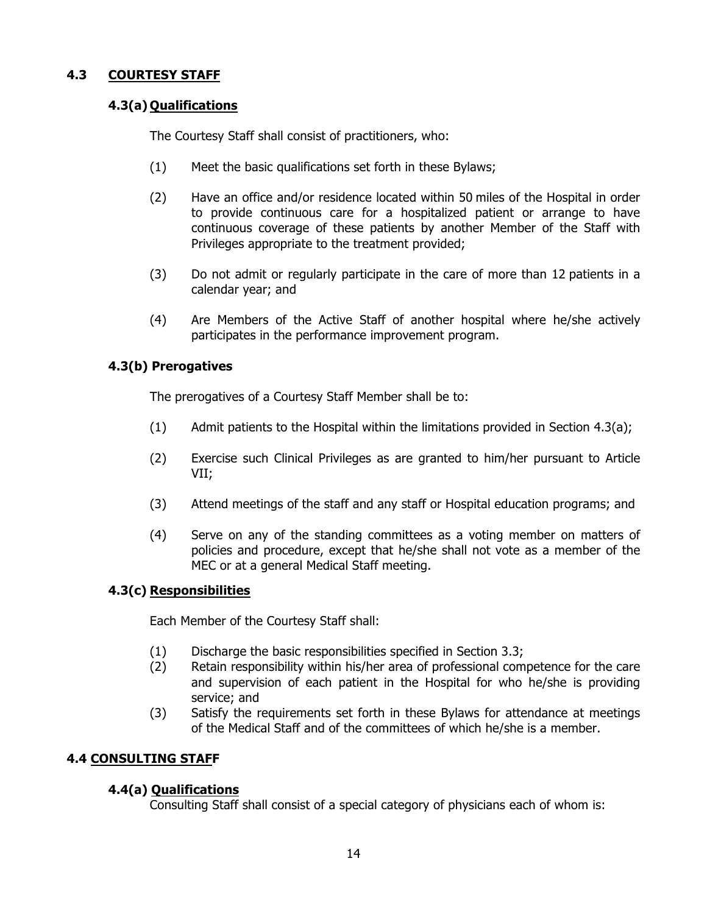## 4.3 COURTESY STAFF

### 4.3(a) Qualifications

The Courtesy Staff shall consist of practitioners, who:

(1) Meet the basic qualifications set forth in these Bylaws;

(2) Have an office and/or residence located within 50 miles of the Hospital in order to provide continuous care for a hospitalized patient or arrange to have continuous coverage of these patients by another Member of the Staff with Privileges appropriate to the treatment provided;

(3) Do not admit or regularly participate in the care of more than 12 patients in a calendar year; and

(4) Are Members of the Active Staff of another hospital where he/she actively participates in the performance improvement program.

### 4.3(b) Prerogatives

The prerogatives of a Courtesy Staff Member shall be to:

(1) Admit patients to the Hospital within the limitations provided in Section 4.3(a);

(2) Exercise such Clinical Privileges as are granted to him/her pursuant to Article VII;

(3) Attend meetings of the staff and any staff or Hospital education programs; and

(4) Serve on any of the standing committees as a voting member on matters of policies and procedure, except that he/she shall not vote as a member of the MEC or at a general Medical Staff meeting.

### 4.3(c) Responsibilities

Each Member of the Courtesy Staff shall:

(1) Discharge the basic responsibilities specified in Section 3.3;
(2) Retain responsibility within his/her area of professional competence for the care and supervision of each patient in the Hospital for who he/she is providing service; and
(3) Satisfy the requirements set forth in these Bylaws for attendance at meetings of the Medical Staff and of the committees of which he/she is a member.

## 4.4 CONSULTING STAFF

### 4.4(a) Qualifications

Consulting Staff shall consist of a special category of physicians each of whom is: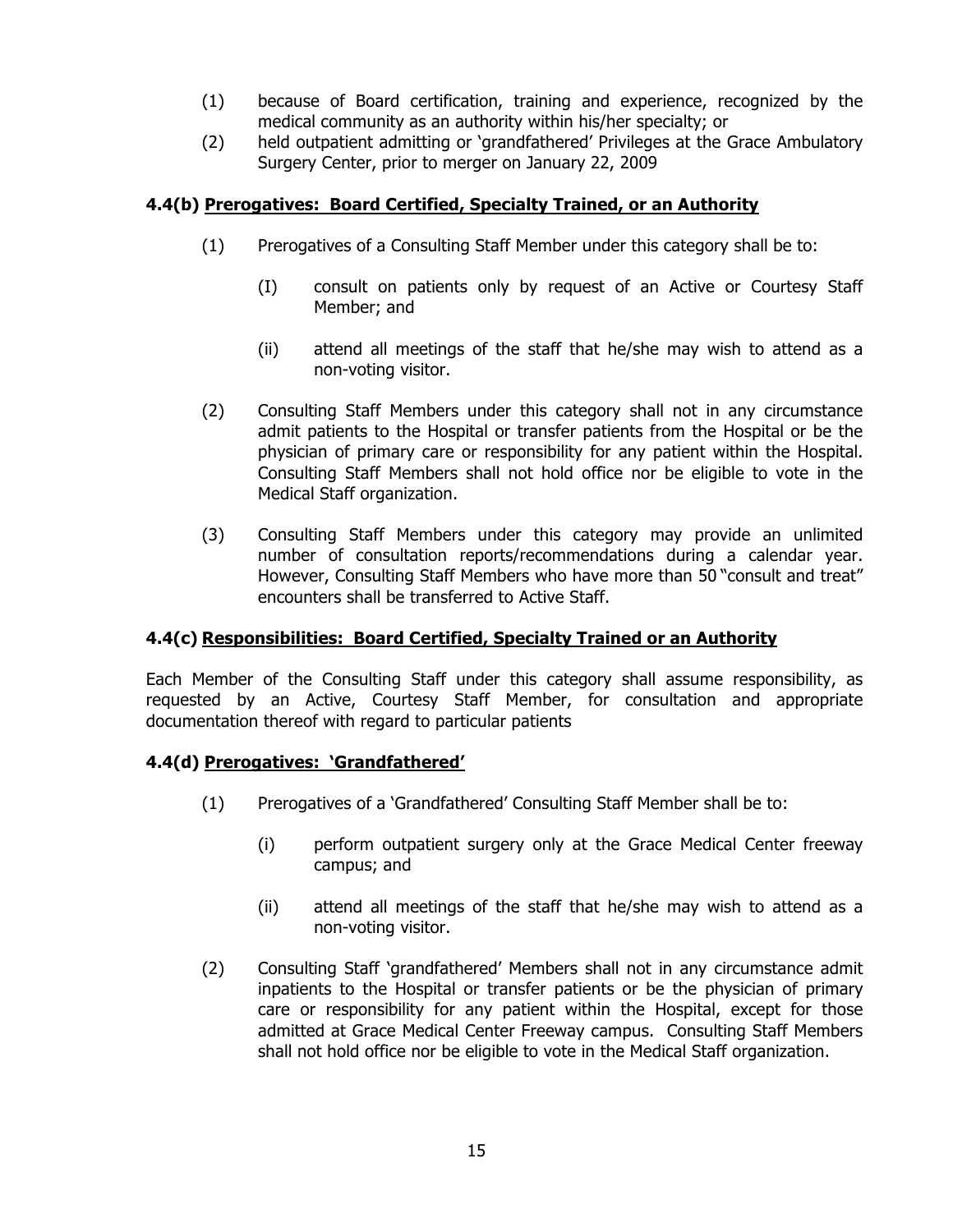(1) because of Board certification, training and experience, recognized by the medical community as an authority within his/her specialty; or

(2) held outpatient admitting or 'grandfathered' Privileges at the Grace Ambulatory Surgery Center, prior to merger on January 22, 2009

### 4.4(b) <u>Prerogatives: Board Certified, Specialty Trained, or an Authority</u>

(1) Prerogatives of a Consulting Staff Member under this category shall be to:

   (I) consult on patients only by request of an Active or Courtesy Staff Member; and

   (ii) attend all meetings of the staff that he/she may wish to attend as a non-voting visitor.

(2) Consulting Staff Members under this category shall not in any circumstance admit patients to the Hospital or transfer patients from the Hospital or be the physician of primary care or responsibility for any patient within the Hospital. Consulting Staff Members shall not hold office nor be eligible to vote in the Medical Staff organization.

(3) Consulting Staff Members under this category may provide an unlimited number of consultation reports/recommendations during a calendar year. However, Consulting Staff Members who have more than 50 "consult and treat" encounters shall be transferred to Active Staff.

### 4.4(c) <u>Responsibilities: Board Certified, Specialty Trained or an Authority</u>

Each Member of the Consulting Staff under this category shall assume responsibility, as requested by an Active, Courtesy Staff Member, for consultation and appropriate documentation thereof with regard to particular patients

### 4.4(d) <u>Prerogatives: 'Grandfathered'</u>

(1) Prerogatives of a 'Grandfathered' Consulting Staff Member shall be to:

   (i) perform outpatient surgery only at the Grace Medical Center freeway campus; and

   (ii) attend all meetings of the staff that he/she may wish to attend as a non-voting visitor.

(2) Consulting Staff 'grandfathered' Members shall not in any circumstance admit inpatients to the Hospital or transfer patients or be the physician of primary care or responsibility for any patient within the Hospital, except for those admitted at Grace Medical Center Freeway campus. Consulting Staff Members shall not hold office nor be eligible to vote in the Medical Staff organization.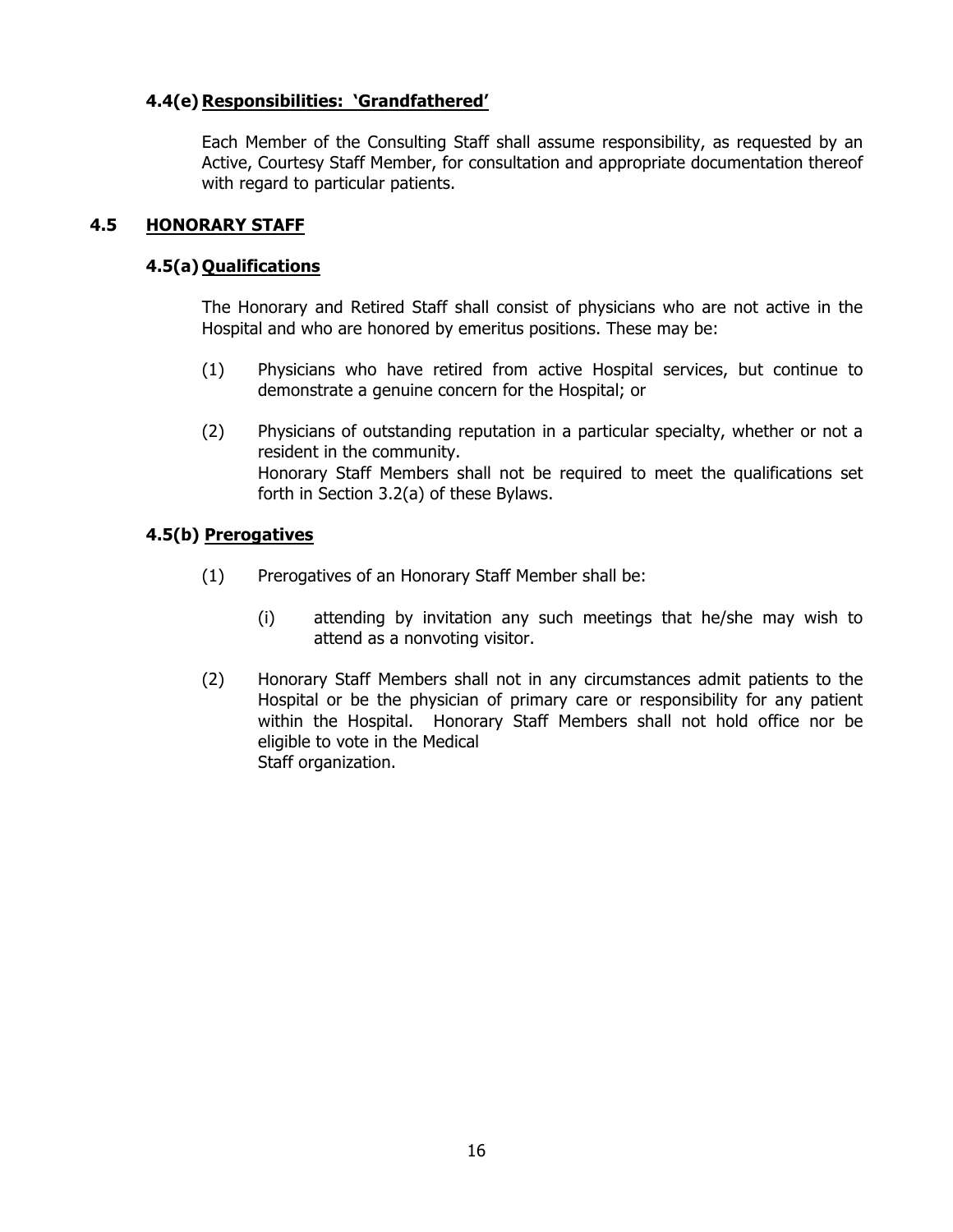#### 4.4(e) Responsibilities: 'Grandfathered'

Each Member of the Consulting Staff shall assume responsibility, as requested by an Active, Courtesy Staff Member, for consultation and appropriate documentation thereof with regard to particular patients.

### 4.5 HONORARY STAFF

#### 4.5(a) Qualifications

The Honorary and Retired Staff shall consist of physicians who are not active in the Hospital and who are honored by emeritus positions. These may be:

(1) Physicians who have retired from active Hospital services, but continue to demonstrate a genuine concern for the Hospital; or

(2) Physicians of outstanding reputation in a particular specialty, whether or not a resident in the community.
Honorary Staff Members shall not be required to meet the qualifications set forth in Section 3.2(a) of these Bylaws.

#### 4.5(b) Prerogatives

(1) Prerogatives of an Honorary Staff Member shall be:

(i) attending by invitation any such meetings that he/she may wish to attend as a nonvoting visitor.

(2) Honorary Staff Members shall not in any circumstances admit patients to the Hospital or be the physician of primary care or responsibility for any patient within the Hospital. Honorary Staff Members shall not hold office nor be eligible to vote in the Medical
Staff organization.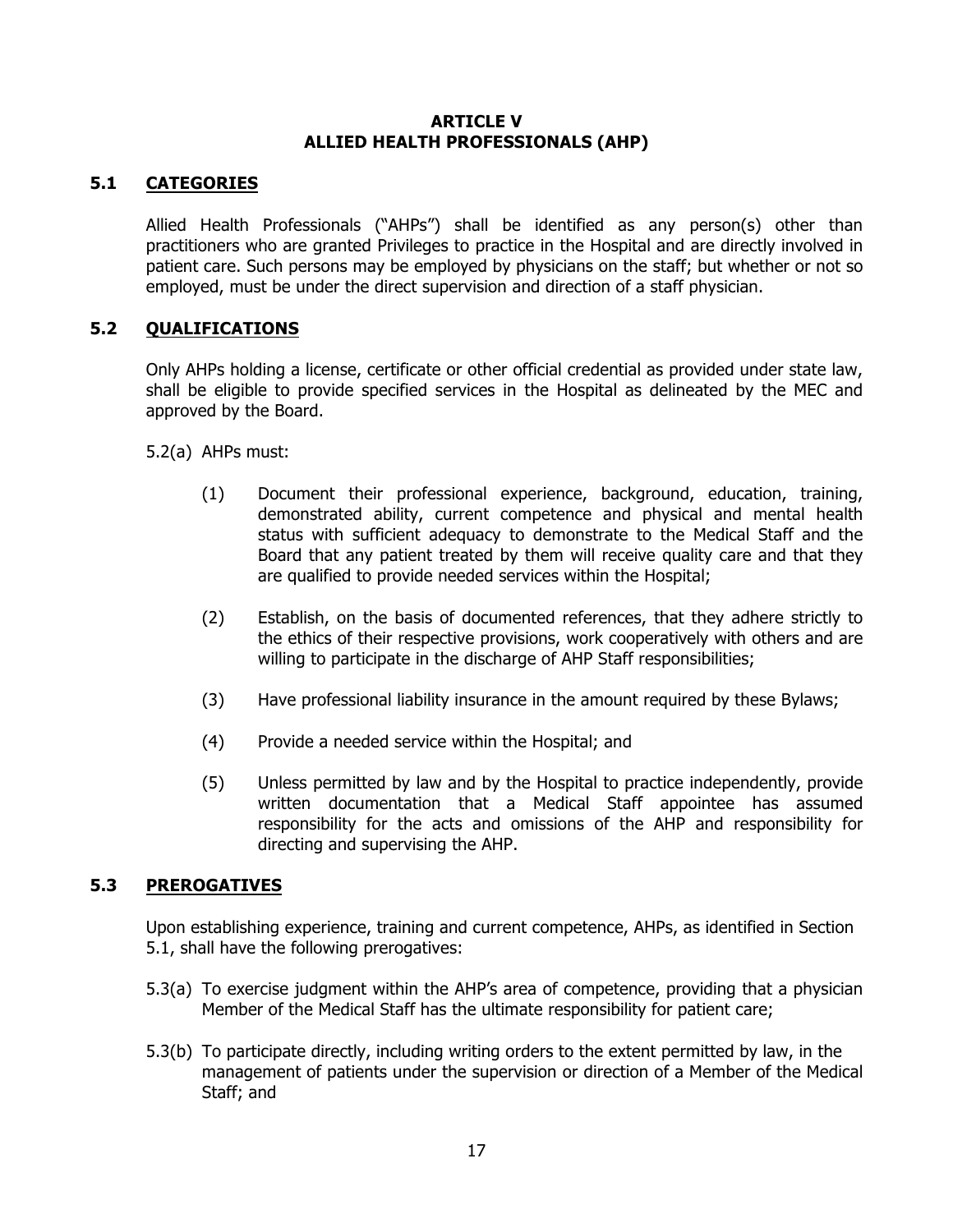# ARTICLE V
# ALLIED HEALTH PROFESSIONALS (AHP)

## 5.1 CATEGORIES

Allied Health Professionals ("AHPs") shall be identified as any person(s) other than practitioners who are granted Privileges to practice in the Hospital and are directly involved in patient care. Such persons may be employed by physicians on the staff; but whether or not so employed, must be under the direct supervision and direction of a staff physician.

## 5.2 QUALIFICATIONS

Only AHPs holding a license, certificate or other official credential as provided under state law, shall be eligible to provide specified services in the Hospital as delineated by the MEC and approved by the Board.

5.2(a) AHPs must:

(1) Document their professional experience, background, education, training, demonstrated ability, current competence and physical and mental health status with sufficient adequacy to demonstrate to the Medical Staff and the Board that any patient treated by them will receive quality care and that they are qualified to provide needed services within the Hospital;

(2) Establish, on the basis of documented references, that they adhere strictly to the ethics of their respective provisions, work cooperatively with others and are willing to participate in the discharge of AHP Staff responsibilities;

(3) Have professional liability insurance in the amount required by these Bylaws;

(4) Provide a needed service within the Hospital; and

(5) Unless permitted by law and by the Hospital to practice independently, provide written documentation that a Medical Staff appointee has assumed responsibility for the acts and omissions of the AHP and responsibility for directing and supervising the AHP.

## 5.3 PREROGATIVES

Upon establishing experience, training and current competence, AHPs, as identified in Section 5.1, shall have the following prerogatives:

5.3(a) To exercise judgment within the AHP's area of competence, providing that a physician Member of the Medical Staff has the ultimate responsibility for patient care;

5.3(b) To participate directly, including writing orders to the extent permitted by law, in the management of patients under the supervision or direction of a Member of the Medical Staff; and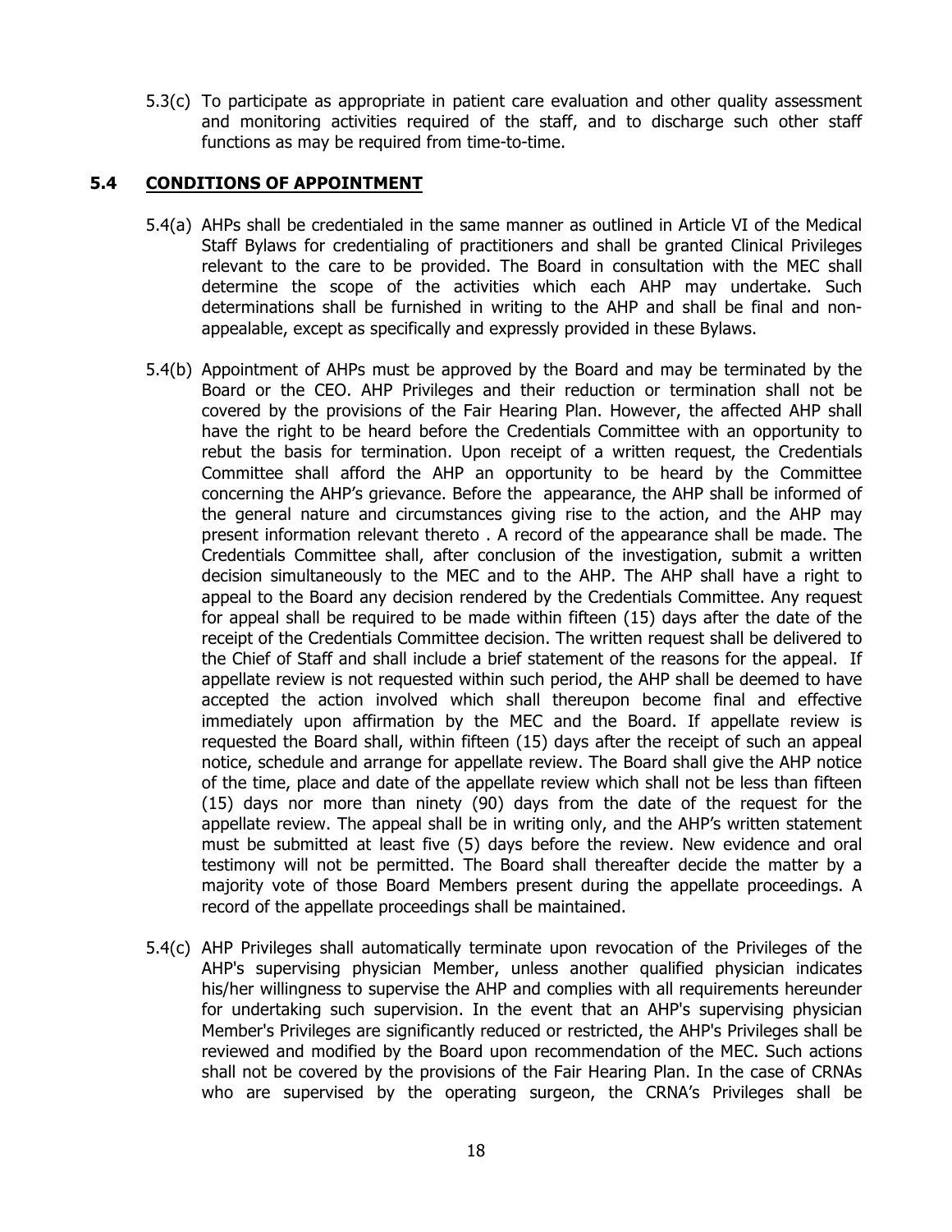5.3(c) To participate as appropriate in patient care evaluation and other quality assessment and monitoring activities required of the staff, and to discharge such other staff functions as may be required from time-to-time.

### 5.4 CONDITIONS OF APPOINTMENT

5.4(a) AHPs shall be credentialed in the same manner as outlined in Article VI of the Medical Staff Bylaws for credentialing of practitioners and shall be granted Clinical Privileges relevant to the care to be provided. The Board in consultation with the MEC shall determine the scope of the activities which each AHP may undertake. Such determinations shall be furnished in writing to the AHP and shall be final and non-appealable, except as specifically and expressly provided in these Bylaws.

5.4(b) Appointment of AHPs must be approved by the Board and may be terminated by the Board or the CEO. AHP Privileges and their reduction or termination shall not be covered by the provisions of the Fair Hearing Plan. However, the affected AHP shall have the right to be heard before the Credentials Committee with an opportunity to rebut the basis for termination. Upon receipt of a written request, the Credentials Committee shall afford the AHP an opportunity to be heard by the Committee concerning the AHP's grievance. Before the appearance, the AHP shall be informed of the general nature and circumstances giving rise to the action, and the AHP may present information relevant thereto . A record of the appearance shall be made. The Credentials Committee shall, after conclusion of the investigation, submit a written decision simultaneously to the MEC and to the AHP. The AHP shall have a right to appeal to the Board any decision rendered by the Credentials Committee. Any request for appeal shall be required to be made within fifteen (15) days after the date of the receipt of the Credentials Committee decision. The written request shall be delivered to the Chief of Staff and shall include a brief statement of the reasons for the appeal. If appellate review is not requested within such period, the AHP shall be deemed to have accepted the action involved which shall thereupon become final and effective immediately upon affirmation by the MEC and the Board. If appellate review is requested the Board shall, within fifteen (15) days after the receipt of such an appeal notice, schedule and arrange for appellate review. The Board shall give the AHP notice of the time, place and date of the appellate review which shall not be less than fifteen (15) days nor more than ninety (90) days from the date of the request for the appellate review. The appeal shall be in writing only, and the AHP's written statement must be submitted at least five (5) days before the review. New evidence and oral testimony will not be permitted. The Board shall thereafter decide the matter by a majority vote of those Board Members present during the appellate proceedings. A record of the appellate proceedings shall be maintained.

5.4(c) AHP Privileges shall automatically terminate upon revocation of the Privileges of the AHP's supervising physician Member, unless another qualified physician indicates his/her willingness to supervise the AHP and complies with all requirements hereunder for undertaking such supervision. In the event that an AHP's supervising physician Member's Privileges are significantly reduced or restricted, the AHP's Privileges shall be reviewed and modified by the Board upon recommendation of the MEC. Such actions shall not be covered by the provisions of the Fair Hearing Plan. In the case of CRNAs who are supervised by the operating surgeon, the CRNA's Privileges shall be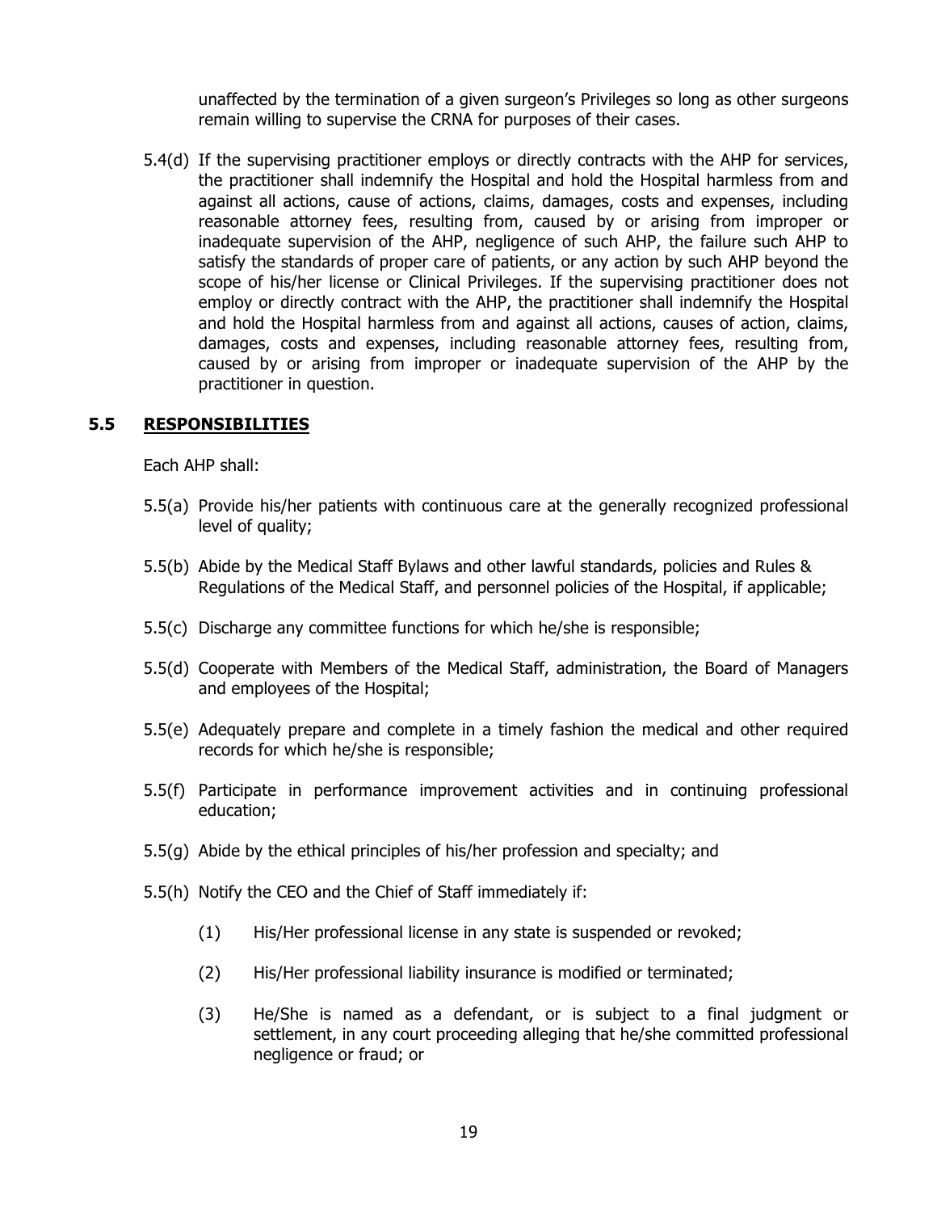unaffected by the termination of a given surgeon's Privileges so long as other surgeons remain willing to supervise the CRNA for purposes of their cases.

5.4(d) If the supervising practitioner employs or directly contracts with the AHP for services, the practitioner shall indemnify the Hospital and hold the Hospital harmless from and against all actions, cause of actions, claims, damages, costs and expenses, including reasonable attorney fees, resulting from, caused by or arising from improper or inadequate supervision of the AHP, negligence of such AHP, the failure such AHP to satisfy the standards of proper care of patients, or any action by such AHP beyond the scope of his/her license or Clinical Privileges. If the supervising practitioner does not employ or directly contract with the AHP, the practitioner shall indemnify the Hospital and hold the Hospital harmless from and against all actions, causes of action, claims, damages, costs and expenses, including reasonable attorney fees, resulting from, caused by or arising from improper or inadequate supervision of the AHP by the practitioner in question.

## 5.5 RESPONSIBILITIES

Each AHP shall:

5.5(a) Provide his/her patients with continuous care at the generally recognized professional level of quality;

5.5(b) Abide by the Medical Staff Bylaws and other lawful standards, policies and Rules & Regulations of the Medical Staff, and personnel policies of the Hospital, if applicable;

5.5(c) Discharge any committee functions for which he/she is responsible;

5.5(d) Cooperate with Members of the Medical Staff, administration, the Board of Managers and employees of the Hospital;

5.5(e) Adequately prepare and complete in a timely fashion the medical and other required records for which he/she is responsible;

5.5(f) Participate in performance improvement activities and in continuing professional education;

5.5(g) Abide by the ethical principles of his/her profession and specialty; and

5.5(h) Notify the CEO and the Chief of Staff immediately if:

(1) His/Her professional license in any state is suspended or revoked;

(2) His/Her professional liability insurance is modified or terminated;

(3) He/She is named as a defendant, or is subject to a final judgment or settlement, in any court proceeding alleging that he/she committed professional negligence or fraud; or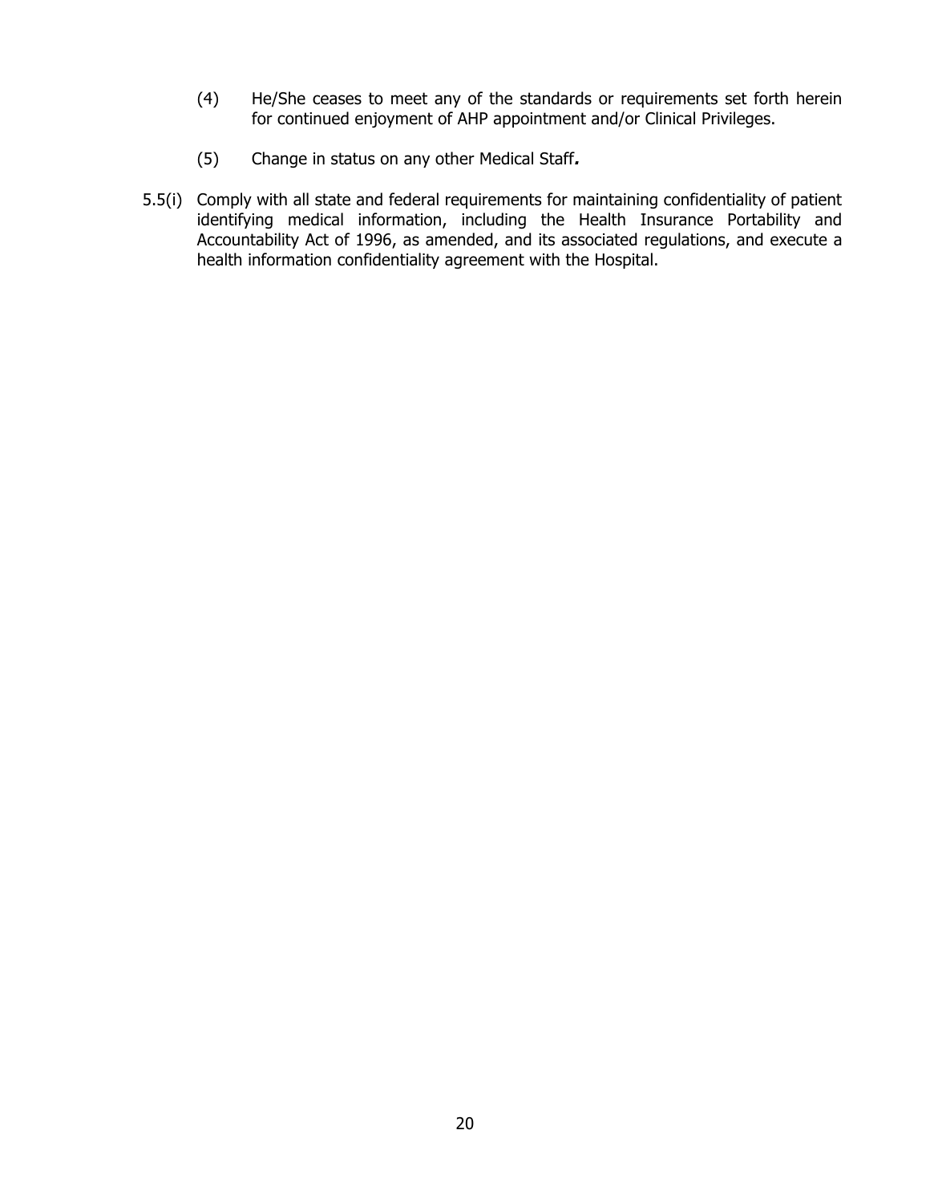(4) He/She ceases to meet any of the standards or requirements set forth herein for continued enjoyment of AHP appointment and/or Clinical Privileges.

(5) Change in status on any other Medical Staff***.***

5.5(i) Comply with all state and federal requirements for maintaining confidentiality of patient identifying medical information, including the Health Insurance Portability and Accountability Act of 1996, as amended, and its associated regulations, and execute a health information confidentiality agreement with the Hospital.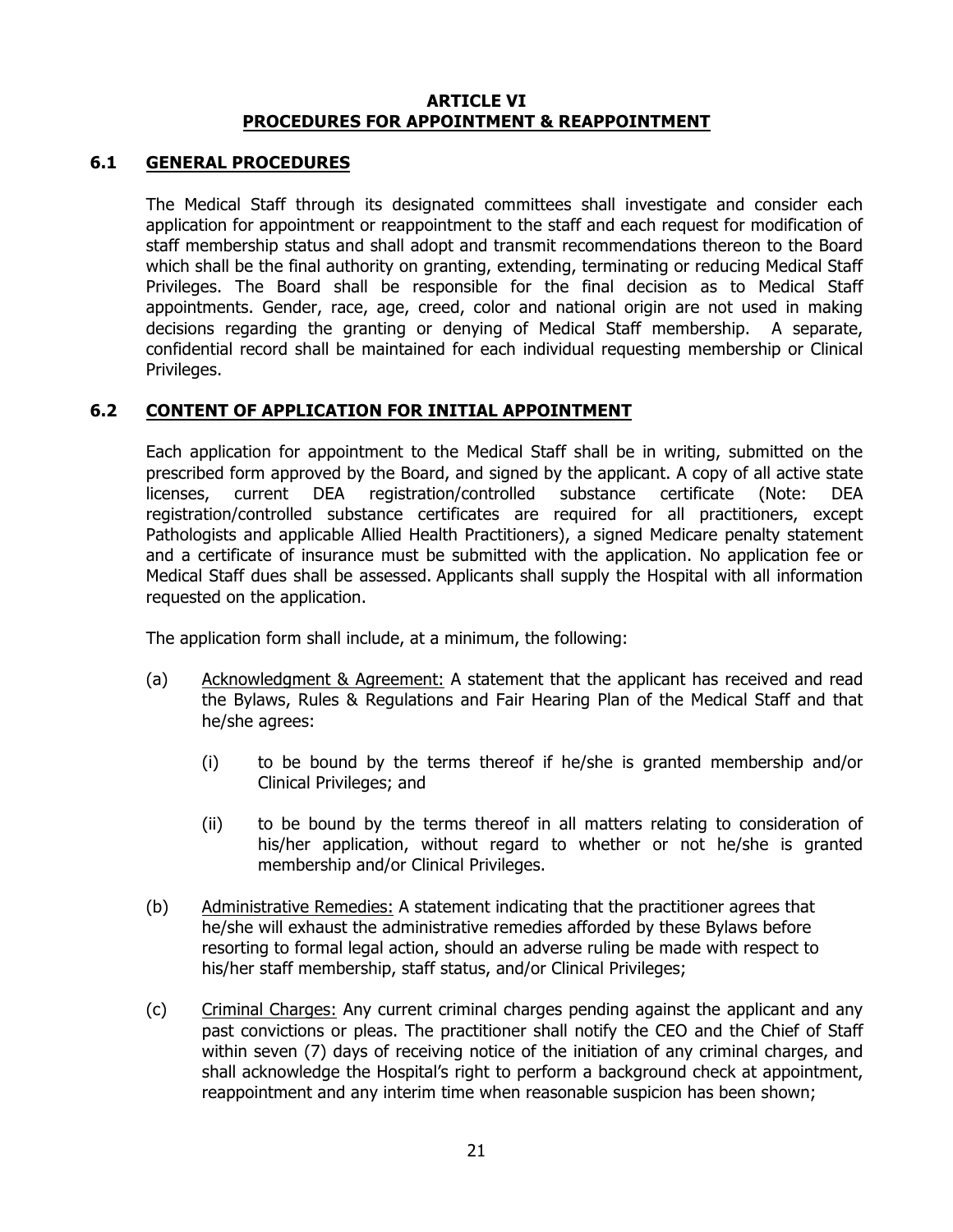# ARTICLE VI
# PROCEDURES FOR APPOINTMENT & REAPPOINTMENT

## 6.1 GENERAL PROCEDURES

The Medical Staff through its designated committees shall investigate and consider each application for appointment or reappointment to the staff and each request for modification of staff membership status and shall adopt and transmit recommendations thereon to the Board which shall be the final authority on granting, extending, terminating or reducing Medical Staff Privileges. The Board shall be responsible for the final decision as to Medical Staff appointments. Gender, race, age, creed, color and national origin are not used in making decisions regarding the granting or denying of Medical Staff membership. A separate, confidential record shall be maintained for each individual requesting membership or Clinical Privileges.

## 6.2 CONTENT OF APPLICATION FOR INITIAL APPOINTMENT

Each application for appointment to the Medical Staff shall be in writing, submitted on the prescribed form approved by the Board, and signed by the applicant. A copy of all active state licenses, current DEA registration/controlled substance certificate (Note: DEA registration/controlled substance certificates are required for all practitioners, except Pathologists and applicable Allied Health Practitioners), a signed Medicare penalty statement and a certificate of insurance must be submitted with the application. No application fee or Medical Staff dues shall be assessed. Applicants shall supply the Hospital with all information requested on the application.

The application form shall include, at a minimum, the following:

(a) Acknowledgment & Agreement: A statement that the applicant has received and read the Bylaws, Rules & Regulations and Fair Hearing Plan of the Medical Staff and that he/she agrees:

  (i) to be bound by the terms thereof if he/she is granted membership and/or Clinical Privileges; and

  (ii) to be bound by the terms thereof in all matters relating to consideration of his/her application, without regard to whether or not he/she is granted membership and/or Clinical Privileges.

(b) Administrative Remedies: A statement indicating that the practitioner agrees that he/she will exhaust the administrative remedies afforded by these Bylaws before resorting to formal legal action, should an adverse ruling be made with respect to his/her staff membership, staff status, and/or Clinical Privileges;

(c) Criminal Charges: Any current criminal charges pending against the applicant and any past convictions or pleas. The practitioner shall notify the CEO and the Chief of Staff within seven (7) days of receiving notice of the initiation of any criminal charges, and shall acknowledge the Hospital's right to perform a background check at appointment, reappointment and any interim time when reasonable suspicion has been shown;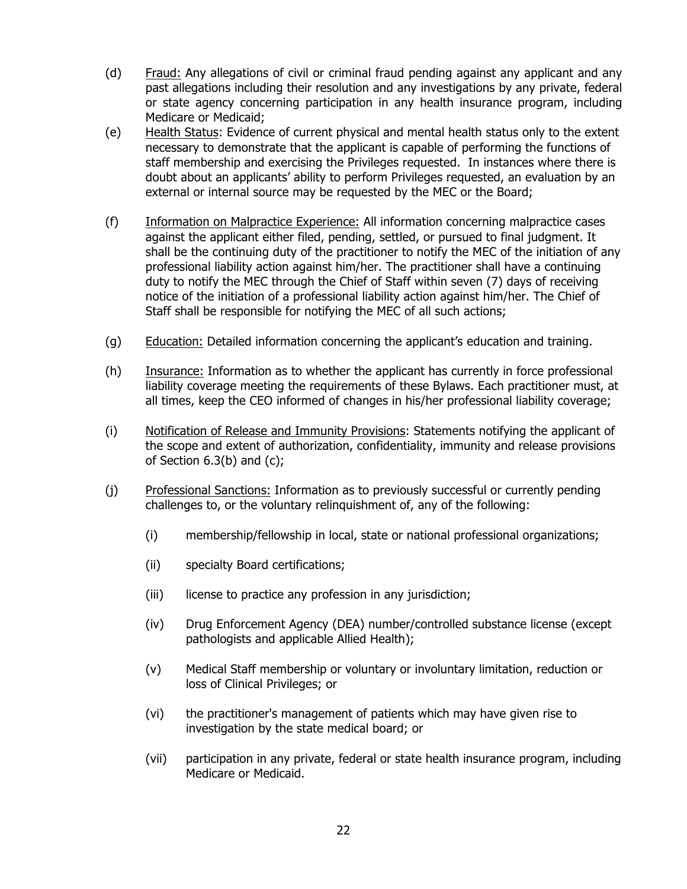(d) Fraud: Any allegations of civil or criminal fraud pending against any applicant and any past allegations including their resolution and any investigations by any private, federal or state agency concerning participation in any health insurance program, including Medicare or Medicaid;

(e) Health Status: Evidence of current physical and mental health status only to the extent necessary to demonstrate that the applicant is capable of performing the functions of staff membership and exercising the Privileges requested. In instances where there is doubt about an applicants' ability to perform Privileges requested, an evaluation by an external or internal source may be requested by the MEC or the Board;

(f) Information on Malpractice Experience: All information concerning malpractice cases against the applicant either filed, pending, settled, or pursued to final judgment. It shall be the continuing duty of the practitioner to notify the MEC of the initiation of any professional liability action against him/her. The practitioner shall have a continuing duty to notify the MEC through the Chief of Staff within seven (7) days of receiving notice of the initiation of a professional liability action against him/her. The Chief of Staff shall be responsible for notifying the MEC of all such actions;

(g) Education: Detailed information concerning the applicant's education and training.

(h) Insurance: Information as to whether the applicant has currently in force professional liability coverage meeting the requirements of these Bylaws. Each practitioner must, at all times, keep the CEO informed of changes in his/her professional liability coverage;

(i) Notification of Release and Immunity Provisions: Statements notifying the applicant of the scope and extent of authorization, confidentiality, immunity and release provisions of Section 6.3(b) and (c);

(j) Professional Sanctions: Information as to previously successful or currently pending challenges to, or the voluntary relinquishment of, any of the following:

   (i) membership/fellowship in local, state or national professional organizations;

   (ii) specialty Board certifications;

   (iii) license to practice any profession in any jurisdiction;

   (iv) Drug Enforcement Agency (DEA) number/controlled substance license (except pathologists and applicable Allied Health);

   (v) Medical Staff membership or voluntary or involuntary limitation, reduction or loss of Clinical Privileges; or

   (vi) the practitioner's management of patients which may have given rise to investigation by the state medical board; or

   (vii) participation in any private, federal or state health insurance program, including Medicare or Medicaid.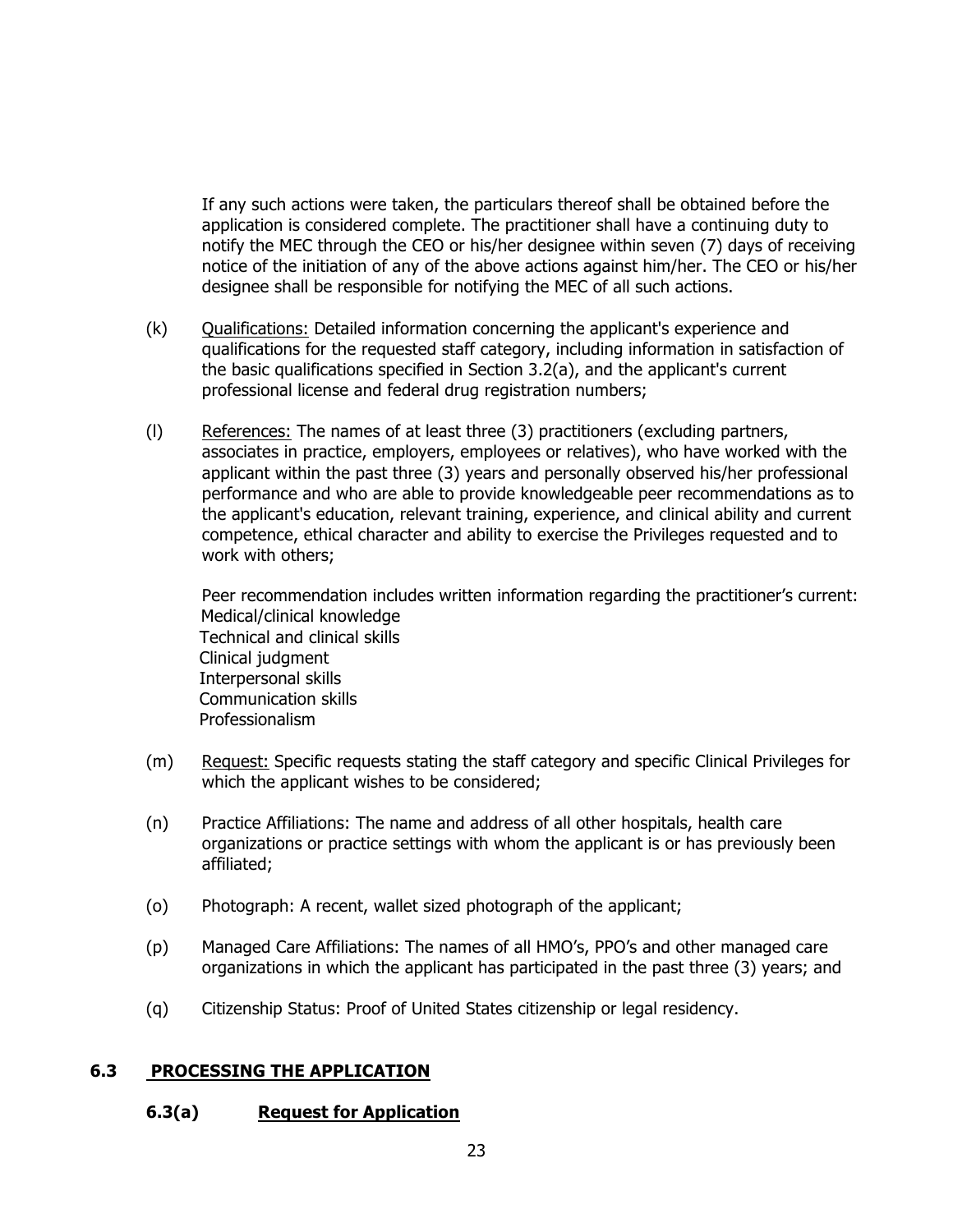If any such actions were taken, the particulars thereof shall be obtained before the application is considered complete. The practitioner shall have a continuing duty to notify the MEC through the CEO or his/her designee within seven (7) days of receiving notice of the initiation of any of the above actions against him/her. The CEO or his/her designee shall be responsible for notifying the MEC of all such actions.

(k) Qualifications: Detailed information concerning the applicant's experience and qualifications for the requested staff category, including information in satisfaction of the basic qualifications specified in Section 3.2(a), and the applicant's current professional license and federal drug registration numbers;

(l) References: The names of at least three (3) practitioners (excluding partners, associates in practice, employers, employees or relatives), who have worked with the applicant within the past three (3) years and personally observed his/her professional performance and who are able to provide knowledgeable peer recommendations as to the applicant's education, relevant training, experience, and clinical ability and current competence, ethical character and ability to exercise the Privileges requested and to work with others;

Peer recommendation includes written information regarding the practitioner's current:
Medical/clinical knowledge
Technical and clinical skills
Clinical judgment
Interpersonal skills
Communication skills
Professionalism

(m) Request: Specific requests stating the staff category and specific Clinical Privileges for which the applicant wishes to be considered;

(n) Practice Affiliations: The name and address of all other hospitals, health care organizations or practice settings with whom the applicant is or has previously been affiliated;

(o) Photograph: A recent, wallet sized photograph of the applicant;

(p) Managed Care Affiliations: The names of all HMO's, PPO's and other managed care organizations in which the applicant has participated in the past three (3) years; and

(q) Citizenship Status: Proof of United States citizenship or legal residency.

## 6.3 PROCESSING THE APPLICATION

### 6.3(a) Request for Application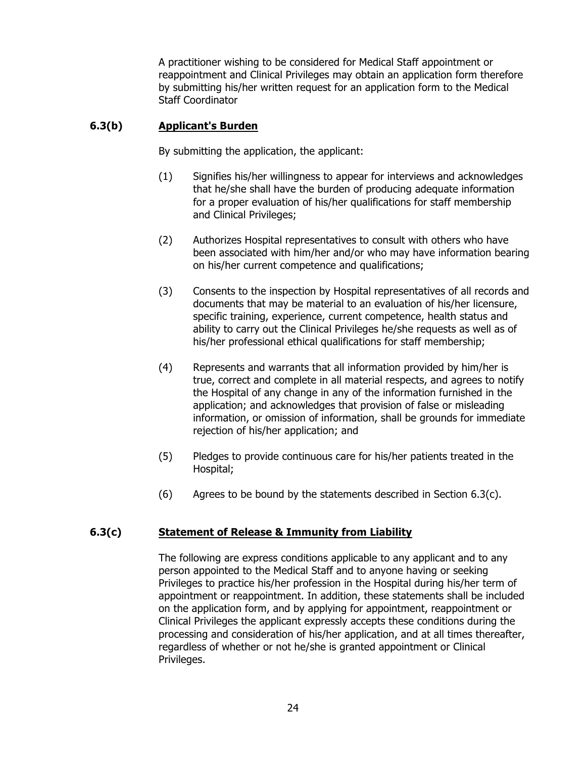A practitioner wishing to be considered for Medical Staff appointment or reappointment and Clinical Privileges may obtain an application form therefore by submitting his/her written request for an application form to the Medical Staff Coordinator

### 6.3(b) Applicant's Burden

By submitting the application, the applicant:

(1) Signifies his/her willingness to appear for interviews and acknowledges that he/she shall have the burden of producing adequate information for a proper evaluation of his/her qualifications for staff membership and Clinical Privileges;

(2) Authorizes Hospital representatives to consult with others who have been associated with him/her and/or who may have information bearing on his/her current competence and qualifications;

(3) Consents to the inspection by Hospital representatives of all records and documents that may be material to an evaluation of his/her licensure, specific training, experience, current competence, health status and ability to carry out the Clinical Privileges he/she requests as well as of his/her professional ethical qualifications for staff membership;

(4) Represents and warrants that all information provided by him/her is true, correct and complete in all material respects, and agrees to notify the Hospital of any change in any of the information furnished in the application; and acknowledges that provision of false or misleading information, or omission of information, shall be grounds for immediate rejection of his/her application; and

(5) Pledges to provide continuous care for his/her patients treated in the Hospital;

(6) Agrees to be bound by the statements described in Section 6.3(c).

### 6.3(c) Statement of Release & Immunity from Liability

The following are express conditions applicable to any applicant and to any person appointed to the Medical Staff and to anyone having or seeking Privileges to practice his/her profession in the Hospital during his/her term of appointment or reappointment. In addition, these statements shall be included on the application form, and by applying for appointment, reappointment or Clinical Privileges the applicant expressly accepts these conditions during the processing and consideration of his/her application, and at all times thereafter, regardless of whether or not he/she is granted appointment or Clinical Privileges.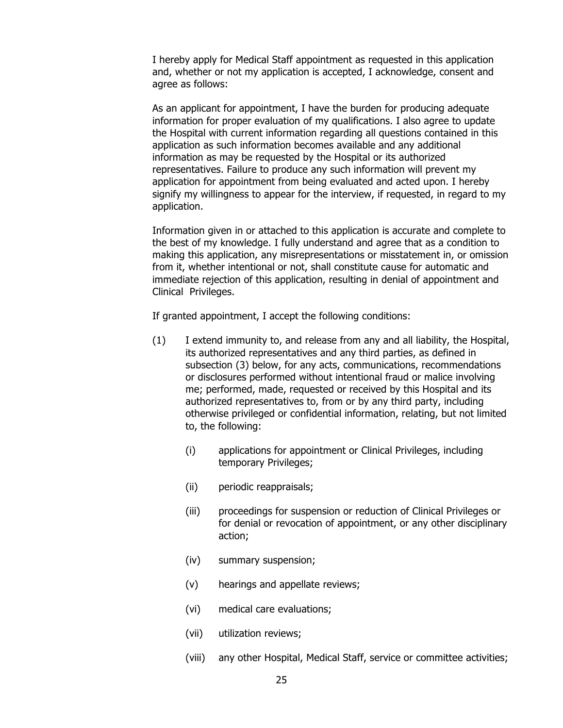I hereby apply for Medical Staff appointment as requested in this application and, whether or not my application is accepted, I acknowledge, consent and agree as follows:

As an applicant for appointment, I have the burden for producing adequate information for proper evaluation of my qualifications. I also agree to update the Hospital with current information regarding all questions contained in this application as such information becomes available and any additional information as may be requested by the Hospital or its authorized representatives. Failure to produce any such information will prevent my application for appointment from being evaluated and acted upon. I hereby signify my willingness to appear for the interview, if requested, in regard to my application.

Information given in or attached to this application is accurate and complete to the best of my knowledge. I fully understand and agree that as a condition to making this application, any misrepresentations or misstatement in, or omission from it, whether intentional or not, shall constitute cause for automatic and immediate rejection of this application, resulting in denial of appointment and Clinical Privileges.

If granted appointment, I accept the following conditions:

(1) I extend immunity to, and release from any and all liability, the Hospital, its authorized representatives and any third parties, as defined in subsection (3) below, for any acts, communications, recommendations or disclosures performed without intentional fraud or malice involving me; performed, made, requested or received by this Hospital and its authorized representatives to, from or by any third party, including otherwise privileged or confidential information, relating, but not limited to, the following:

   (i) applications for appointment or Clinical Privileges, including temporary Privileges;

   (ii) periodic reappraisals;

   (iii) proceedings for suspension or reduction of Clinical Privileges or for denial or revocation of appointment, or any other disciplinary action;

   (iv) summary suspension;

   (v) hearings and appellate reviews;

   (vi) medical care evaluations;

   (vii) utilization reviews;

   (viii) any other Hospital, Medical Staff, service or committee activities;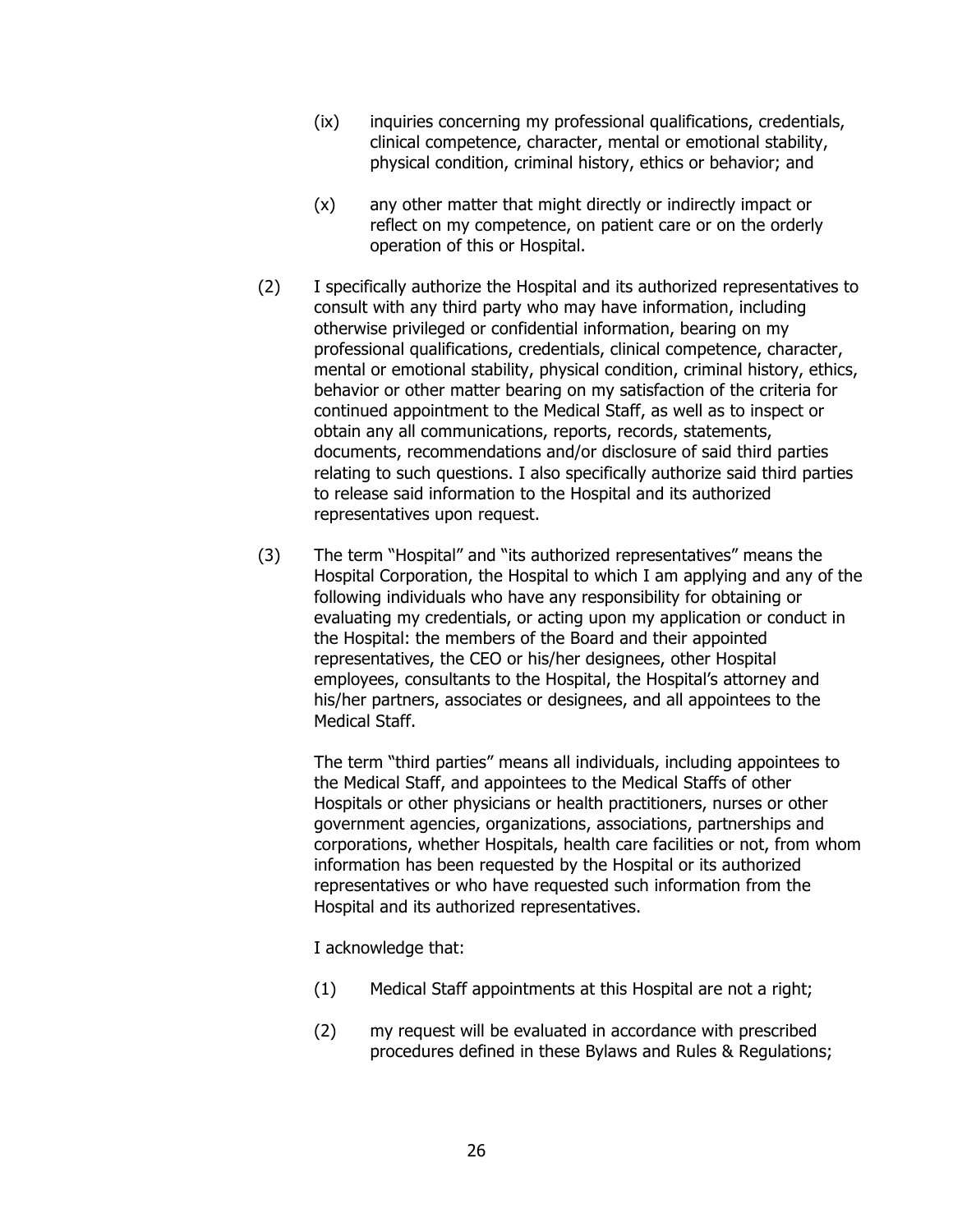(ix) inquiries concerning my professional qualifications, credentials, clinical competence, character, mental or emotional stability, physical condition, criminal history, ethics or behavior; and

(x) any other matter that might directly or indirectly impact or reflect on my competence, on patient care or on the orderly operation of this or Hospital.

(2) I specifically authorize the Hospital and its authorized representatives to consult with any third party who may have information, including otherwise privileged or confidential information, bearing on my professional qualifications, credentials, clinical competence, character, mental or emotional stability, physical condition, criminal history, ethics, behavior or other matter bearing on my satisfaction of the criteria for continued appointment to the Medical Staff, as well as to inspect or obtain any all communications, reports, records, statements, documents, recommendations and/or disclosure of said third parties relating to such questions. I also specifically authorize said third parties to release said information to the Hospital and its authorized representatives upon request.

(3) The term "Hospital" and "its authorized representatives" means the Hospital Corporation, the Hospital to which I am applying and any of the following individuals who have any responsibility for obtaining or evaluating my credentials, or acting upon my application or conduct in the Hospital: the members of the Board and their appointed representatives, the CEO or his/her designees, other Hospital employees, consultants to the Hospital, the Hospital's attorney and his/her partners, associates or designees, and all appointees to the Medical Staff.

The term "third parties" means all individuals, including appointees to the Medical Staff, and appointees to the Medical Staffs of other Hospitals or other physicians or health practitioners, nurses or other government agencies, organizations, associations, partnerships and corporations, whether Hospitals, health care facilities or not, from whom information has been requested by the Hospital or its authorized representatives or who have requested such information from the Hospital and its authorized representatives.

I acknowledge that:

(1) Medical Staff appointments at this Hospital are not a right;

(2) my request will be evaluated in accordance with prescribed procedures defined in these Bylaws and Rules & Regulations;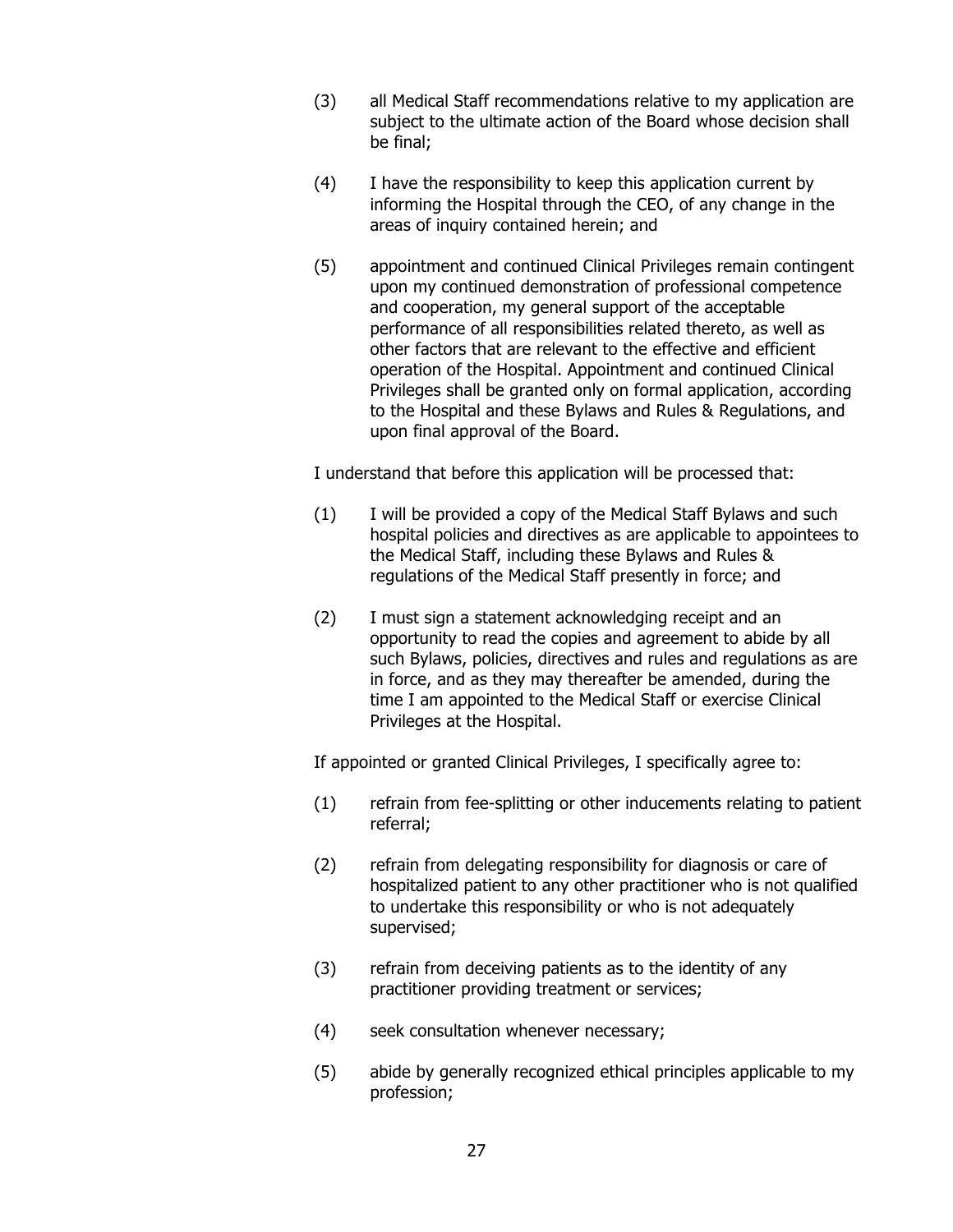(3) all Medical Staff recommendations relative to my application are subject to the ultimate action of the Board whose decision shall be final;

(4) I have the responsibility to keep this application current by informing the Hospital through the CEO, of any change in the areas of inquiry contained herein; and

(5) appointment and continued Clinical Privileges remain contingent upon my continued demonstration of professional competence and cooperation, my general support of the acceptable performance of all responsibilities related thereto, as well as other factors that are relevant to the effective and efficient operation of the Hospital. Appointment and continued Clinical Privileges shall be granted only on formal application, according to the Hospital and these Bylaws and Rules & Regulations, and upon final approval of the Board.

I understand that before this application will be processed that:

(1) I will be provided a copy of the Medical Staff Bylaws and such hospital policies and directives as are applicable to appointees to the Medical Staff, including these Bylaws and Rules & regulations of the Medical Staff presently in force; and

(2) I must sign a statement acknowledging receipt and an opportunity to read the copies and agreement to abide by all such Bylaws, policies, directives and rules and regulations as are in force, and as they may thereafter be amended, during the time I am appointed to the Medical Staff or exercise Clinical Privileges at the Hospital.

If appointed or granted Clinical Privileges, I specifically agree to:

(1) refrain from fee-splitting or other inducements relating to patient referral;

(2) refrain from delegating responsibility for diagnosis or care of hospitalized patient to any other practitioner who is not qualified to undertake this responsibility or who is not adequately supervised;

(3) refrain from deceiving patients as to the identity of any practitioner providing treatment or services;

(4) seek consultation whenever necessary;

(5) abide by generally recognized ethical principles applicable to my profession;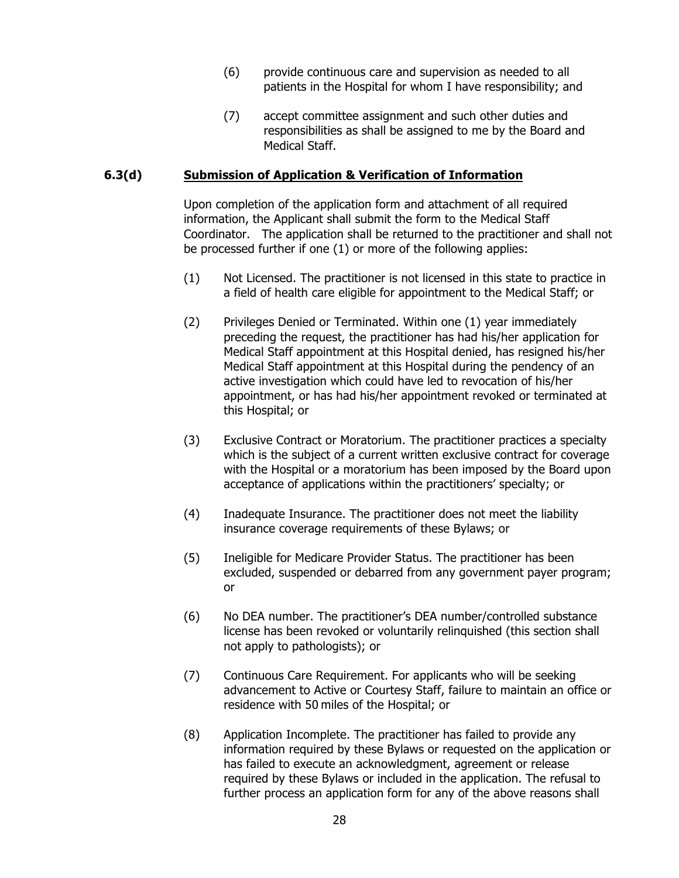(6) provide continuous care and supervision as needed to all patients in the Hospital for whom I have responsibility; and

(7) accept committee assignment and such other duties and responsibilities as shall be assigned to me by the Board and Medical Staff.

### 6.3(d) <u>Submission of Application & Verification of Information</u>

Upon completion of the application form and attachment of all required information, the Applicant shall submit the form to the Medical Staff Coordinator. The application shall be returned to the practitioner and shall not be processed further if one (1) or more of the following applies:

(1) Not Licensed. The practitioner is not licensed in this state to practice in a field of health care eligible for appointment to the Medical Staff; or

(2) Privileges Denied or Terminated. Within one (1) year immediately preceding the request, the practitioner has had his/her application for Medical Staff appointment at this Hospital denied, has resigned his/her Medical Staff appointment at this Hospital during the pendency of an active investigation which could have led to revocation of his/her appointment, or has had his/her appointment revoked or terminated at this Hospital; or

(3) Exclusive Contract or Moratorium. The practitioner practices a specialty which is the subject of a current written exclusive contract for coverage with the Hospital or a moratorium has been imposed by the Board upon acceptance of applications within the practitioners' specialty; or

(4) Inadequate Insurance. The practitioner does not meet the liability insurance coverage requirements of these Bylaws; or

(5) Ineligible for Medicare Provider Status. The practitioner has been excluded, suspended or debarred from any government payer program; or

(6) No DEA number. The practitioner's DEA number/controlled substance license has been revoked or voluntarily relinquished (this section shall not apply to pathologists); or

(7) Continuous Care Requirement. For applicants who will be seeking advancement to Active or Courtesy Staff, failure to maintain an office or residence with 50 miles of the Hospital; or

(8) Application Incomplete. The practitioner has failed to provide any information required by these Bylaws or requested on the application or has failed to execute an acknowledgment, agreement or release required by these Bylaws or included in the application. The refusal to further process an application form for any of the above reasons shall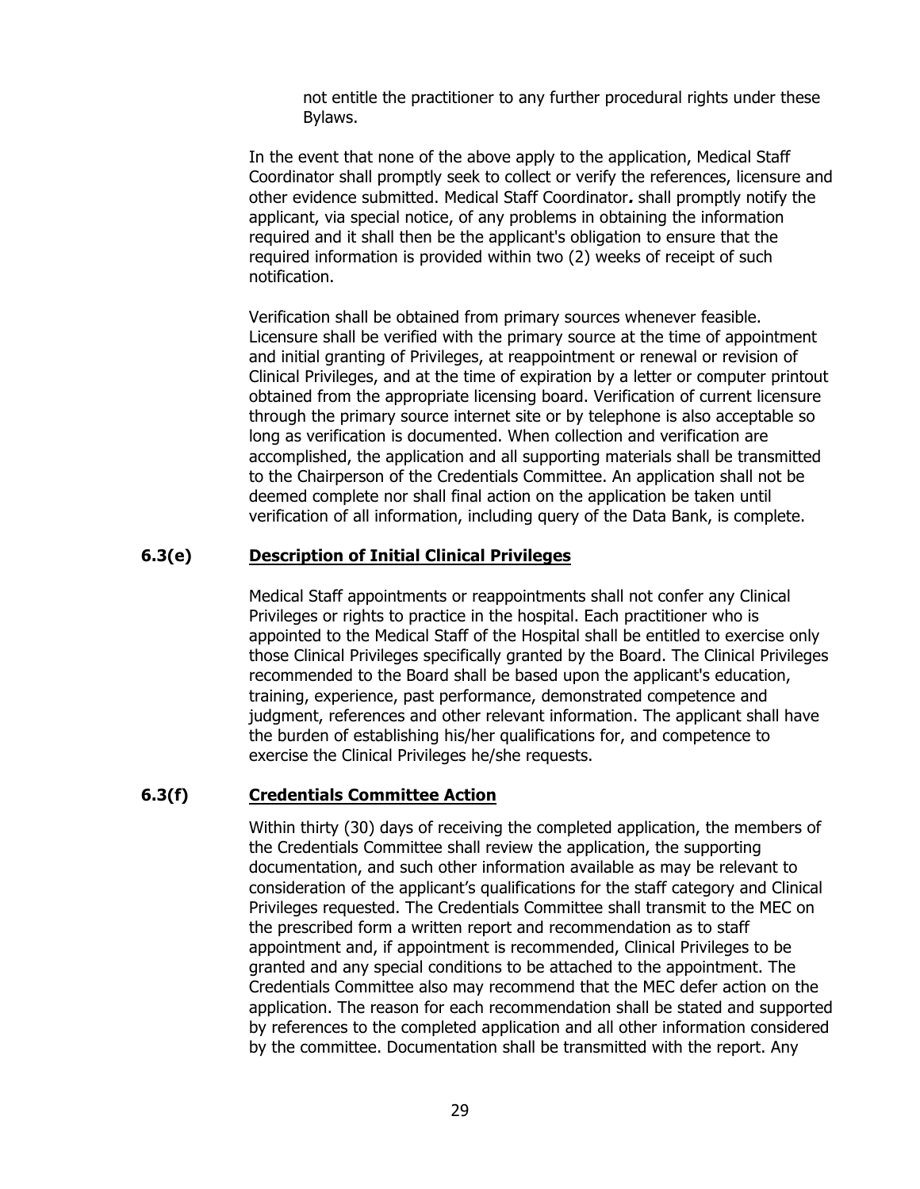not entitle the practitioner to any further procedural rights under these Bylaws.

In the event that none of the above apply to the application, Medical Staff Coordinator shall promptly seek to collect or verify the references, licensure and other evidence submitted. Medical Staff Coordinator**.** shall promptly notify the applicant, via special notice, of any problems in obtaining the information required and it shall then be the applicant's obligation to ensure that the required information is provided within two (2) weeks of receipt of such notification.

Verification shall be obtained from primary sources whenever feasible. Licensure shall be verified with the primary source at the time of appointment and initial granting of Privileges, at reappointment or renewal or revision of Clinical Privileges, and at the time of expiration by a letter or computer printout obtained from the appropriate licensing board. Verification of current licensure through the primary source internet site or by telephone is also acceptable so long as verification is documented. When collection and verification are accomplished, the application and all supporting materials shall be transmitted to the Chairperson of the Credentials Committee. An application shall not be deemed complete nor shall final action on the application be taken until verification of all information, including query of the Data Bank, is complete.

### 6.3(e) Description of Initial Clinical Privileges

Medical Staff appointments or reappointments shall not confer any Clinical Privileges or rights to practice in the hospital. Each practitioner who is appointed to the Medical Staff of the Hospital shall be entitled to exercise only those Clinical Privileges specifically granted by the Board. The Clinical Privileges recommended to the Board shall be based upon the applicant's education, training, experience, past performance, demonstrated competence and judgment, references and other relevant information. The applicant shall have the burden of establishing his/her qualifications for, and competence to exercise the Clinical Privileges he/she requests.

### 6.3(f) Credentials Committee Action

Within thirty (30) days of receiving the completed application, the members of the Credentials Committee shall review the application, the supporting documentation, and such other information available as may be relevant to consideration of the applicant's qualifications for the staff category and Clinical Privileges requested. The Credentials Committee shall transmit to the MEC on the prescribed form a written report and recommendation as to staff appointment and, if appointment is recommended, Clinical Privileges to be granted and any special conditions to be attached to the appointment. The Credentials Committee also may recommend that the MEC defer action on the application. The reason for each recommendation shall be stated and supported by references to the completed application and all other information considered by the committee. Documentation shall be transmitted with the report. Any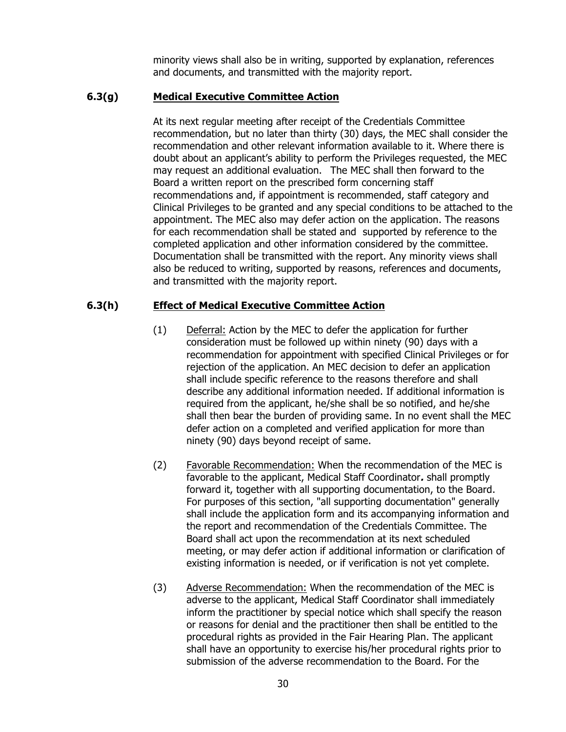minority views shall also be in writing, supported by explanation, references and documents, and transmitted with the majority report.

### 6.3(g) <u>Medical Executive Committee Action</u>

At its next regular meeting after receipt of the Credentials Committee recommendation, but no later than thirty (30) days, the MEC shall consider the recommendation and other relevant information available to it. Where there is doubt about an applicant's ability to perform the Privileges requested, the MEC may request an additional evaluation. The MEC shall then forward to the Board a written report on the prescribed form concerning staff recommendations and, if appointment is recommended, staff category and Clinical Privileges to be granted and any special conditions to be attached to the appointment. The MEC also may defer action on the application. The reasons for each recommendation shall be stated and supported by reference to the completed application and other information considered by the committee. Documentation shall be transmitted with the report. Any minority views shall also be reduced to writing, supported by reasons, references and documents, and transmitted with the majority report.

### 6.3(h) <u>Effect of Medical Executive Committee Action</u>

(1) <u>Deferral:</u> Action by the MEC to defer the application for further consideration must be followed up within ninety (90) days with a recommendation for appointment with specified Clinical Privileges or for rejection of the application. An MEC decision to defer an application shall include specific reference to the reasons therefore and shall describe any additional information needed. If additional information is required from the applicant, he/she shall be so notified, and he/she shall then bear the burden of providing same. In no event shall the MEC defer action on a completed and verified application for more than ninety (90) days beyond receipt of same.

(2) <u>Favorable Recommendation:</u> When the recommendation of the MEC is favorable to the applicant, Medical Staff Coordinator**.** shall promptly forward it, together with all supporting documentation, to the Board. For purposes of this section, "all supporting documentation" generally shall include the application form and its accompanying information and the report and recommendation of the Credentials Committee. The Board shall act upon the recommendation at its next scheduled meeting, or may defer action if additional information or clarification of existing information is needed, or if verification is not yet complete.

(3) <u>Adverse Recommendation:</u> When the recommendation of the MEC is adverse to the applicant, Medical Staff Coordinator shall immediately inform the practitioner by special notice which shall specify the reason or reasons for denial and the practitioner then shall be entitled to the procedural rights as provided in the Fair Hearing Plan. The applicant shall have an opportunity to exercise his/her procedural rights prior to submission of the adverse recommendation to the Board. For the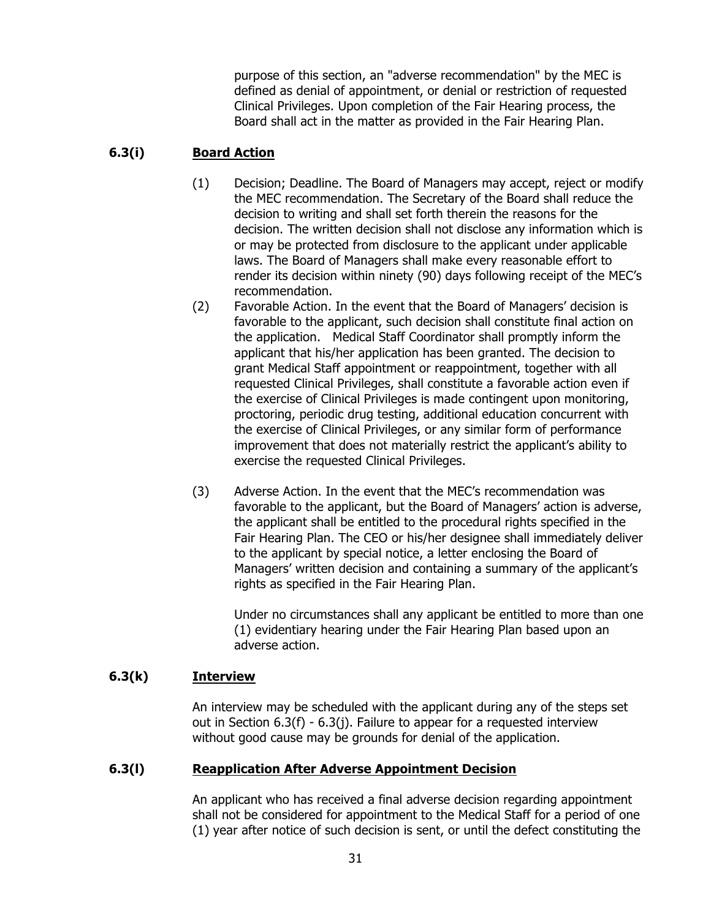purpose of this section, an "adverse recommendation" by the MEC is defined as denial of appointment, or denial or restriction of requested Clinical Privileges. Upon completion of the Fair Hearing process, the Board shall act in the matter as provided in the Fair Hearing Plan.

### 6.3(i) <u>Board Action</u>

(1) Decision; Deadline. The Board of Managers may accept, reject or modify the MEC recommendation. The Secretary of the Board shall reduce the decision to writing and shall set forth therein the reasons for the decision. The written decision shall not disclose any information which is or may be protected from disclosure to the applicant under applicable laws. The Board of Managers shall make every reasonable effort to render its decision within ninety (90) days following receipt of the MEC's recommendation.

(2) Favorable Action. In the event that the Board of Managers' decision is favorable to the applicant, such decision shall constitute final action on the application. Medical Staff Coordinator shall promptly inform the applicant that his/her application has been granted. The decision to grant Medical Staff appointment or reappointment, together with all requested Clinical Privileges, shall constitute a favorable action even if the exercise of Clinical Privileges is made contingent upon monitoring, proctoring, periodic drug testing, additional education concurrent with the exercise of Clinical Privileges, or any similar form of performance improvement that does not materially restrict the applicant's ability to exercise the requested Clinical Privileges.

(3) Adverse Action. In the event that the MEC's recommendation was favorable to the applicant, but the Board of Managers' action is adverse, the applicant shall be entitled to the procedural rights specified in the Fair Hearing Plan. The CEO or his/her designee shall immediately deliver to the applicant by special notice, a letter enclosing the Board of Managers' written decision and containing a summary of the applicant's rights as specified in the Fair Hearing Plan.

Under no circumstances shall any applicant be entitled to more than one (1) evidentiary hearing under the Fair Hearing Plan based upon an adverse action.

### 6.3(k) <u>Interview</u>

An interview may be scheduled with the applicant during any of the steps set out in Section 6.3(f) - 6.3(j). Failure to appear for a requested interview without good cause may be grounds for denial of the application.

### 6.3(l) <u>Reapplication After Adverse Appointment Decision</u>

An applicant who has received a final adverse decision regarding appointment shall not be considered for appointment to the Medical Staff for a period of one (1) year after notice of such decision is sent, or until the defect constituting the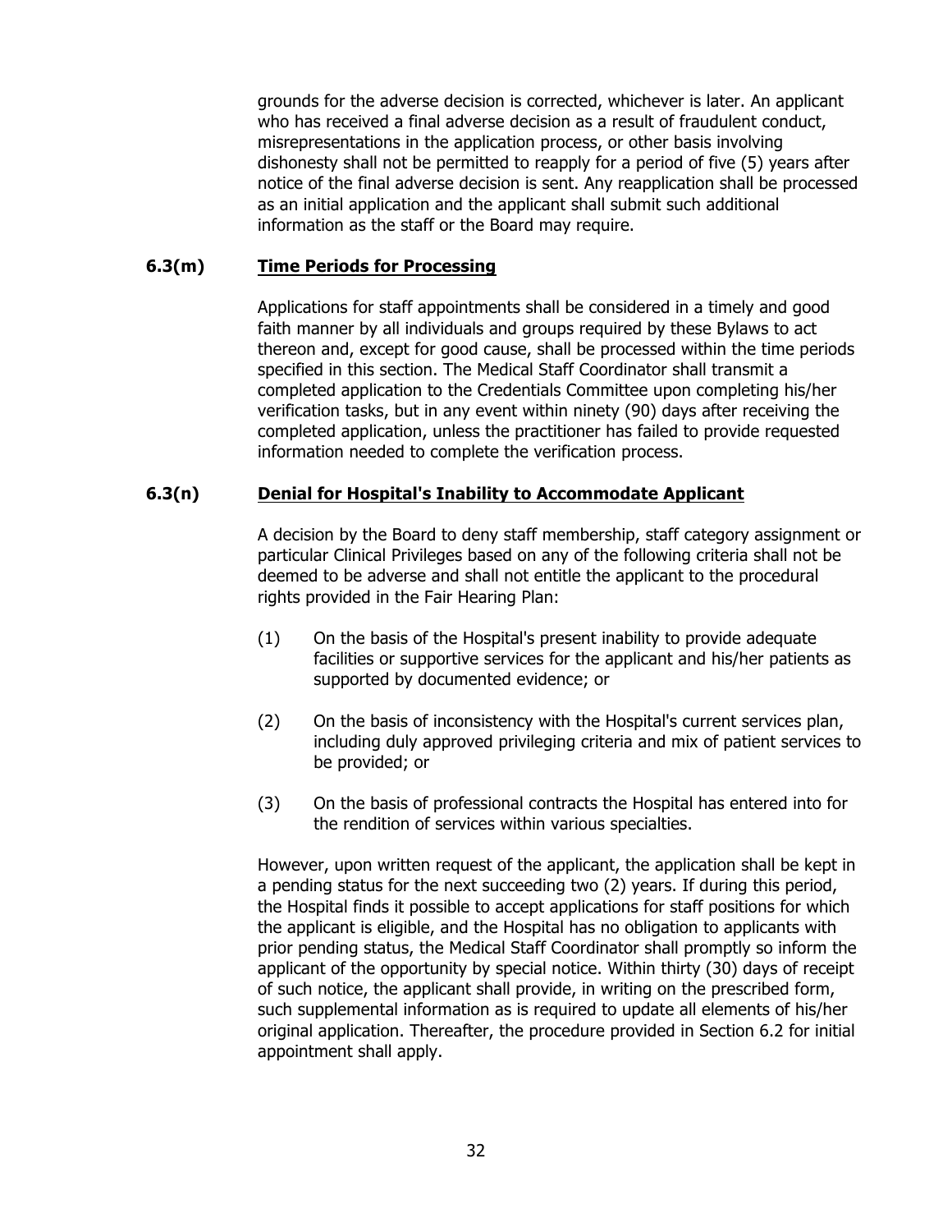grounds for the adverse decision is corrected, whichever is later. An applicant who has received a final adverse decision as a result of fraudulent conduct, misrepresentations in the application process, or other basis involving dishonesty shall not be permitted to reapply for a period of five (5) years after notice of the final adverse decision is sent. Any reapplication shall be processed as an initial application and the applicant shall submit such additional information as the staff or the Board may require.

### 6.3(m) <u>Time Periods for Processing</u>

Applications for staff appointments shall be considered in a timely and good faith manner by all individuals and groups required by these Bylaws to act thereon and, except for good cause, shall be processed within the time periods specified in this section. The Medical Staff Coordinator shall transmit a completed application to the Credentials Committee upon completing his/her verification tasks, but in any event within ninety (90) days after receiving the completed application, unless the practitioner has failed to provide requested information needed to complete the verification process.

### 6.3(n) <u>Denial for Hospital's Inability to Accommodate Applicant</u>

A decision by the Board to deny staff membership, staff category assignment or particular Clinical Privileges based on any of the following criteria shall not be deemed to be adverse and shall not entitle the applicant to the procedural rights provided in the Fair Hearing Plan:

(1) On the basis of the Hospital's present inability to provide adequate facilities or supportive services for the applicant and his/her patients as supported by documented evidence; or

(2) On the basis of inconsistency with the Hospital's current services plan, including duly approved privileging criteria and mix of patient services to be provided; or

(3) On the basis of professional contracts the Hospital has entered into for the rendition of services within various specialties.

However, upon written request of the applicant, the application shall be kept in a pending status for the next succeeding two (2) years. If during this period, the Hospital finds it possible to accept applications for staff positions for which the applicant is eligible, and the Hospital has no obligation to applicants with prior pending status, the Medical Staff Coordinator shall promptly so inform the applicant of the opportunity by special notice. Within thirty (30) days of receipt of such notice, the applicant shall provide, in writing on the prescribed form, such supplemental information as is required to update all elements of his/her original application. Thereafter, the procedure provided in Section 6.2 for initial appointment shall apply.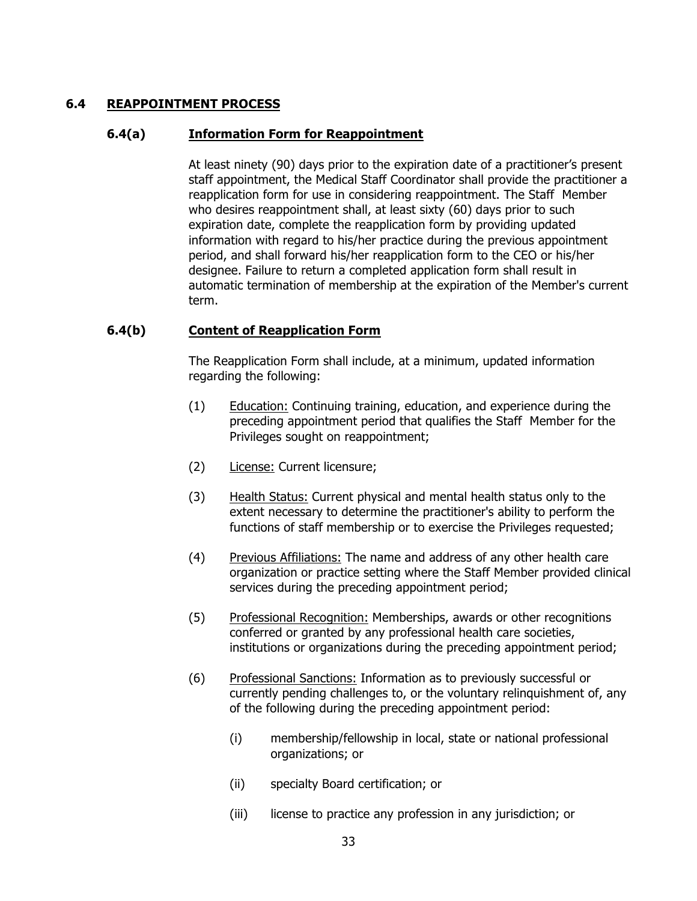## 6.4 REAPPOINTMENT PROCESS

### 6.4(a) Information Form for Reappointment

At least ninety (90) days prior to the expiration date of a practitioner's present staff appointment, the Medical Staff Coordinator shall provide the practitioner a reapplication form for use in considering reappointment. The Staff Member who desires reappointment shall, at least sixty (60) days prior to such expiration date, complete the reapplication form by providing updated information with regard to his/her practice during the previous appointment period, and shall forward his/her reapplication form to the CEO or his/her designee. Failure to return a completed application form shall result in automatic termination of membership at the expiration of the Member's current term.

### 6.4(b) Content of Reapplication Form

The Reapplication Form shall include, at a minimum, updated information regarding the following:

(1) Education: Continuing training, education, and experience during the preceding appointment period that qualifies the Staff Member for the Privileges sought on reappointment;

(2) License: Current licensure;

(3) Health Status: Current physical and mental health status only to the extent necessary to determine the practitioner's ability to perform the functions of staff membership or to exercise the Privileges requested;

(4) Previous Affiliations: The name and address of any other health care organization or practice setting where the Staff Member provided clinical services during the preceding appointment period;

(5) Professional Recognition: Memberships, awards or other recognitions conferred or granted by any professional health care societies, institutions or organizations during the preceding appointment period;

(6) Professional Sanctions: Information as to previously successful or currently pending challenges to, or the voluntary relinquishment of, any of the following during the preceding appointment period:

   (i) membership/fellowship in local, state or national professional organizations; or

   (ii) specialty Board certification; or

   (iii) license to practice any profession in any jurisdiction; or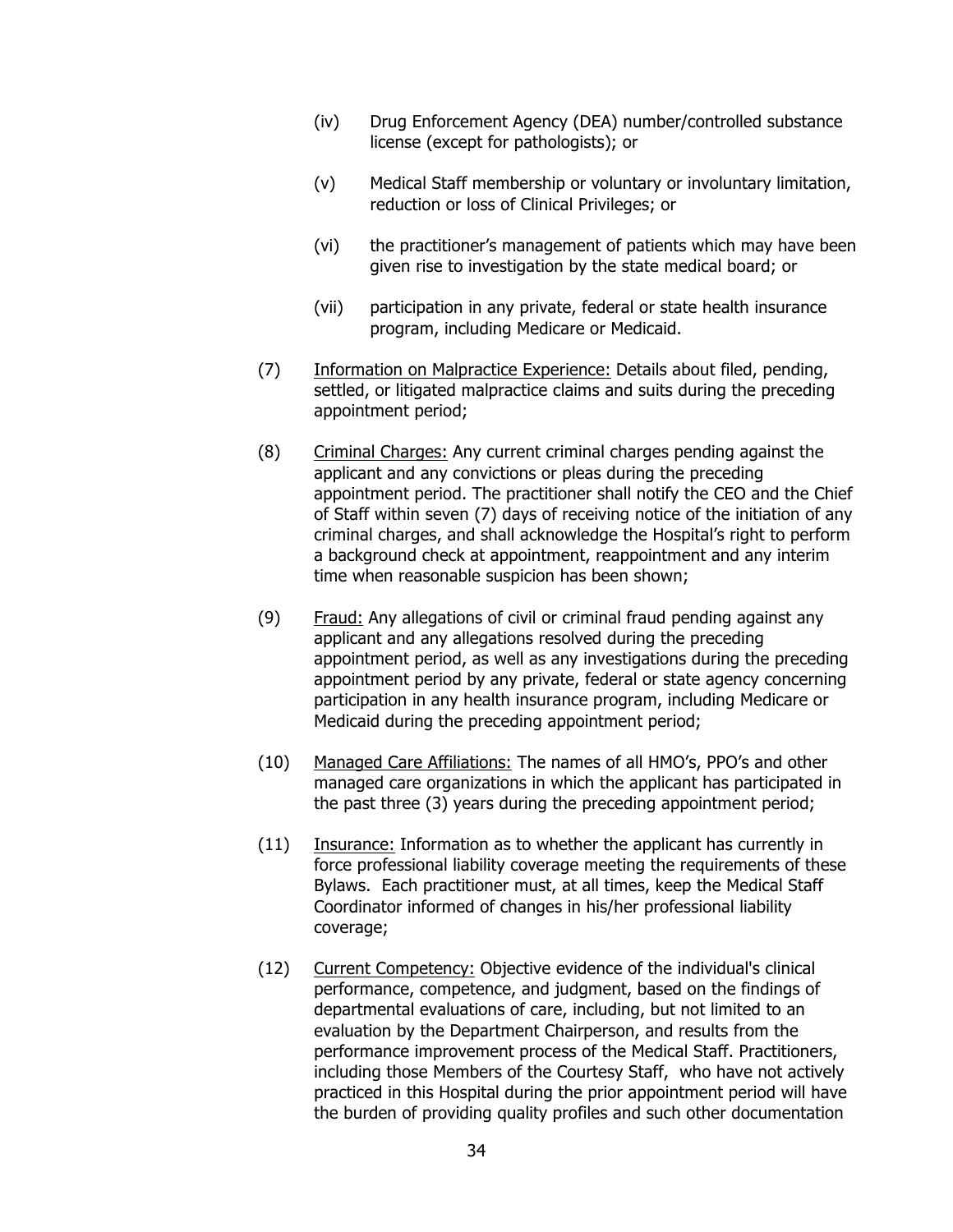(iv) Drug Enforcement Agency (DEA) number/controlled substance license (except for pathologists); or

(v) Medical Staff membership or voluntary or involuntary limitation, reduction or loss of Clinical Privileges; or

(vi) the practitioner's management of patients which may have been given rise to investigation by the state medical board; or

(vii) participation in any private, federal or state health insurance program, including Medicare or Medicaid.

(7) <u>Information on Malpractice Experience:</u> Details about filed, pending, settled, or litigated malpractice claims and suits during the preceding appointment period;

(8) <u>Criminal Charges:</u> Any current criminal charges pending against the applicant and any convictions or pleas during the preceding appointment period. The practitioner shall notify the CEO and the Chief of Staff within seven (7) days of receiving notice of the initiation of any criminal charges, and shall acknowledge the Hospital's right to perform a background check at appointment, reappointment and any interim time when reasonable suspicion has been shown;

(9) <u>Fraud:</u> Any allegations of civil or criminal fraud pending against any applicant and any allegations resolved during the preceding appointment period, as well as any investigations during the preceding appointment period by any private, federal or state agency concerning participation in any health insurance program, including Medicare or Medicaid during the preceding appointment period;

(10) <u>Managed Care Affiliations:</u> The names of all HMO's, PPO's and other managed care organizations in which the applicant has participated in the past three (3) years during the preceding appointment period;

(11) <u>Insurance:</u> Information as to whether the applicant has currently in force professional liability coverage meeting the requirements of these Bylaws. Each practitioner must, at all times, keep the Medical Staff Coordinator informed of changes in his/her professional liability coverage;

(12) <u>Current Competency:</u> Objective evidence of the individual's clinical performance, competence, and judgment, based on the findings of departmental evaluations of care, including, but not limited to an evaluation by the Department Chairperson, and results from the performance improvement process of the Medical Staff. Practitioners, including those Members of the Courtesy Staff, who have not actively practiced in this Hospital during the prior appointment period will have the burden of providing quality profiles and such other documentation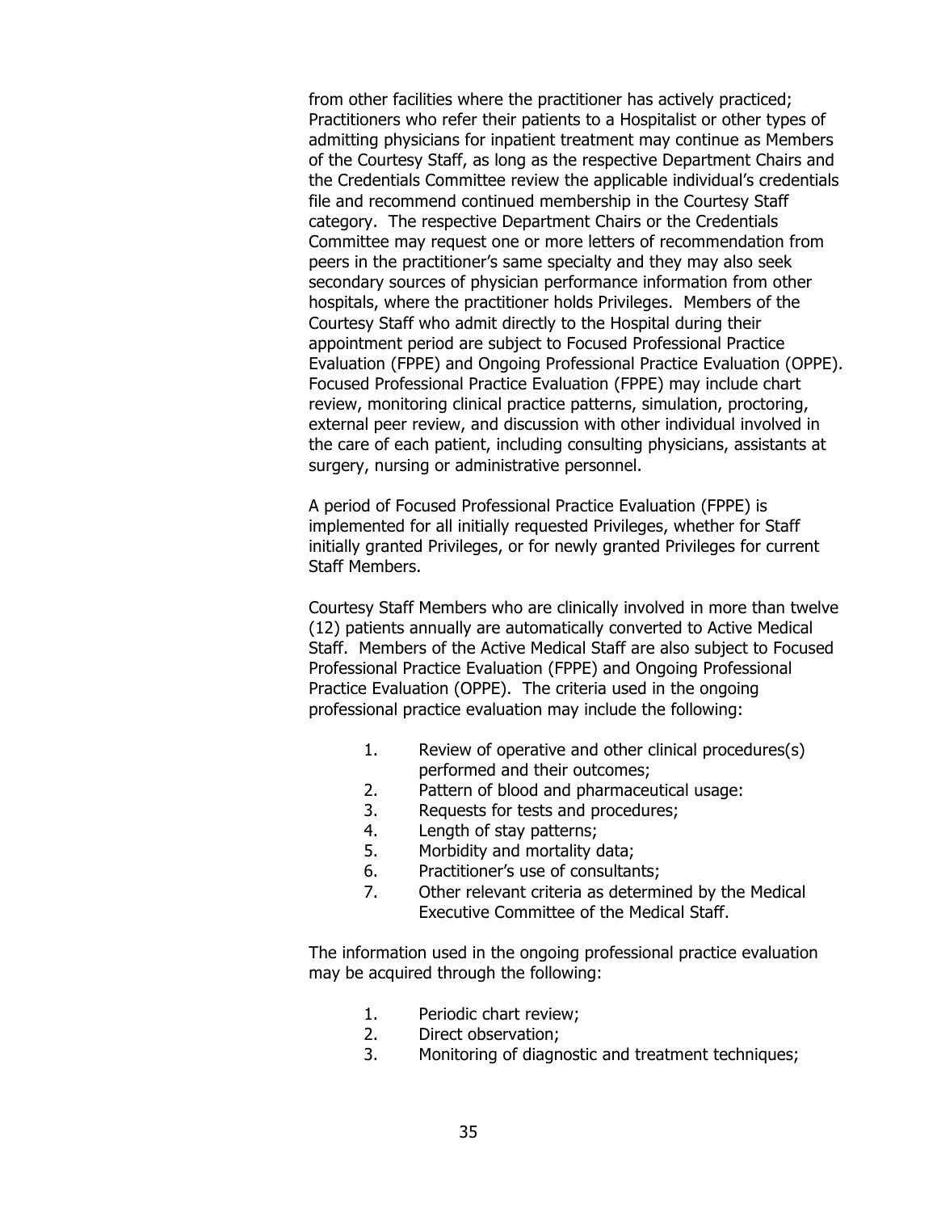from other facilities where the practitioner has actively practiced; Practitioners who refer their patients to a Hospitalist or other types of admitting physicians for inpatient treatment may continue as Members of the Courtesy Staff, as long as the respective Department Chairs and the Credentials Committee review the applicable individual's credentials file and recommend continued membership in the Courtesy Staff category. The respective Department Chairs or the Credentials Committee may request one or more letters of recommendation from peers in the practitioner's same specialty and they may also seek secondary sources of physician performance information from other hospitals, where the practitioner holds Privileges. Members of the Courtesy Staff who admit directly to the Hospital during their appointment period are subject to Focused Professional Practice Evaluation (FPPE) and Ongoing Professional Practice Evaluation (OPPE). Focused Professional Practice Evaluation (FPPE) may include chart review, monitoring clinical practice patterns, simulation, proctoring, external peer review, and discussion with other individual involved in the care of each patient, including consulting physicians, assistants at surgery, nursing or administrative personnel.

A period of Focused Professional Practice Evaluation (FPPE) is implemented for all initially requested Privileges, whether for Staff initially granted Privileges, or for newly granted Privileges for current Staff Members.

Courtesy Staff Members who are clinically involved in more than twelve (12) patients annually are automatically converted to Active Medical Staff. Members of the Active Medical Staff are also subject to Focused Professional Practice Evaluation (FPPE) and Ongoing Professional Practice Evaluation (OPPE). The criteria used in the ongoing professional practice evaluation may include the following:

1. Review of operative and other clinical procedures(s) performed and their outcomes;
2. Pattern of blood and pharmaceutical usage:
3. Requests for tests and procedures;
4. Length of stay patterns;
5. Morbidity and mortality data;
6. Practitioner's use of consultants;
7. Other relevant criteria as determined by the Medical Executive Committee of the Medical Staff.

The information used in the ongoing professional practice evaluation may be acquired through the following:

1. Periodic chart review;
2. Direct observation;
3. Monitoring of diagnostic and treatment techniques;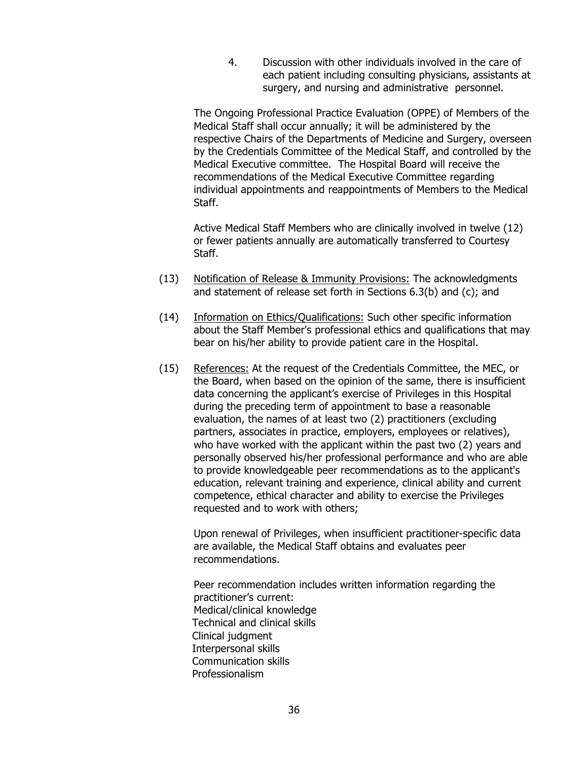4. Discussion with other individuals involved in the care of each patient including consulting physicians, assistants at surgery, and nursing and administrative personnel.

The Ongoing Professional Practice Evaluation (OPPE) of Members of the Medical Staff shall occur annually; it will be administered by the respective Chairs of the Departments of Medicine and Surgery, overseen by the Credentials Committee of the Medical Staff, and controlled by the Medical Executive committee. The Hospital Board will receive the recommendations of the Medical Executive Committee regarding individual appointments and reappointments of Members to the Medical Staff.

Active Medical Staff Members who are clinically involved in twelve (12) or fewer patients annually are automatically transferred to Courtesy Staff.

(13) Notification of Release & Immunity Provisions: The acknowledgments and statement of release set forth in Sections 6.3(b) and (c); and

(14) Information on Ethics/Qualifications: Such other specific information about the Staff Member's professional ethics and qualifications that may bear on his/her ability to provide patient care in the Hospital.

(15) References: At the request of the Credentials Committee, the MEC, or the Board, when based on the opinion of the same, there is insufficient data concerning the applicant's exercise of Privileges in this Hospital during the preceding term of appointment to base a reasonable evaluation, the names of at least two (2) practitioners (excluding partners, associates in practice, employers, employees or relatives), who have worked with the applicant within the past two (2) years and personally observed his/her professional performance and who are able to provide knowledgeable peer recommendations as to the applicant's education, relevant training and experience, clinical ability and current competence, ethical character and ability to exercise the Privileges requested and to work with others;

Upon renewal of Privileges, when insufficient practitioner-specific data are available, the Medical Staff obtains and evaluates peer recommendations.

Peer recommendation includes written information regarding the practitioner's current:
Medical/clinical knowledge
Technical and clinical skills
Clinical judgment
Interpersonal skills
Communication skills
Professionalism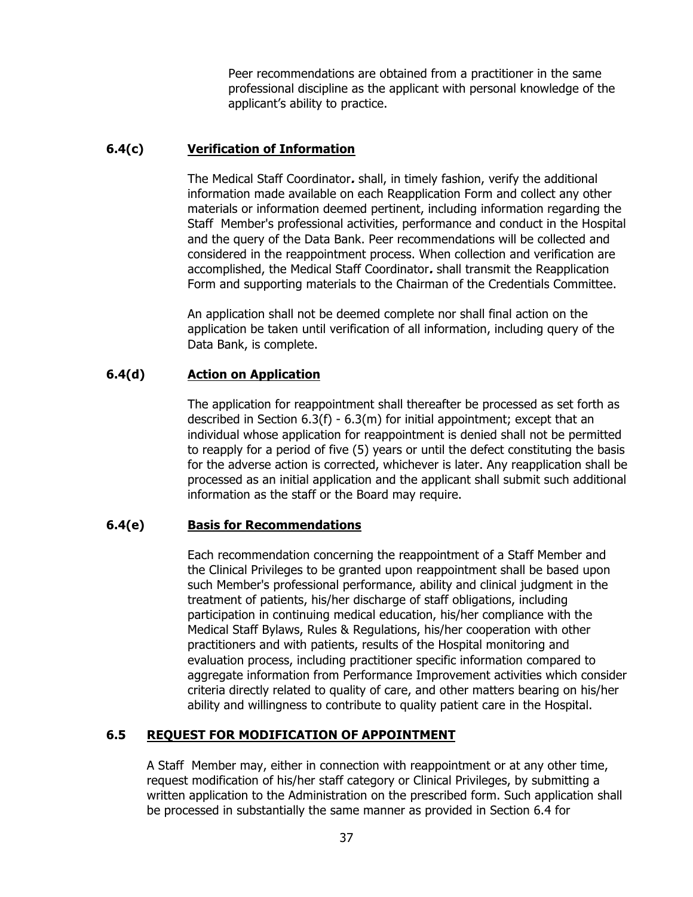Peer recommendations are obtained from a practitioner in the same professional discipline as the applicant with personal knowledge of the applicant's ability to practice.

### 6.4(c) Verification of Information

The Medical Staff Coordinator*.* shall, in timely fashion, verify the additional information made available on each Reapplication Form and collect any other materials or information deemed pertinent, including information regarding the Staff Member's professional activities, performance and conduct in the Hospital and the query of the Data Bank. Peer recommendations will be collected and considered in the reappointment process. When collection and verification are accomplished, the Medical Staff Coordinator*.* shall transmit the Reapplication Form and supporting materials to the Chairman of the Credentials Committee.

An application shall not be deemed complete nor shall final action on the application be taken until verification of all information, including query of the Data Bank, is complete.

### 6.4(d) Action on Application

The application for reappointment shall thereafter be processed as set forth as described in Section 6.3(f) - 6.3(m) for initial appointment; except that an individual whose application for reappointment is denied shall not be permitted to reapply for a period of five (5) years or until the defect constituting the basis for the adverse action is corrected, whichever is later. Any reapplication shall be processed as an initial application and the applicant shall submit such additional information as the staff or the Board may require.

### 6.4(e) Basis for Recommendations

Each recommendation concerning the reappointment of a Staff Member and the Clinical Privileges to be granted upon reappointment shall be based upon such Member's professional performance, ability and clinical judgment in the treatment of patients, his/her discharge of staff obligations, including participation in continuing medical education, his/her compliance with the Medical Staff Bylaws, Rules & Regulations, his/her cooperation with other practitioners and with patients, results of the Hospital monitoring and evaluation process, including practitioner specific information compared to aggregate information from Performance Improvement activities which consider criteria directly related to quality of care, and other matters bearing on his/her ability and willingness to contribute to quality patient care in the Hospital.

## 6.5 REQUEST FOR MODIFICATION OF APPOINTMENT

A Staff Member may, either in connection with reappointment or at any other time, request modification of his/her staff category or Clinical Privileges, by submitting a written application to the Administration on the prescribed form. Such application shall be processed in substantially the same manner as provided in Section 6.4 for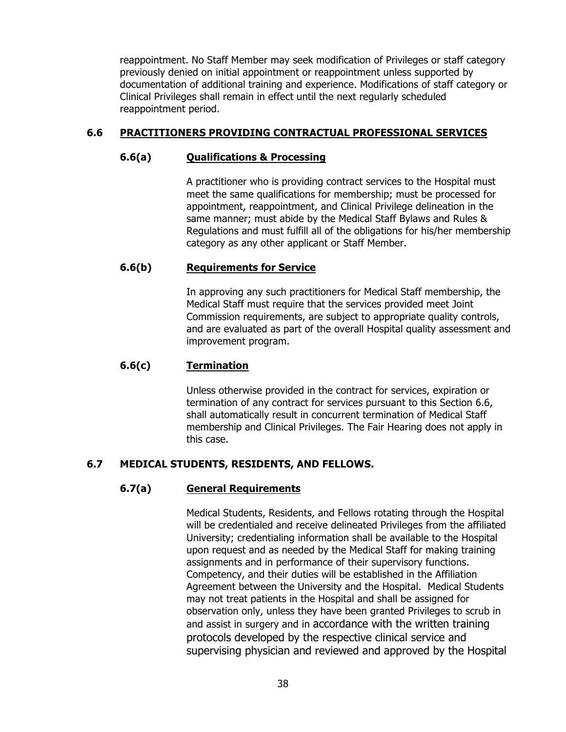reappointment. No Staff Member may seek modification of Privileges or staff category previously denied on initial appointment or reappointment unless supported by documentation of additional training and experience. Modifications of staff category or Clinical Privileges shall remain in effect until the next regularly scheduled reappointment period.

## 6.6 PRACTITIONERS PROVIDING CONTRACTUAL PROFESSIONAL SERVICES

### 6.6(a) Qualifications & Processing

A practitioner who is providing contract services to the Hospital must meet the same qualifications for membership; must be processed for appointment, reappointment, and Clinical Privilege delineation in the same manner; must abide by the Medical Staff Bylaws and Rules & Regulations and must fulfill all of the obligations for his/her membership category as any other applicant or Staff Member.

### 6.6(b) Requirements for Service

In approving any such practitioners for Medical Staff membership, the Medical Staff must require that the services provided meet Joint Commission requirements, are subject to appropriate quality controls, and are evaluated as part of the overall Hospital quality assessment and improvement program.

### 6.6(c) Termination

Unless otherwise provided in the contract for services, expiration or termination of any contract for services pursuant to this Section 6.6, shall automatically result in concurrent termination of Medical Staff membership and Clinical Privileges. The Fair Hearing does not apply in this case.

## 6.7 MEDICAL STUDENTS, RESIDENTS, AND FELLOWS.

### 6.7(a) General Requirements

Medical Students, Residents, and Fellows rotating through the Hospital will be credentialed and receive delineated Privileges from the affiliated University; credentialing information shall be available to the Hospital upon request and as needed by the Medical Staff for making training assignments and in performance of their supervisory functions. Competency, and their duties will be established in the Affiliation Agreement between the University and the Hospital. Medical Students may not treat patients in the Hospital and shall be assigned for observation only, unless they have been granted Privileges to scrub in and assist in surgery and in accordance with the written training protocols developed by the respective clinical service and supervising physician and reviewed and approved by the Hospital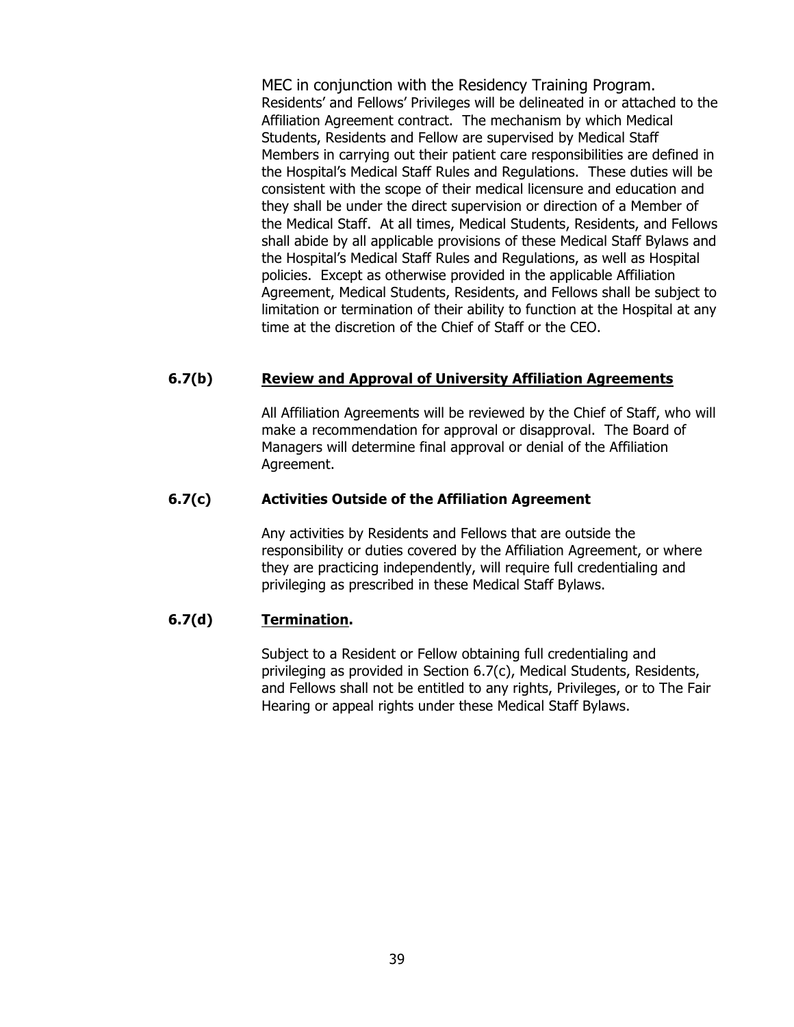MEC in conjunction with the Residency Training Program. Residents' and Fellows' Privileges will be delineated in or attached to the Affiliation Agreement contract. The mechanism by which Medical Students, Residents and Fellow are supervised by Medical Staff Members in carrying out their patient care responsibilities are defined in the Hospital's Medical Staff Rules and Regulations. These duties will be consistent with the scope of their medical licensure and education and they shall be under the direct supervision or direction of a Member of the Medical Staff. At all times, Medical Students, Residents, and Fellows shall abide by all applicable provisions of these Medical Staff Bylaws and the Hospital's Medical Staff Rules and Regulations, as well as Hospital policies. Except as otherwise provided in the applicable Affiliation Agreement, Medical Students, Residents, and Fellows shall be subject to limitation or termination of their ability to function at the Hospital at any time at the discretion of the Chief of Staff or the CEO.

**6.7(b) <u>Review and Approval of University Affiliation Agreements</u>**

All Affiliation Agreements will be reviewed by the Chief of Staff, who will make a recommendation for approval or disapproval. The Board of Managers will determine final approval or denial of the Affiliation Agreement.

**6.7(c) Activities Outside of the Affiliation Agreement**

Any activities by Residents and Fellows that are outside the responsibility or duties covered by the Affiliation Agreement, or where they are practicing independently, will require full credentialing and privileging as prescribed in these Medical Staff Bylaws.

**6.7(d) <u>Termination</u>.**

Subject to a Resident or Fellow obtaining full credentialing and privileging as provided in Section 6.7(c), Medical Students, Residents, and Fellows shall not be entitled to any rights, Privileges, or to The Fair Hearing or appeal rights under these Medical Staff Bylaws.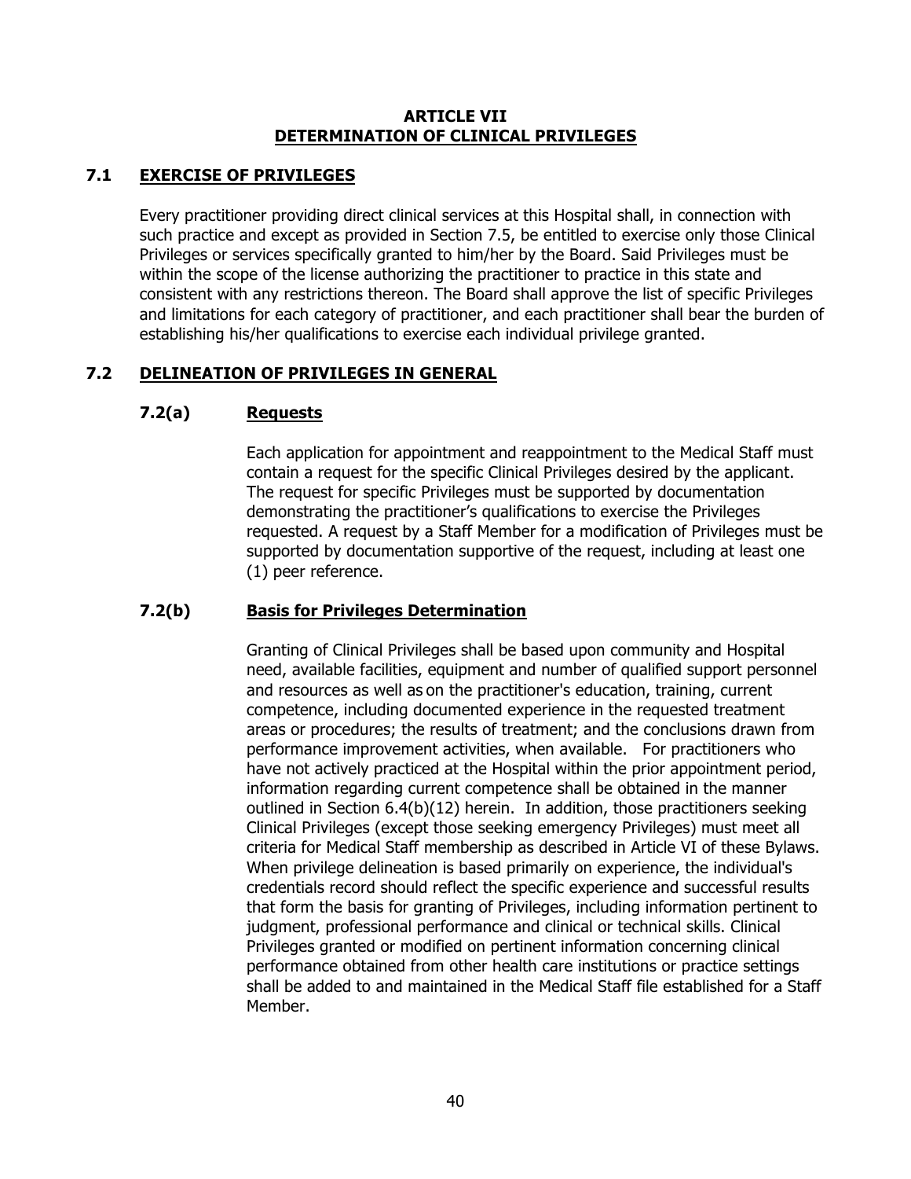# ARTICLE VII
# DETERMINATION OF CLINICAL PRIVILEGES

## 7.1 EXERCISE OF PRIVILEGES

Every practitioner providing direct clinical services at this Hospital shall, in connection with such practice and except as provided in Section 7.5, be entitled to exercise only those Clinical Privileges or services specifically granted to him/her by the Board. Said Privileges must be within the scope of the license authorizing the practitioner to practice in this state and consistent with any restrictions thereon. The Board shall approve the list of specific Privileges and limitations for each category of practitioner, and each practitioner shall bear the burden of establishing his/her qualifications to exercise each individual privilege granted.

## 7.2 DELINEATION OF PRIVILEGES IN GENERAL

### 7.2(a) Requests

Each application for appointment and reappointment to the Medical Staff must contain a request for the specific Clinical Privileges desired by the applicant. The request for specific Privileges must be supported by documentation demonstrating the practitioner's qualifications to exercise the Privileges requested. A request by a Staff Member for a modification of Privileges must be supported by documentation supportive of the request, including at least one (1) peer reference.

### 7.2(b) Basis for Privileges Determination

Granting of Clinical Privileges shall be based upon community and Hospital need, available facilities, equipment and number of qualified support personnel and resources as well as on the practitioner's education, training, current competence, including documented experience in the requested treatment areas or procedures; the results of treatment; and the conclusions drawn from performance improvement activities, when available. For practitioners who have not actively practiced at the Hospital within the prior appointment period, information regarding current competence shall be obtained in the manner outlined in Section 6.4(b)(12) herein. In addition, those practitioners seeking Clinical Privileges (except those seeking emergency Privileges) must meet all criteria for Medical Staff membership as described in Article VI of these Bylaws. When privilege delineation is based primarily on experience, the individual's credentials record should reflect the specific experience and successful results that form the basis for granting of Privileges, including information pertinent to judgment, professional performance and clinical or technical skills. Clinical Privileges granted or modified on pertinent information concerning clinical performance obtained from other health care institutions or practice settings shall be added to and maintained in the Medical Staff file established for a Staff Member.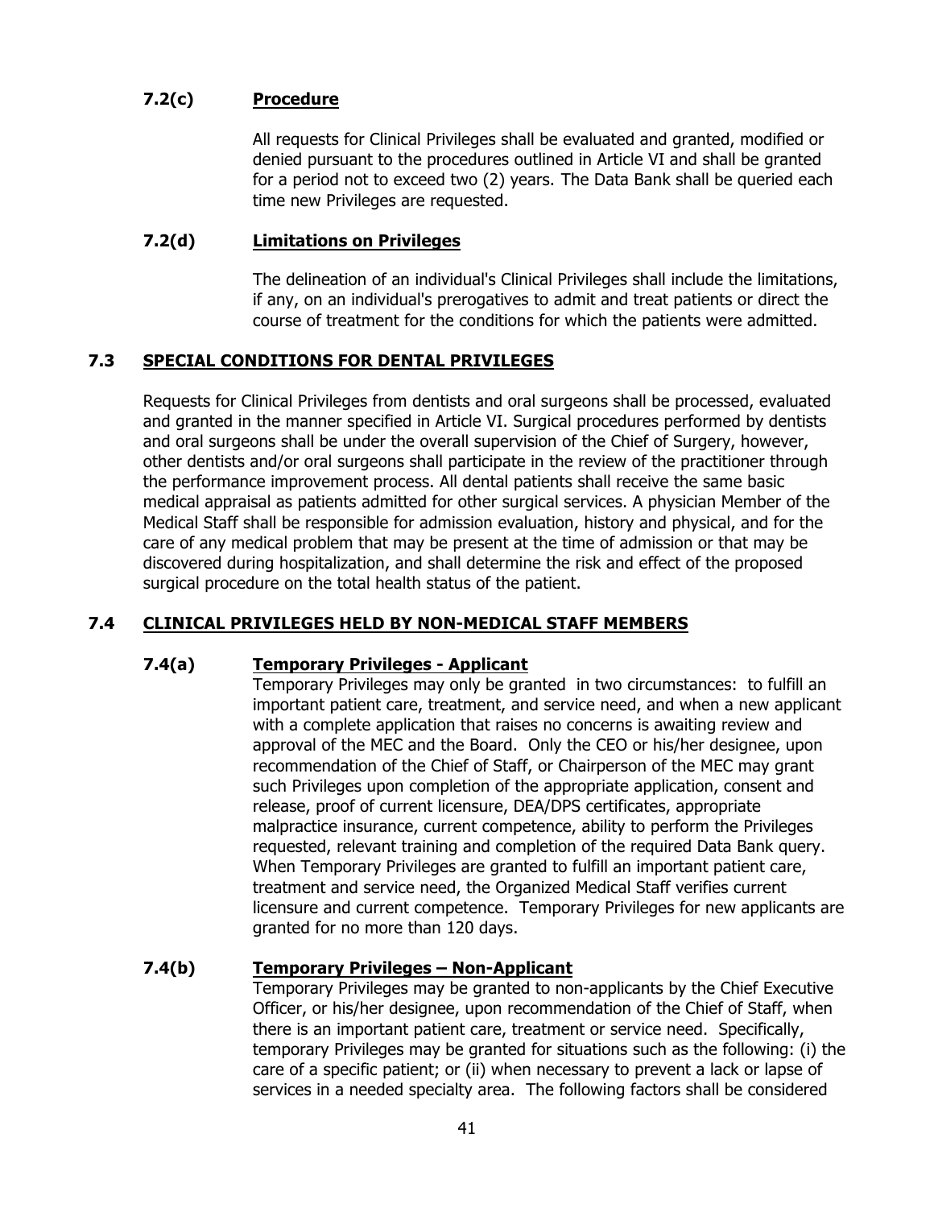### 7.2(c) Procedure

All requests for Clinical Privileges shall be evaluated and granted, modified or denied pursuant to the procedures outlined in Article VI and shall be granted for a period not to exceed two (2) years. The Data Bank shall be queried each time new Privileges are requested.

### 7.2(d) Limitations on Privileges

The delineation of an individual's Clinical Privileges shall include the limitations, if any, on an individual's prerogatives to admit and treat patients or direct the course of treatment for the conditions for which the patients were admitted.

## 7.3 SPECIAL CONDITIONS FOR DENTAL PRIVILEGES

Requests for Clinical Privileges from dentists and oral surgeons shall be processed, evaluated and granted in the manner specified in Article VI. Surgical procedures performed by dentists and oral surgeons shall be under the overall supervision of the Chief of Surgery, however, other dentists and/or oral surgeons shall participate in the review of the practitioner through the performance improvement process. All dental patients shall receive the same basic medical appraisal as patients admitted for other surgical services. A physician Member of the Medical Staff shall be responsible for admission evaluation, history and physical, and for the care of any medical problem that may be present at the time of admission or that may be discovered during hospitalization, and shall determine the risk and effect of the proposed surgical procedure on the total health status of the patient.

## 7.4 CLINICAL PRIVILEGES HELD BY NON-MEDICAL STAFF MEMBERS

### 7.4(a) Temporary Privileges - Applicant

Temporary Privileges may only be granted in two circumstances: to fulfill an important patient care, treatment, and service need, and when a new applicant with a complete application that raises no concerns is awaiting review and approval of the MEC and the Board. Only the CEO or his/her designee, upon recommendation of the Chief of Staff, or Chairperson of the MEC may grant such Privileges upon completion of the appropriate application, consent and release, proof of current licensure, DEA/DPS certificates, appropriate malpractice insurance, current competence, ability to perform the Privileges requested, relevant training and completion of the required Data Bank query. When Temporary Privileges are granted to fulfill an important patient care, treatment and service need, the Organized Medical Staff verifies current licensure and current competence. Temporary Privileges for new applicants are granted for no more than 120 days.

### 7.4(b) Temporary Privileges – Non-Applicant

Temporary Privileges may be granted to non-applicants by the Chief Executive Officer, or his/her designee, upon recommendation of the Chief of Staff, when there is an important patient care, treatment or service need. Specifically, temporary Privileges may be granted for situations such as the following: (i) the care of a specific patient; or (ii) when necessary to prevent a lack or lapse of services in a needed specialty area. The following factors shall be considered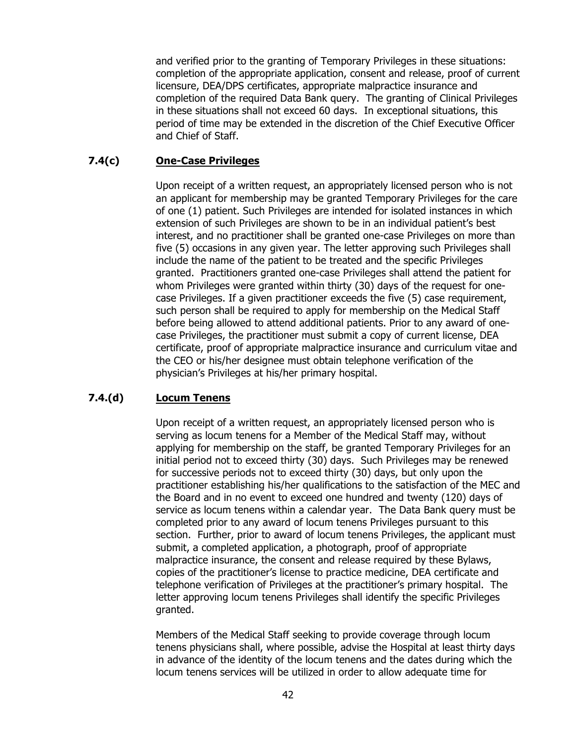and verified prior to the granting of Temporary Privileges in these situations: completion of the appropriate application, consent and release, proof of current licensure, DEA/DPS certificates, appropriate malpractice insurance and completion of the required Data Bank query. The granting of Clinical Privileges in these situations shall not exceed 60 days. In exceptional situations, this period of time may be extended in the discretion of the Chief Executive Officer and Chief of Staff.

### 7.4(c) One-Case Privileges

Upon receipt of a written request, an appropriately licensed person who is not an applicant for membership may be granted Temporary Privileges for the care of one (1) patient. Such Privileges are intended for isolated instances in which extension of such Privileges are shown to be in an individual patient's best interest, and no practitioner shall be granted one-case Privileges on more than five (5) occasions in any given year. The letter approving such Privileges shall include the name of the patient to be treated and the specific Privileges granted. Practitioners granted one-case Privileges shall attend the patient for whom Privileges were granted within thirty (30) days of the request for one-case Privileges. If a given practitioner exceeds the five (5) case requirement, such person shall be required to apply for membership on the Medical Staff before being allowed to attend additional patients. Prior to any award of one-case Privileges, the practitioner must submit a copy of current license, DEA certificate, proof of appropriate malpractice insurance and curriculum vitae and the CEO or his/her designee must obtain telephone verification of the physician's Privileges at his/her primary hospital.

### 7.4.(d) Locum Tenens

Upon receipt of a written request, an appropriately licensed person who is serving as locum tenens for a Member of the Medical Staff may, without applying for membership on the staff, be granted Temporary Privileges for an initial period not to exceed thirty (30) days. Such Privileges may be renewed for successive periods not to exceed thirty (30) days, but only upon the practitioner establishing his/her qualifications to the satisfaction of the MEC and the Board and in no event to exceed one hundred and twenty (120) days of service as locum tenens within a calendar year. The Data Bank query must be completed prior to any award of locum tenens Privileges pursuant to this section. Further, prior to award of locum tenens Privileges, the applicant must submit, a completed application, a photograph, proof of appropriate malpractice insurance, the consent and release required by these Bylaws, copies of the practitioner's license to practice medicine, DEA certificate and telephone verification of Privileges at the practitioner's primary hospital. The letter approving locum tenens Privileges shall identify the specific Privileges granted.

Members of the Medical Staff seeking to provide coverage through locum tenens physicians shall, where possible, advise the Hospital at least thirty days in advance of the identity of the locum tenens and the dates during which the locum tenens services will be utilized in order to allow adequate time for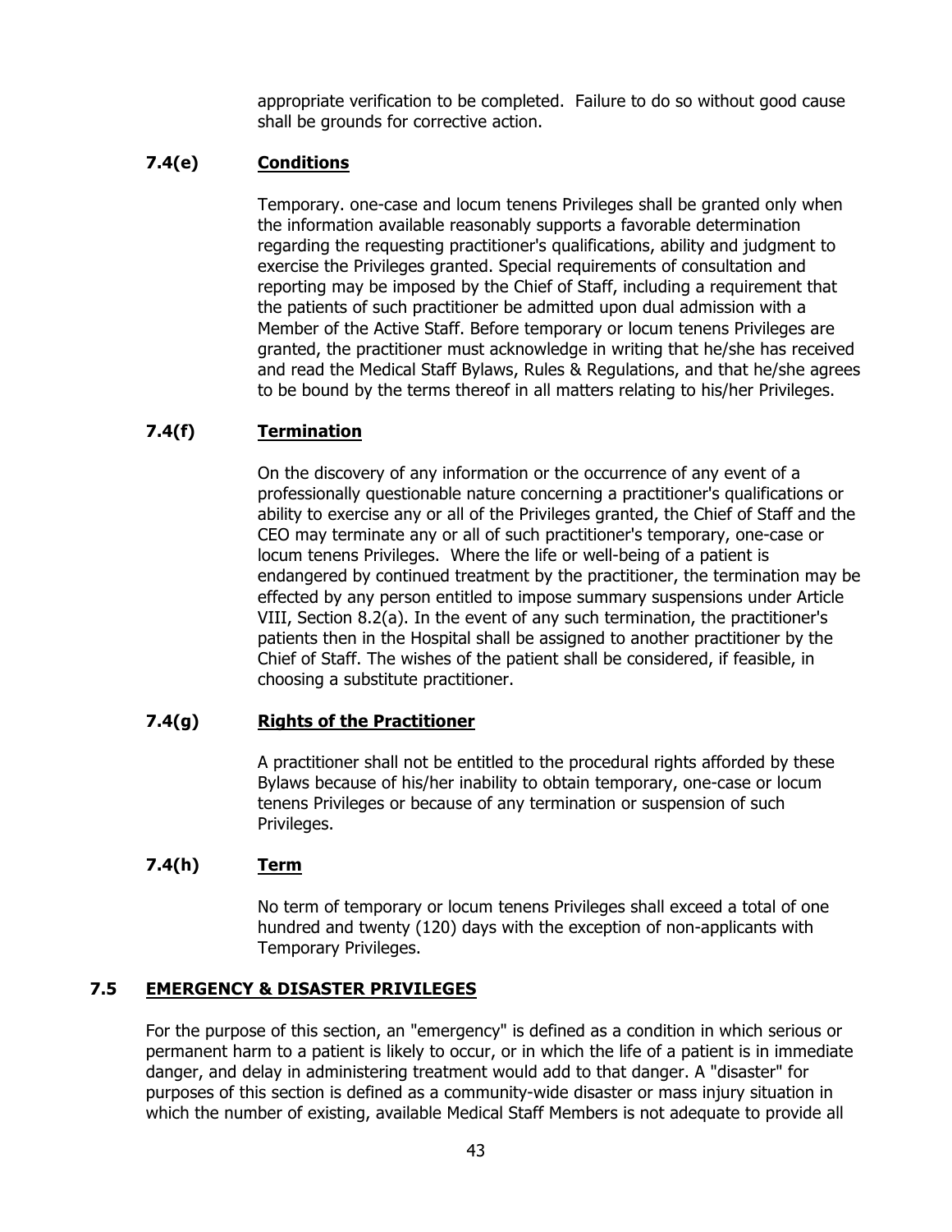appropriate verification to be completed. Failure to do so without good cause shall be grounds for corrective action.

### 7.4(e) <u>Conditions</u>

Temporary. one-case and locum tenens Privileges shall be granted only when the information available reasonably supports a favorable determination regarding the requesting practitioner's qualifications, ability and judgment to exercise the Privileges granted. Special requirements of consultation and reporting may be imposed by the Chief of Staff, including a requirement that the patients of such practitioner be admitted upon dual admission with a Member of the Active Staff. Before temporary or locum tenens Privileges are granted, the practitioner must acknowledge in writing that he/she has received and read the Medical Staff Bylaws, Rules & Regulations, and that he/she agrees to be bound by the terms thereof in all matters relating to his/her Privileges.

### 7.4(f) <u>Termination</u>

On the discovery of any information or the occurrence of any event of a professionally questionable nature concerning a practitioner's qualifications or ability to exercise any or all of the Privileges granted, the Chief of Staff and the CEO may terminate any or all of such practitioner's temporary, one-case or locum tenens Privileges. Where the life or well-being of a patient is endangered by continued treatment by the practitioner, the termination may be effected by any person entitled to impose summary suspensions under Article VIII, Section 8.2(a). In the event of any such termination, the practitioner's patients then in the Hospital shall be assigned to another practitioner by the Chief of Staff. The wishes of the patient shall be considered, if feasible, in choosing a substitute practitioner.

### 7.4(g) <u>Rights of the Practitioner</u>

A practitioner shall not be entitled to the procedural rights afforded by these Bylaws because of his/her inability to obtain temporary, one-case or locum tenens Privileges or because of any termination or suspension of such Privileges.

### 7.4(h) <u>Term</u>

No term of temporary or locum tenens Privileges shall exceed a total of one hundred and twenty (120) days with the exception of non-applicants with Temporary Privileges.

## 7.5 <u>EMERGENCY & DISASTER PRIVILEGES</u>

For the purpose of this section, an "emergency" is defined as a condition in which serious or permanent harm to a patient is likely to occur, or in which the life of a patient is in immediate danger, and delay in administering treatment would add to that danger. A "disaster" for purposes of this section is defined as a community-wide disaster or mass injury situation in which the number of existing, available Medical Staff Members is not adequate to provide all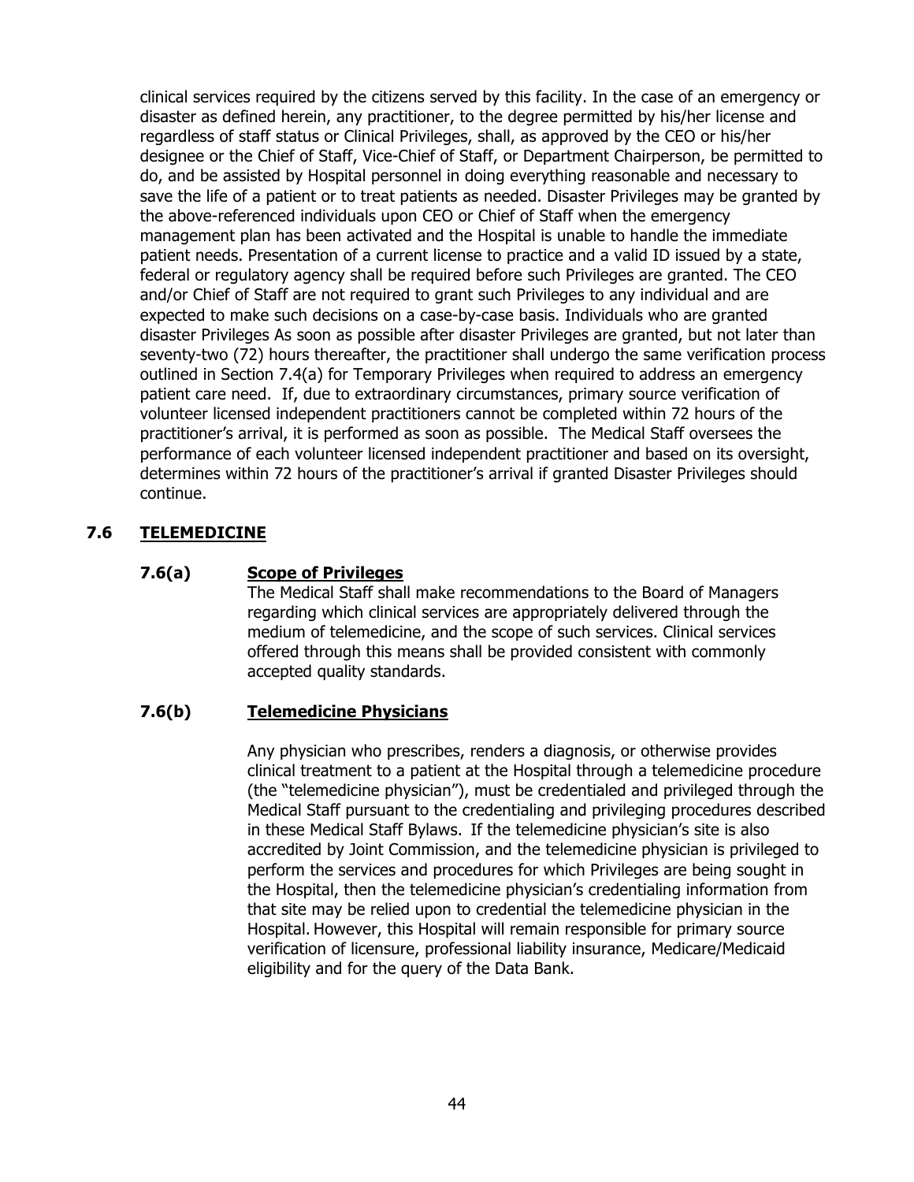clinical services required by the citizens served by this facility. In the case of an emergency or disaster as defined herein, any practitioner, to the degree permitted by his/her license and regardless of staff status or Clinical Privileges, shall, as approved by the CEO or his/her designee or the Chief of Staff, Vice-Chief of Staff, or Department Chairperson, be permitted to do, and be assisted by Hospital personnel in doing everything reasonable and necessary to save the life of a patient or to treat patients as needed. Disaster Privileges may be granted by the above-referenced individuals upon CEO or Chief of Staff when the emergency management plan has been activated and the Hospital is unable to handle the immediate patient needs. Presentation of a current license to practice and a valid ID issued by a state, federal or regulatory agency shall be required before such Privileges are granted. The CEO and/or Chief of Staff are not required to grant such Privileges to any individual and are expected to make such decisions on a case-by-case basis. Individuals who are granted disaster Privileges As soon as possible after disaster Privileges are granted, but not later than seventy-two (72) hours thereafter, the practitioner shall undergo the same verification process outlined in Section 7.4(a) for Temporary Privileges when required to address an emergency patient care need. If, due to extraordinary circumstances, primary source verification of volunteer licensed independent practitioners cannot be completed within 72 hours of the practitioner's arrival, it is performed as soon as possible. The Medical Staff oversees the performance of each volunteer licensed independent practitioner and based on its oversight, determines within 72 hours of the practitioner's arrival if granted Disaster Privileges should continue.

## 7.6 TELEMEDICINE

### 7.6(a) Scope of Privileges

The Medical Staff shall make recommendations to the Board of Managers regarding which clinical services are appropriately delivered through the medium of telemedicine, and the scope of such services. Clinical services offered through this means shall be provided consistent with commonly accepted quality standards.

### 7.6(b) Telemedicine Physicians

Any physician who prescribes, renders a diagnosis, or otherwise provides clinical treatment to a patient at the Hospital through a telemedicine procedure (the "telemedicine physician"), must be credentialed and privileged through the Medical Staff pursuant to the credentialing and privileging procedures described in these Medical Staff Bylaws. If the telemedicine physician's site is also accredited by Joint Commission, and the telemedicine physician is privileged to perform the services and procedures for which Privileges are being sought in the Hospital, then the telemedicine physician's credentialing information from that site may be relied upon to credential the telemedicine physician in the Hospital. However, this Hospital will remain responsible for primary source verification of licensure, professional liability insurance, Medicare/Medicaid eligibility and for the query of the Data Bank.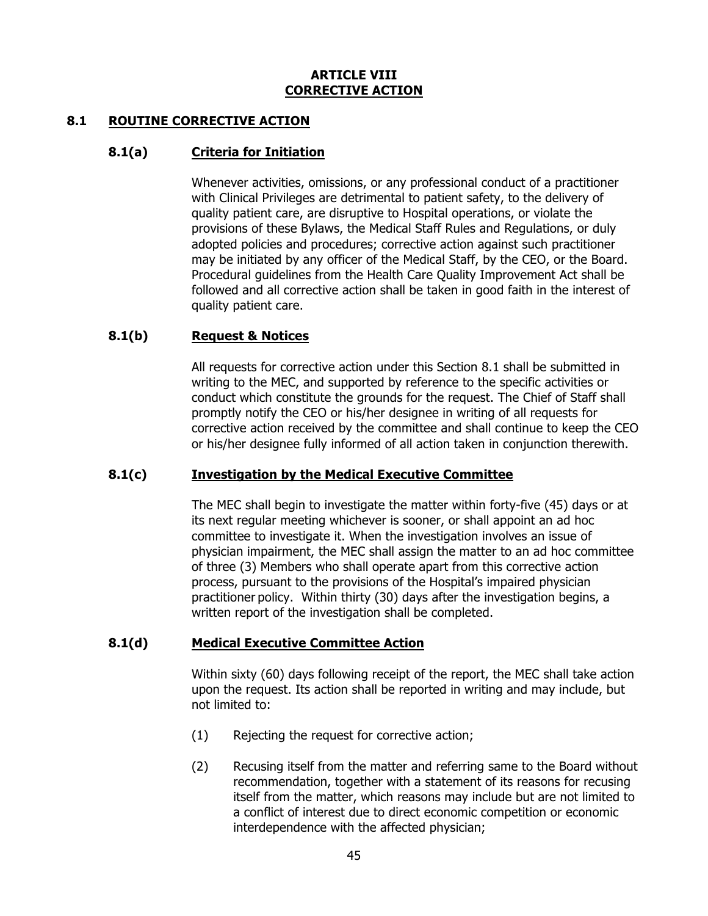# ARTICLE VIII
# CORRECTIVE ACTION

## 8.1 ROUTINE CORRECTIVE ACTION

### 8.1(a) Criteria for Initiation

Whenever activities, omissions, or any professional conduct of a practitioner with Clinical Privileges are detrimental to patient safety, to the delivery of quality patient care, are disruptive to Hospital operations, or violate the provisions of these Bylaws, the Medical Staff Rules and Regulations, or duly adopted policies and procedures; corrective action against such practitioner may be initiated by any officer of the Medical Staff, by the CEO, or the Board. Procedural guidelines from the Health Care Quality Improvement Act shall be followed and all corrective action shall be taken in good faith in the interest of quality patient care.

### 8.1(b) Request & Notices

All requests for corrective action under this Section 8.1 shall be submitted in writing to the MEC, and supported by reference to the specific activities or conduct which constitute the grounds for the request. The Chief of Staff shall promptly notify the CEO or his/her designee in writing of all requests for corrective action received by the committee and shall continue to keep the CEO or his/her designee fully informed of all action taken in conjunction therewith.

### 8.1(c) Investigation by the Medical Executive Committee

The MEC shall begin to investigate the matter within forty-five (45) days or at its next regular meeting whichever is sooner, or shall appoint an ad hoc committee to investigate it. When the investigation involves an issue of physician impairment, the MEC shall assign the matter to an ad hoc committee of three (3) Members who shall operate apart from this corrective action process, pursuant to the provisions of the Hospital's impaired physician practitioner policy. Within thirty (30) days after the investigation begins, a written report of the investigation shall be completed.

### 8.1(d) Medical Executive Committee Action

Within sixty (60) days following receipt of the report, the MEC shall take action upon the request. Its action shall be reported in writing and may include, but not limited to:

(1) Rejecting the request for corrective action;

(2) Recusing itself from the matter and referring same to the Board without recommendation, together with a statement of its reasons for recusing itself from the matter, which reasons may include but are not limited to a conflict of interest due to direct economic competition or economic interdependence with the affected physician;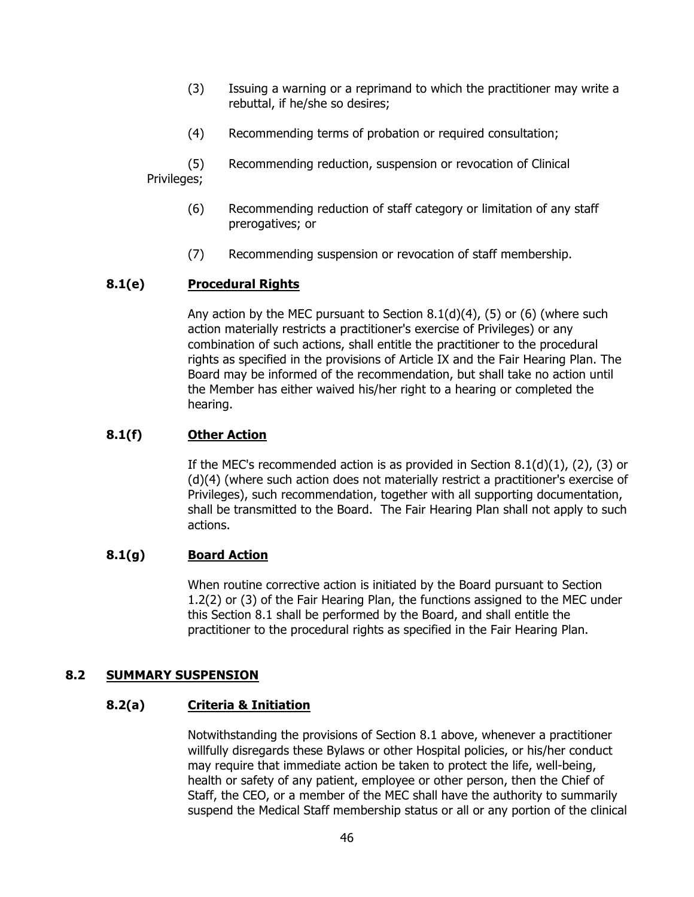(3) Issuing a warning or a reprimand to which the practitioner may write a rebuttal, if he/she so desires;

(4) Recommending terms of probation or required consultation;

(5) Recommending reduction, suspension or revocation of Clinical Privileges;

(6) Recommending reduction of staff category or limitation of any staff prerogatives; or

(7) Recommending suspension or revocation of staff membership.

### 8.1(e) Procedural Rights

Any action by the MEC pursuant to Section 8.1(d)(4), (5) or (6) (where such action materially restricts a practitioner's exercise of Privileges) or any combination of such actions, shall entitle the practitioner to the procedural rights as specified in the provisions of Article IX and the Fair Hearing Plan. The Board may be informed of the recommendation, but shall take no action until the Member has either waived his/her right to a hearing or completed the hearing.

### 8.1(f) Other Action

If the MEC's recommended action is as provided in Section 8.1(d)(1), (2), (3) or (d)(4) (where such action does not materially restrict a practitioner's exercise of Privileges), such recommendation, together with all supporting documentation, shall be transmitted to the Board. The Fair Hearing Plan shall not apply to such actions.

### 8.1(g) Board Action

When routine corrective action is initiated by the Board pursuant to Section 1.2(2) or (3) of the Fair Hearing Plan, the functions assigned to the MEC under this Section 8.1 shall be performed by the Board, and shall entitle the practitioner to the procedural rights as specified in the Fair Hearing Plan.

## 8.2 SUMMARY SUSPENSION

### 8.2(a) Criteria & Initiation

Notwithstanding the provisions of Section 8.1 above, whenever a practitioner willfully disregards these Bylaws or other Hospital policies, or his/her conduct may require that immediate action be taken to protect the life, well-being, health or safety of any patient, employee or other person, then the Chief of Staff, the CEO, or a member of the MEC shall have the authority to summarily suspend the Medical Staff membership status or all or any portion of the clinical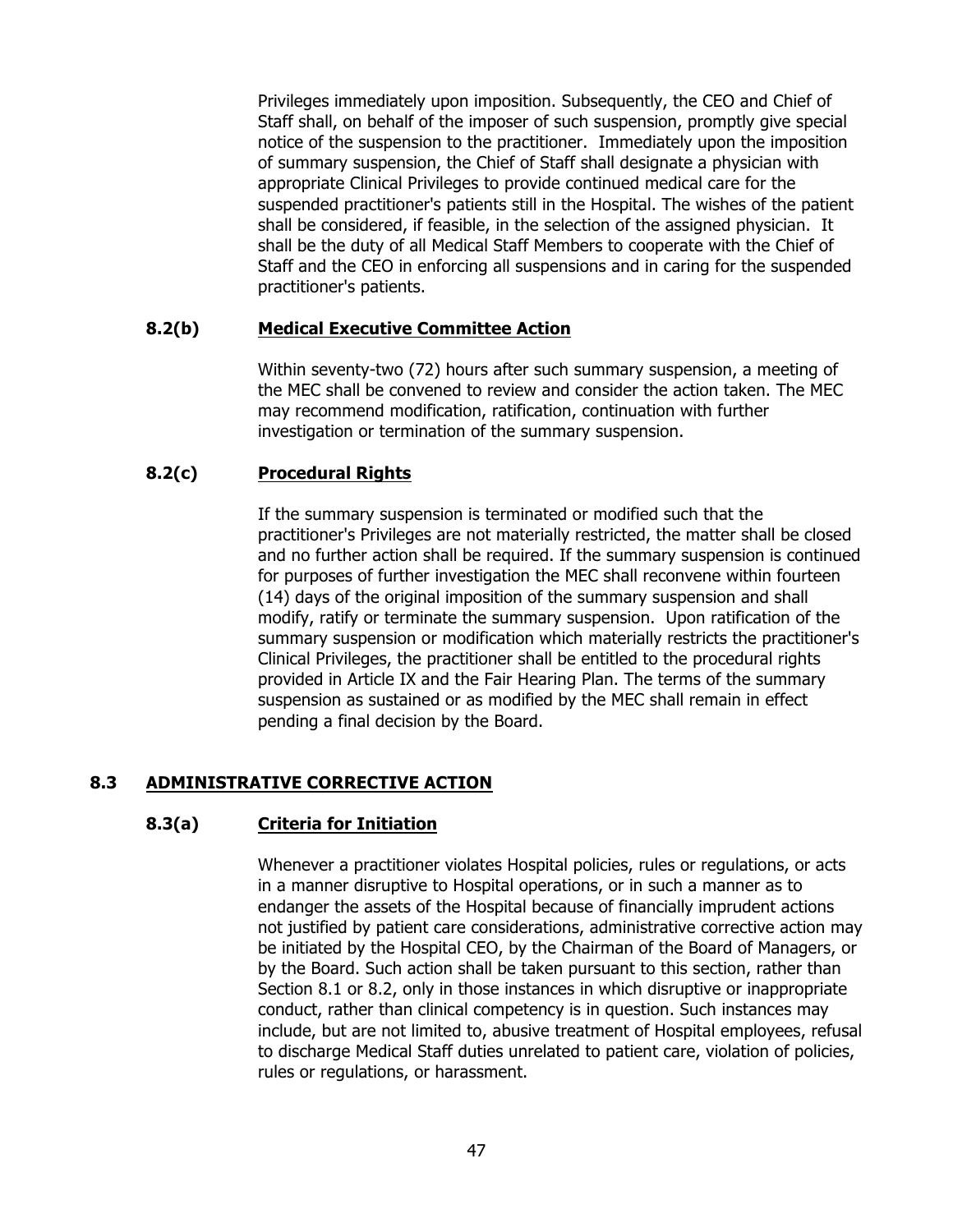Privileges immediately upon imposition. Subsequently, the CEO and Chief of Staff shall, on behalf of the imposer of such suspension, promptly give special notice of the suspension to the practitioner. Immediately upon the imposition of summary suspension, the Chief of Staff shall designate a physician with appropriate Clinical Privileges to provide continued medical care for the suspended practitioner's patients still in the Hospital. The wishes of the patient shall be considered, if feasible, in the selection of the assigned physician. It shall be the duty of all Medical Staff Members to cooperate with the Chief of Staff and the CEO in enforcing all suspensions and in caring for the suspended practitioner's patients.

### 8.2(b) Medical Executive Committee Action

Within seventy-two (72) hours after such summary suspension, a meeting of the MEC shall be convened to review and consider the action taken. The MEC may recommend modification, ratification, continuation with further investigation or termination of the summary suspension.

### 8.2(c) Procedural Rights

If the summary suspension is terminated or modified such that the practitioner's Privileges are not materially restricted, the matter shall be closed and no further action shall be required. If the summary suspension is continued for purposes of further investigation the MEC shall reconvene within fourteen (14) days of the original imposition of the summary suspension and shall modify, ratify or terminate the summary suspension. Upon ratification of the summary suspension or modification which materially restricts the practitioner's Clinical Privileges, the practitioner shall be entitled to the procedural rights provided in Article IX and the Fair Hearing Plan. The terms of the summary suspension as sustained or as modified by the MEC shall remain in effect pending a final decision by the Board.

## 8.3 ADMINISTRATIVE CORRECTIVE ACTION

### 8.3(a) Criteria for Initiation

Whenever a practitioner violates Hospital policies, rules or regulations, or acts in a manner disruptive to Hospital operations, or in such a manner as to endanger the assets of the Hospital because of financially imprudent actions not justified by patient care considerations, administrative corrective action may be initiated by the Hospital CEO, by the Chairman of the Board of Managers, or by the Board. Such action shall be taken pursuant to this section, rather than Section 8.1 or 8.2, only in those instances in which disruptive or inappropriate conduct, rather than clinical competency is in question. Such instances may include, but are not limited to, abusive treatment of Hospital employees, refusal to discharge Medical Staff duties unrelated to patient care, violation of policies, rules or regulations, or harassment.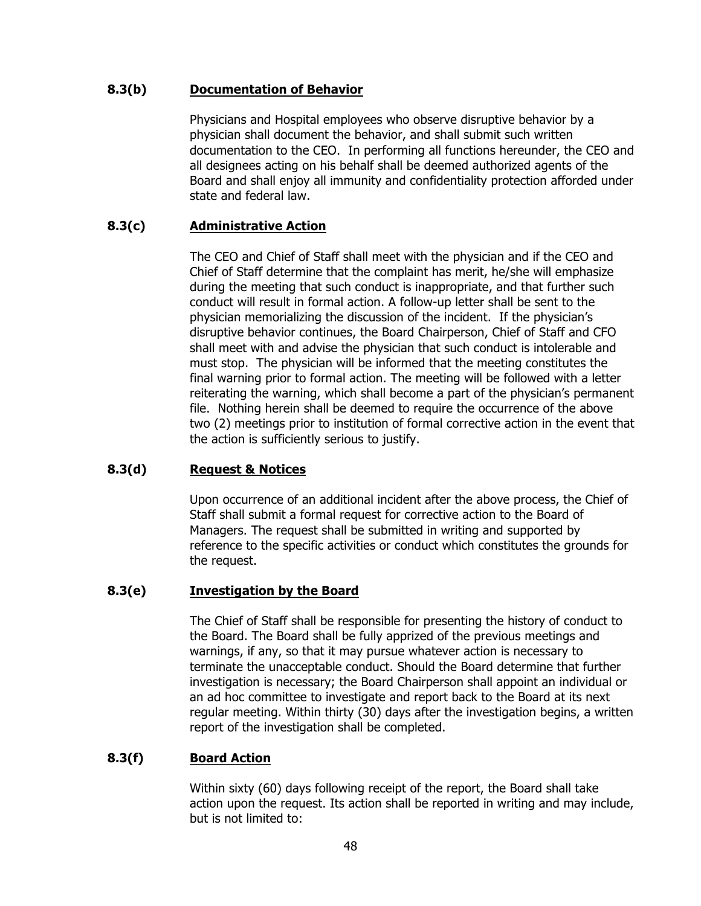### 8.3(b) <u>Documentation of Behavior</u>

Physicians and Hospital employees who observe disruptive behavior by a physician shall document the behavior, and shall submit such written documentation to the CEO. In performing all functions hereunder, the CEO and all designees acting on his behalf shall be deemed authorized agents of the Board and shall enjoy all immunity and confidentiality protection afforded under state and federal law.

### 8.3(c) <u>Administrative Action</u>

The CEO and Chief of Staff shall meet with the physician and if the CEO and Chief of Staff determine that the complaint has merit, he/she will emphasize during the meeting that such conduct is inappropriate, and that further such conduct will result in formal action. A follow-up letter shall be sent to the physician memorializing the discussion of the incident. If the physician's disruptive behavior continues, the Board Chairperson, Chief of Staff and CFO shall meet with and advise the physician that such conduct is intolerable and must stop. The physician will be informed that the meeting constitutes the final warning prior to formal action. The meeting will be followed with a letter reiterating the warning, which shall become a part of the physician's permanent file. Nothing herein shall be deemed to require the occurrence of the above two (2) meetings prior to institution of formal corrective action in the event that the action is sufficiently serious to justify.

### 8.3(d) <u>Request & Notices</u>

Upon occurrence of an additional incident after the above process, the Chief of Staff shall submit a formal request for corrective action to the Board of Managers. The request shall be submitted in writing and supported by reference to the specific activities or conduct which constitutes the grounds for the request.

### 8.3(e) <u>Investigation by the Board</u>

The Chief of Staff shall be responsible for presenting the history of conduct to the Board. The Board shall be fully apprized of the previous meetings and warnings, if any, so that it may pursue whatever action is necessary to terminate the unacceptable conduct. Should the Board determine that further investigation is necessary; the Board Chairperson shall appoint an individual or an ad hoc committee to investigate and report back to the Board at its next regular meeting. Within thirty (30) days after the investigation begins, a written report of the investigation shall be completed.

### 8.3(f) <u>Board Action</u>

Within sixty (60) days following receipt of the report, the Board shall take action upon the request. Its action shall be reported in writing and may include, but is not limited to: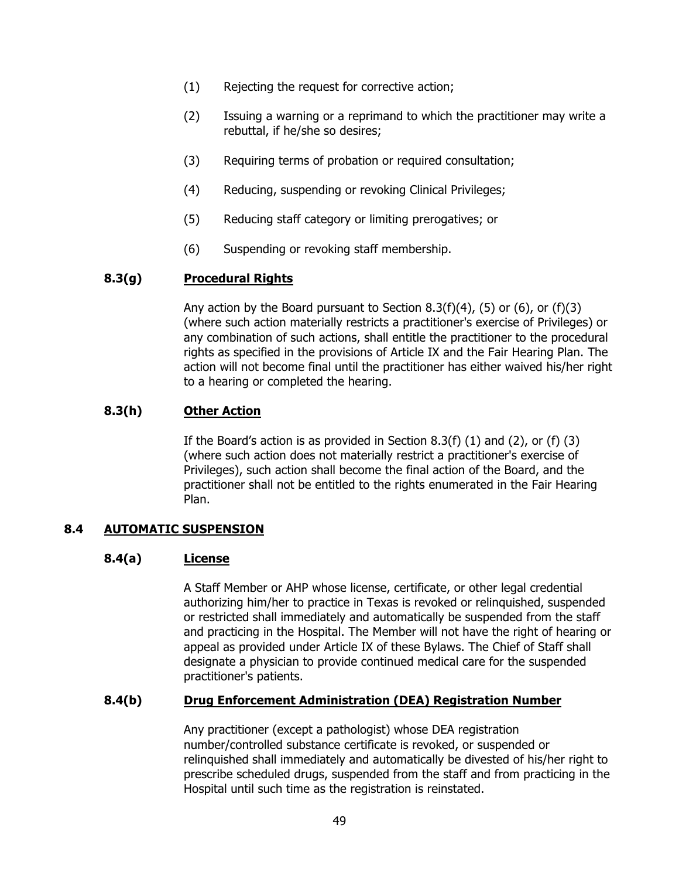(1) Rejecting the request for corrective action;

(2) Issuing a warning or a reprimand to which the practitioner may write a rebuttal, if he/she so desires;

(3) Requiring terms of probation or required consultation;

(4) Reducing, suspending or revoking Clinical Privileges;

(5) Reducing staff category or limiting prerogatives; or

(6) Suspending or revoking staff membership.

### 8.3(g) <u>Procedural Rights</u>

Any action by the Board pursuant to Section 8.3(f)(4), (5) or (6), or (f)(3) (where such action materially restricts a practitioner's exercise of Privileges) or any combination of such actions, shall entitle the practitioner to the procedural rights as specified in the provisions of Article IX and the Fair Hearing Plan. The action will not become final until the practitioner has either waived his/her right to a hearing or completed the hearing.

### 8.3(h) <u>Other Action</u>

If the Board's action is as provided in Section 8.3(f) (1) and (2), or (f) (3) (where such action does not materially restrict a practitioner's exercise of Privileges), such action shall become the final action of the Board, and the practitioner shall not be entitled to the rights enumerated in the Fair Hearing Plan.

## 8.4 <u>AUTOMATIC SUSPENSION</u>

### 8.4(a) <u>License</u>

A Staff Member or AHP whose license, certificate, or other legal credential authorizing him/her to practice in Texas is revoked or relinquished, suspended or restricted shall immediately and automatically be suspended from the staff and practicing in the Hospital. The Member will not have the right of hearing or appeal as provided under Article IX of these Bylaws. The Chief of Staff shall designate a physician to provide continued medical care for the suspended practitioner's patients.

### 8.4(b) <u>Drug Enforcement Administration (DEA) Registration Number</u>

Any practitioner (except a pathologist) whose DEA registration number/controlled substance certificate is revoked, or suspended or relinquished shall immediately and automatically be divested of his/her right to prescribe scheduled drugs, suspended from the staff and from practicing in the Hospital until such time as the registration is reinstated.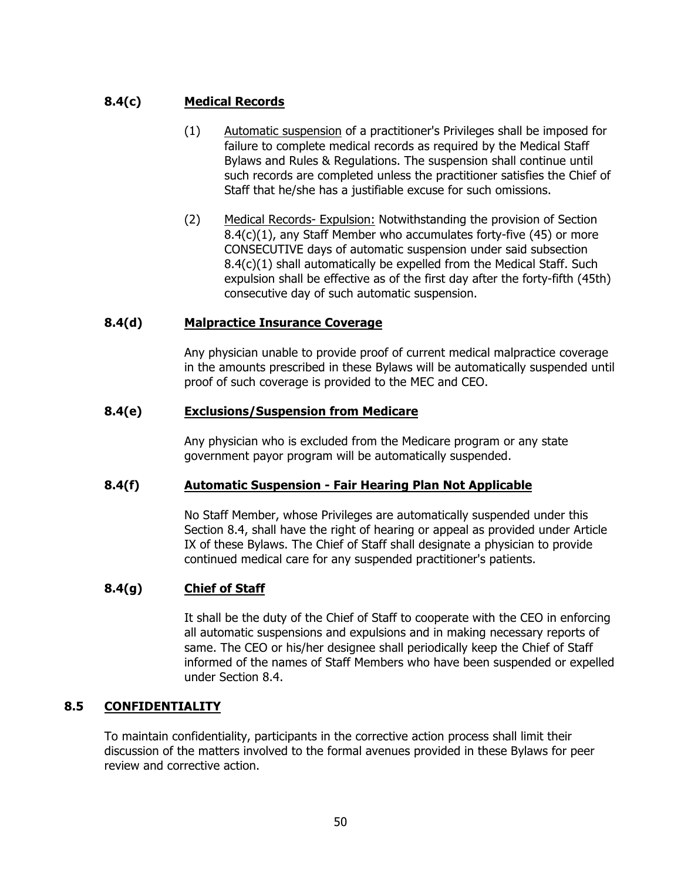### 8.4(c) Medical Records

(1) Automatic suspension of a practitioner's Privileges shall be imposed for failure to complete medical records as required by the Medical Staff Bylaws and Rules & Regulations. The suspension shall continue until such records are completed unless the practitioner satisfies the Chief of Staff that he/she has a justifiable excuse for such omissions.

(2) Medical Records- Expulsion: Notwithstanding the provision of Section 8.4(c)(1), any Staff Member who accumulates forty-five (45) or more CONSECUTIVE days of automatic suspension under said subsection 8.4(c)(1) shall automatically be expelled from the Medical Staff. Such expulsion shall be effective as of the first day after the forty-fifth (45th) consecutive day of such automatic suspension.

### 8.4(d) Malpractice Insurance Coverage

Any physician unable to provide proof of current medical malpractice coverage in the amounts prescribed in these Bylaws will be automatically suspended until proof of such coverage is provided to the MEC and CEO.

### 8.4(e) Exclusions/Suspension from Medicare

Any physician who is excluded from the Medicare program or any state government payor program will be automatically suspended.

### 8.4(f) Automatic Suspension - Fair Hearing Plan Not Applicable

No Staff Member, whose Privileges are automatically suspended under this Section 8.4, shall have the right of hearing or appeal as provided under Article IX of these Bylaws. The Chief of Staff shall designate a physician to provide continued medical care for any suspended practitioner's patients.

### 8.4(g) Chief of Staff

It shall be the duty of the Chief of Staff to cooperate with the CEO in enforcing all automatic suspensions and expulsions and in making necessary reports of same. The CEO or his/her designee shall periodically keep the Chief of Staff informed of the names of Staff Members who have been suspended or expelled under Section 8.4.

## 8.5 CONFIDENTIALITY

To maintain confidentiality, participants in the corrective action process shall limit their discussion of the matters involved to the formal avenues provided in these Bylaws for peer review and corrective action.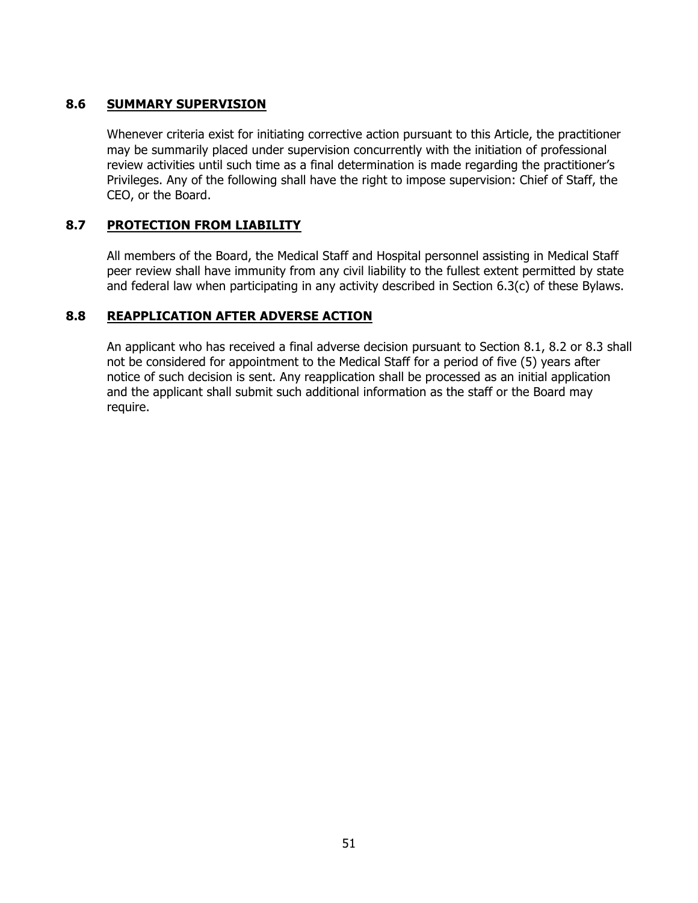### 8.6 **SUMMARY SUPERVISION**

Whenever criteria exist for initiating corrective action pursuant to this Article, the practitioner may be summarily placed under supervision concurrently with the initiation of professional review activities until such time as a final determination is made regarding the practitioner's Privileges. Any of the following shall have the right to impose supervision: Chief of Staff, the CEO, or the Board.

### 8.7 **PROTECTION FROM LIABILITY**

All members of the Board, the Medical Staff and Hospital personnel assisting in Medical Staff peer review shall have immunity from any civil liability to the fullest extent permitted by state and federal law when participating in any activity described in Section 6.3(c) of these Bylaws.

### 8.8 **REAPPLICATION AFTER ADVERSE ACTION**

An applicant who has received a final adverse decision pursuant to Section 8.1, 8.2 or 8.3 shall not be considered for appointment to the Medical Staff for a period of five (5) years after notice of such decision is sent. Any reapplication shall be processed as an initial application and the applicant shall submit such additional information as the staff or the Board may require.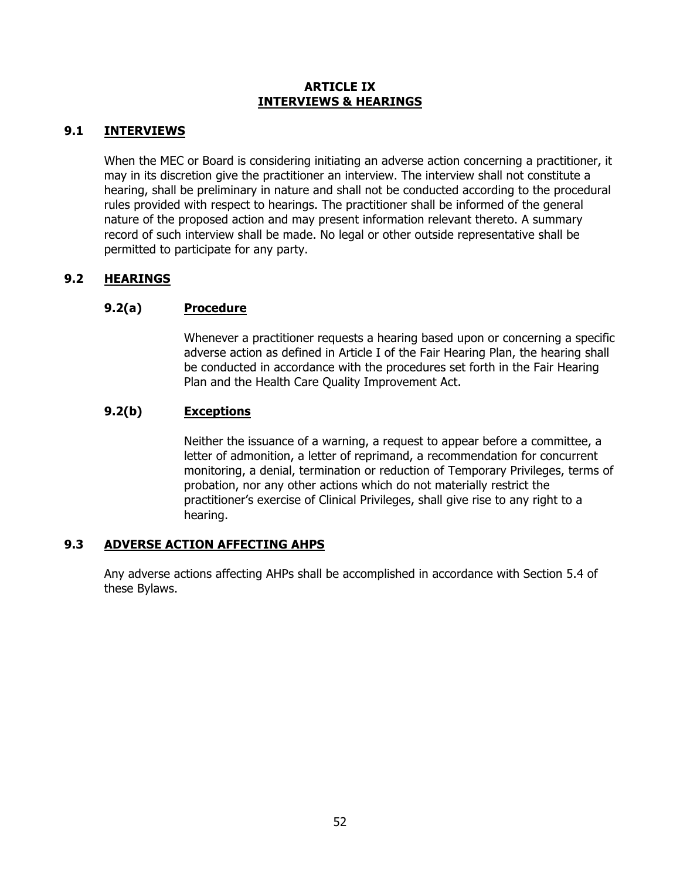# ARTICLE IX
# INTERVIEWS & HEARINGS

## 9.1 INTERVIEWS

When the MEC or Board is considering initiating an adverse action concerning a practitioner, it may in its discretion give the practitioner an interview. The interview shall not constitute a hearing, shall be preliminary in nature and shall not be conducted according to the procedural rules provided with respect to hearings. The practitioner shall be informed of the general nature of the proposed action and may present information relevant thereto. A summary record of such interview shall be made. No legal or other outside representative shall be permitted to participate for any party.

## 9.2 HEARINGS

### 9.2(a) Procedure

Whenever a practitioner requests a hearing based upon or concerning a specific adverse action as defined in Article I of the Fair Hearing Plan, the hearing shall be conducted in accordance with the procedures set forth in the Fair Hearing Plan and the Health Care Quality Improvement Act.

### 9.2(b) Exceptions

Neither the issuance of a warning, a request to appear before a committee, a letter of admonition, a letter of reprimand, a recommendation for concurrent monitoring, a denial, termination or reduction of Temporary Privileges, terms of probation, nor any other actions which do not materially restrict the practitioner's exercise of Clinical Privileges, shall give rise to any right to a hearing.

## 9.3 ADVERSE ACTION AFFECTING AHPS

Any adverse actions affecting AHPs shall be accomplished in accordance with Section 5.4 of these Bylaws.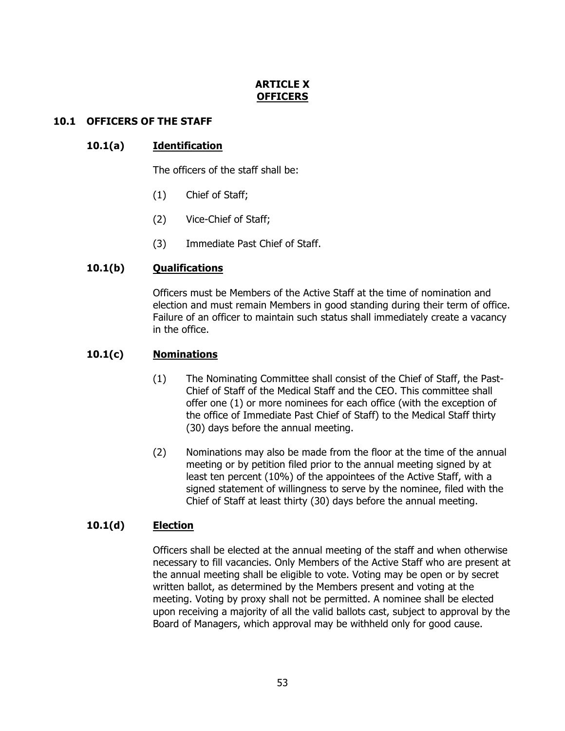# ARTICLE X
## OFFICERS

### 10.1 OFFICERS OF THE STAFF

#### 10.1(a) Identification

The officers of the staff shall be:

(1) Chief of Staff;

(2) Vice-Chief of Staff;

(3) Immediate Past Chief of Staff.

#### 10.1(b) Qualifications

Officers must be Members of the Active Staff at the time of nomination and election and must remain Members in good standing during their term of office. Failure of an officer to maintain such status shall immediately create a vacancy in the office.

#### 10.1(c) Nominations

(1) The Nominating Committee shall consist of the Chief of Staff, the Past-Chief of Staff of the Medical Staff and the CEO. This committee shall offer one (1) or more nominees for each office (with the exception of the office of Immediate Past Chief of Staff) to the Medical Staff thirty (30) days before the annual meeting.

(2) Nominations may also be made from the floor at the time of the annual meeting or by petition filed prior to the annual meeting signed by at least ten percent (10%) of the appointees of the Active Staff, with a signed statement of willingness to serve by the nominee, filed with the Chief of Staff at least thirty (30) days before the annual meeting.

#### 10.1(d) Election

Officers shall be elected at the annual meeting of the staff and when otherwise necessary to fill vacancies. Only Members of the Active Staff who are present at the annual meeting shall be eligible to vote. Voting may be open or by secret written ballot, as determined by the Members present and voting at the meeting. Voting by proxy shall not be permitted. A nominee shall be elected upon receiving a majority of all the valid ballots cast, subject to approval by the Board of Managers, which approval may be withheld only for good cause.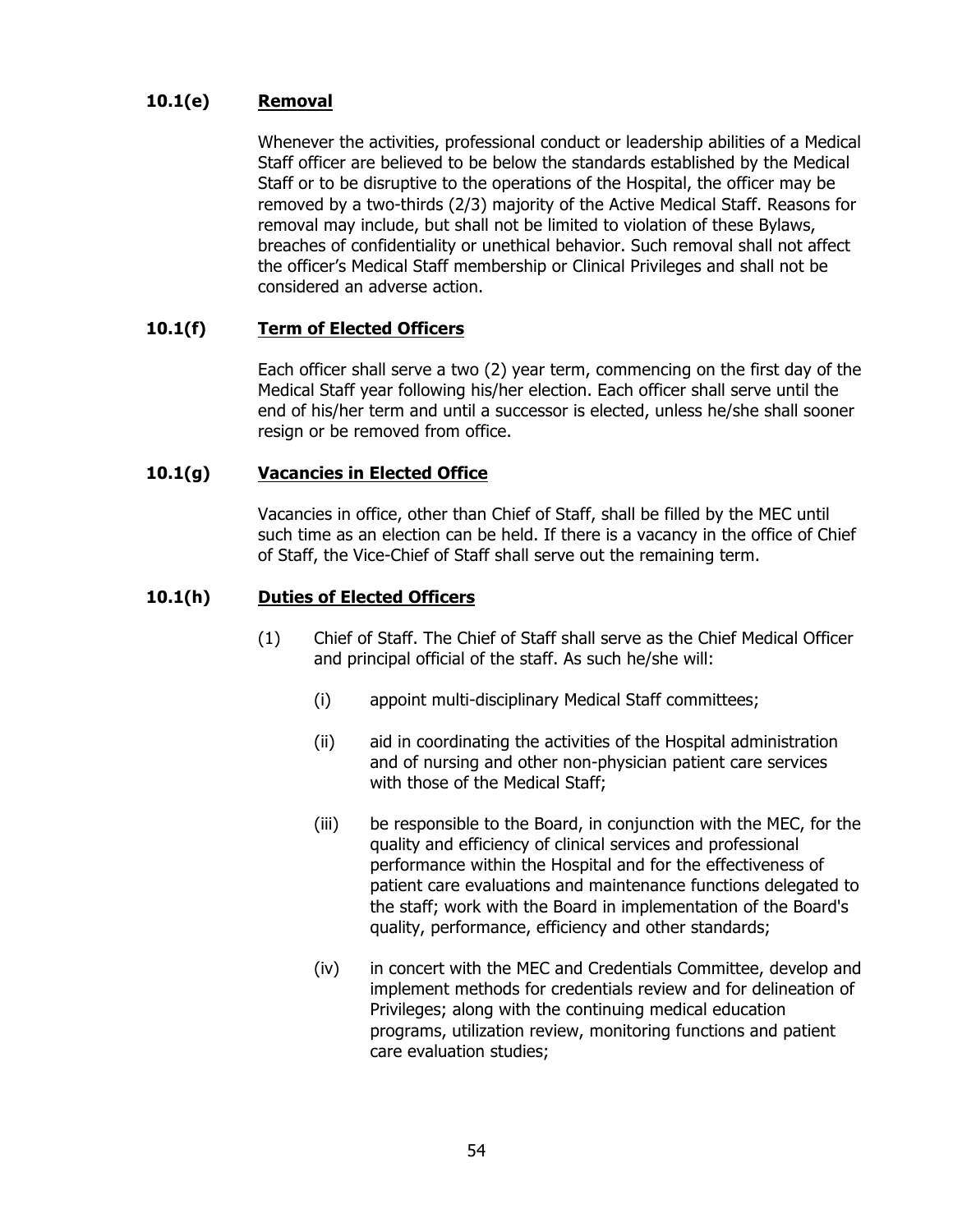#### 10.1(e) Removal

Whenever the activities, professional conduct or leadership abilities of a Medical Staff officer are believed to be below the standards established by the Medical Staff or to be disruptive to the operations of the Hospital, the officer may be removed by a two-thirds (2/3) majority of the Active Medical Staff. Reasons for removal may include, but shall not be limited to violation of these Bylaws, breaches of confidentiality or unethical behavior. Such removal shall not affect the officer's Medical Staff membership or Clinical Privileges and shall not be considered an adverse action.

#### 10.1(f) Term of Elected Officers

Each officer shall serve a two (2) year term, commencing on the first day of the Medical Staff year following his/her election. Each officer shall serve until the end of his/her term and until a successor is elected, unless he/she shall sooner resign or be removed from office.

#### 10.1(g) Vacancies in Elected Office

Vacancies in office, other than Chief of Staff, shall be filled by the MEC until such time as an election can be held. If there is a vacancy in the office of Chief of Staff, the Vice-Chief of Staff shall serve out the remaining term.

#### 10.1(h) Duties of Elected Officers

(1) Chief of Staff. The Chief of Staff shall serve as the Chief Medical Officer and principal official of the staff. As such he/she will:

- (i) appoint multi-disciplinary Medical Staff committees;
- (ii) aid in coordinating the activities of the Hospital administration and of nursing and other non-physician patient care services with those of the Medical Staff;
- (iii) be responsible to the Board, in conjunction with the MEC, for the quality and efficiency of clinical services and professional performance within the Hospital and for the effectiveness of patient care evaluations and maintenance functions delegated to the staff; work with the Board in implementation of the Board's quality, performance, efficiency and other standards;
- (iv) in concert with the MEC and Credentials Committee, develop and implement methods for credentials review and for delineation of Privileges; along with the continuing medical education programs, utilization review, monitoring functions and patient care evaluation studies;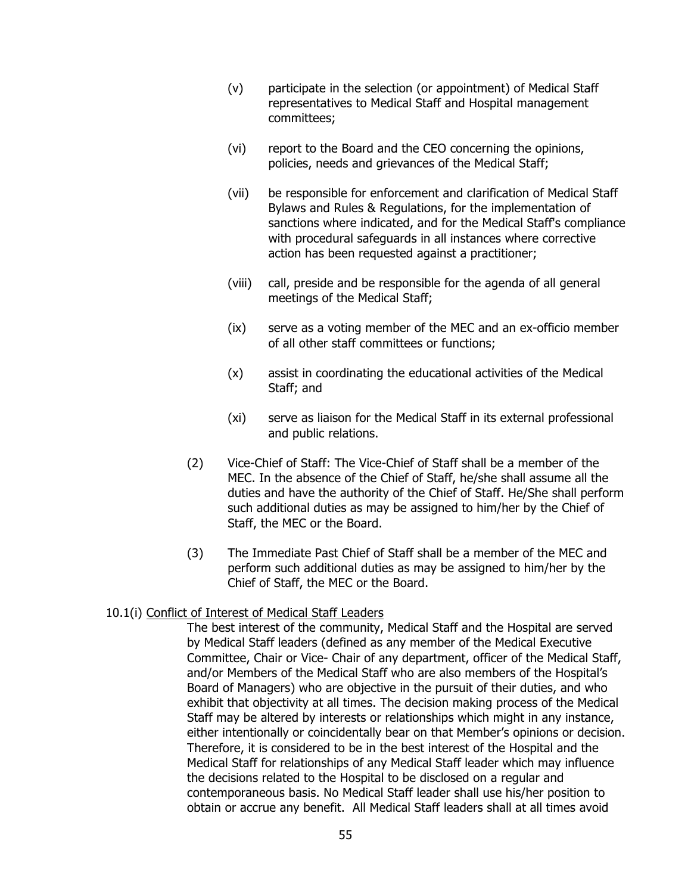(v) participate in the selection (or appointment) of Medical Staff representatives to Medical Staff and Hospital management committees;

(vi) report to the Board and the CEO concerning the opinions, policies, needs and grievances of the Medical Staff;

(vii) be responsible for enforcement and clarification of Medical Staff Bylaws and Rules & Regulations, for the implementation of sanctions where indicated, and for the Medical Staff's compliance with procedural safeguards in all instances where corrective action has been requested against a practitioner;

(viii) call, preside and be responsible for the agenda of all general meetings of the Medical Staff;

(ix) serve as a voting member of the MEC and an ex-officio member of all other staff committees or functions;

(x) assist in coordinating the educational activities of the Medical Staff; and

(xi) serve as liaison for the Medical Staff in its external professional and public relations.

(2) Vice-Chief of Staff: The Vice-Chief of Staff shall be a member of the MEC. In the absence of the Chief of Staff, he/she shall assume all the duties and have the authority of the Chief of Staff. He/She shall perform such additional duties as may be assigned to him/her by the Chief of Staff, the MEC or the Board.

(3) The Immediate Past Chief of Staff shall be a member of the MEC and perform such additional duties as may be assigned to him/her by the Chief of Staff, the MEC or the Board.

10.1(i) Conflict of Interest of Medical Staff Leaders

The best interest of the community, Medical Staff and the Hospital are served by Medical Staff leaders (defined as any member of the Medical Executive Committee, Chair or Vice- Chair of any department, officer of the Medical Staff, and/or Members of the Medical Staff who are also members of the Hospital's Board of Managers) who are objective in the pursuit of their duties, and who exhibit that objectivity at all times. The decision making process of the Medical Staff may be altered by interests or relationships which might in any instance, either intentionally or coincidentally bear on that Member's opinions or decision. Therefore, it is considered to be in the best interest of the Hospital and the Medical Staff for relationships of any Medical Staff leader which may influence the decisions related to the Hospital to be disclosed on a regular and contemporaneous basis. No Medical Staff leader shall use his/her position to obtain or accrue any benefit. All Medical Staff leaders shall at all times avoid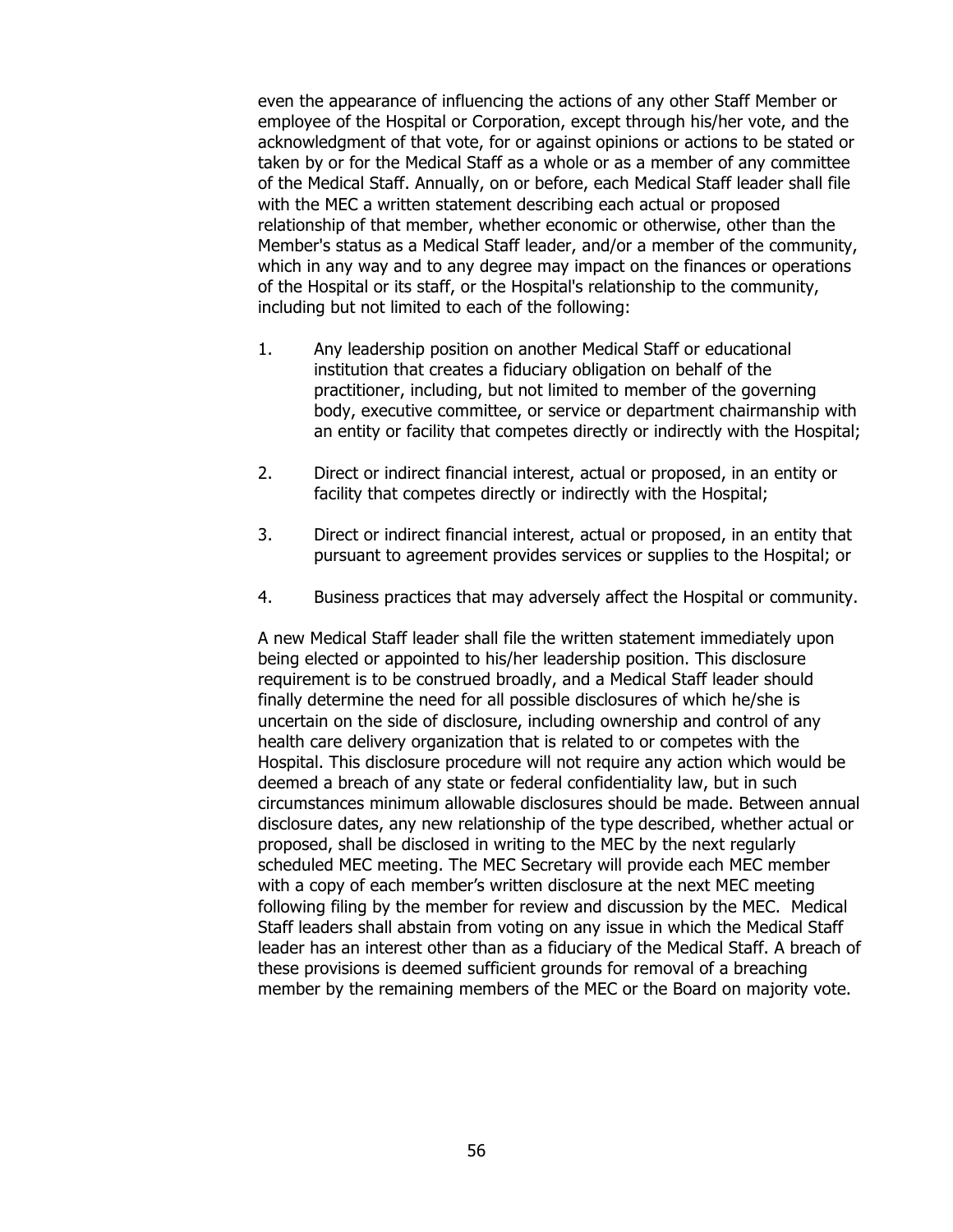even the appearance of influencing the actions of any other Staff Member or employee of the Hospital or Corporation, except through his/her vote, and the acknowledgment of that vote, for or against opinions or actions to be stated or taken by or for the Medical Staff as a whole or as a member of any committee of the Medical Staff. Annually, on or before, each Medical Staff leader shall file with the MEC a written statement describing each actual or proposed relationship of that member, whether economic or otherwise, other than the Member's status as a Medical Staff leader, and/or a member of the community, which in any way and to any degree may impact on the finances or operations of the Hospital or its staff, or the Hospital's relationship to the community, including but not limited to each of the following:

1. Any leadership position on another Medical Staff or educational institution that creates a fiduciary obligation on behalf of the practitioner, including, but not limited to member of the governing body, executive committee, or service or department chairmanship with an entity or facility that competes directly or indirectly with the Hospital;

2. Direct or indirect financial interest, actual or proposed, in an entity or facility that competes directly or indirectly with the Hospital;

3. Direct or indirect financial interest, actual or proposed, in an entity that pursuant to agreement provides services or supplies to the Hospital; or

4. Business practices that may adversely affect the Hospital or community.

A new Medical Staff leader shall file the written statement immediately upon being elected or appointed to his/her leadership position. This disclosure requirement is to be construed broadly, and a Medical Staff leader should finally determine the need for all possible disclosures of which he/she is uncertain on the side of disclosure, including ownership and control of any health care delivery organization that is related to or competes with the Hospital. This disclosure procedure will not require any action which would be deemed a breach of any state or federal confidentiality law, but in such circumstances minimum allowable disclosures should be made. Between annual disclosure dates, any new relationship of the type described, whether actual or proposed, shall be disclosed in writing to the MEC by the next regularly scheduled MEC meeting. The MEC Secretary will provide each MEC member with a copy of each member's written disclosure at the next MEC meeting following filing by the member for review and discussion by the MEC. Medical Staff leaders shall abstain from voting on any issue in which the Medical Staff leader has an interest other than as a fiduciary of the Medical Staff. A breach of these provisions is deemed sufficient grounds for removal of a breaching member by the remaining members of the MEC or the Board on majority vote.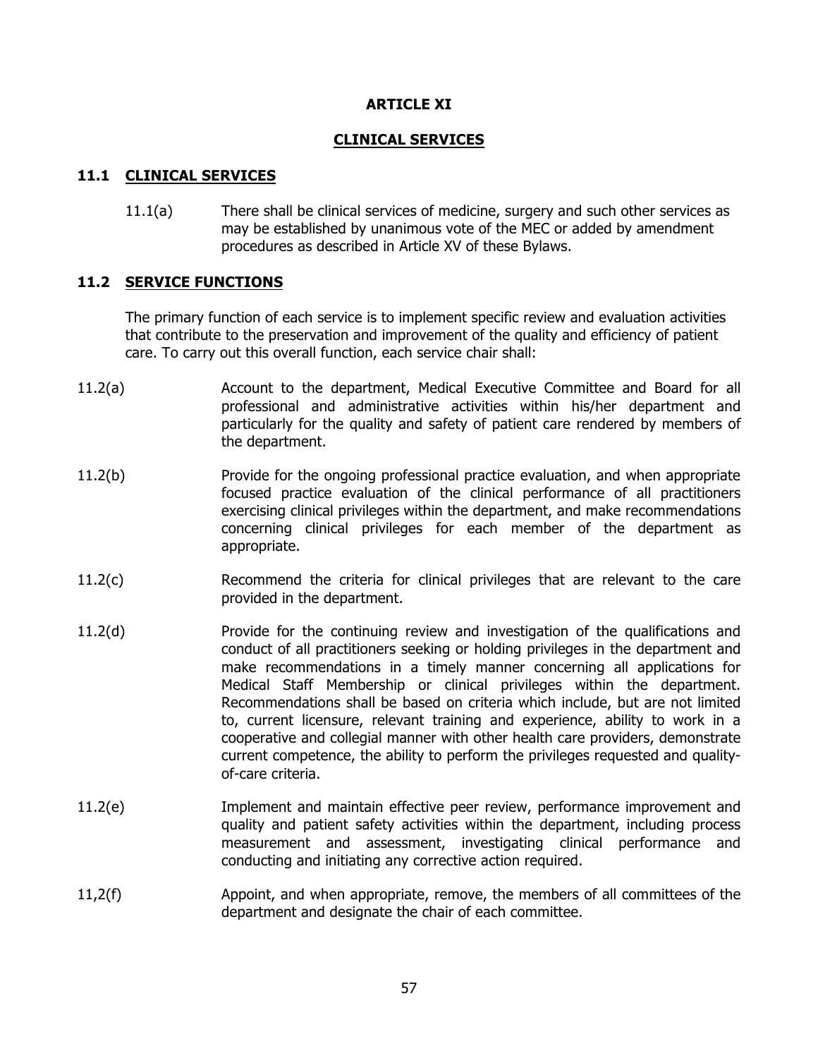# ARTICLE XI

## CLINICAL SERVICES

### 11.1 CLINICAL SERVICES

11.1(a) There shall be clinical services of medicine, surgery and such other services as may be established by unanimous vote of the MEC or added by amendment procedures as described in Article XV of these Bylaws.

### 11.2 SERVICE FUNCTIONS

The primary function of each service is to implement specific review and evaluation activities that contribute to the preservation and improvement of the quality and efficiency of patient care. To carry out this overall function, each service chair shall:

11.2(a) Account to the department, Medical Executive Committee and Board for all professional and administrative activities within his/her department and particularly for the quality and safety of patient care rendered by members of the department.

11.2(b) Provide for the ongoing professional practice evaluation, and when appropriate focused practice evaluation of the clinical performance of all practitioners exercising clinical privileges within the department, and make recommendations concerning clinical privileges for each member of the department as appropriate.

11.2(c) Recommend the criteria for clinical privileges that are relevant to the care provided in the department.

11.2(d) Provide for the continuing review and investigation of the qualifications and conduct of all practitioners seeking or holding privileges in the department and make recommendations in a timely manner concerning all applications for Medical Staff Membership or clinical privileges within the department. Recommendations shall be based on criteria which include, but are not limited to, current licensure, relevant training and experience, ability to work in a cooperative and collegial manner with other health care providers, demonstrate current competence, the ability to perform the privileges requested and quality-of-care criteria.

11.2(e) Implement and maintain effective peer review, performance improvement and quality and patient safety activities within the department, including process measurement and assessment, investigating clinical performance and conducting and initiating any corrective action required.

11,2(f) Appoint, and when appropriate, remove, the members of all committees of the department and designate the chair of each committee.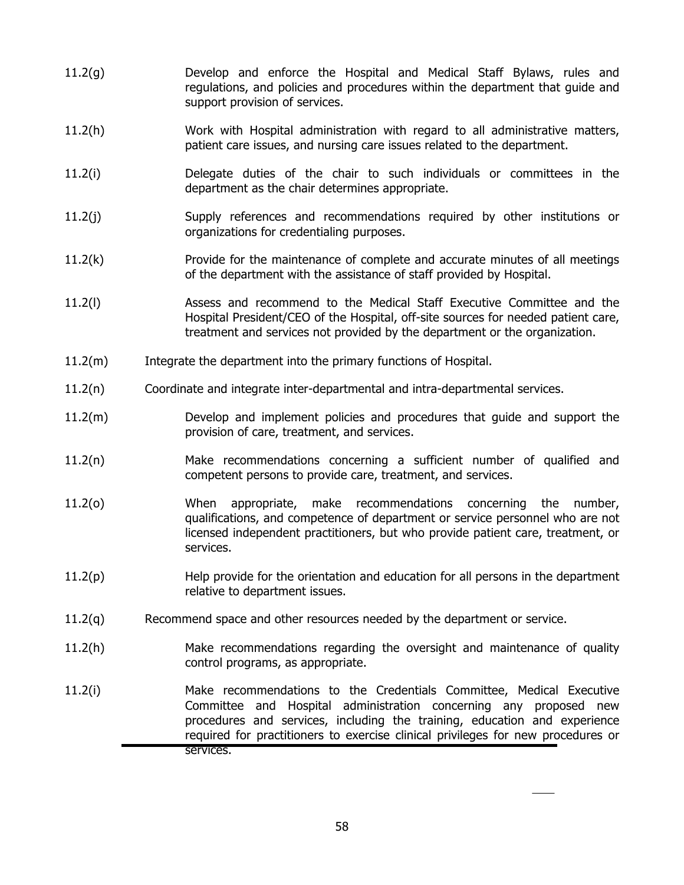11.2(g) Develop and enforce the Hospital and Medical Staff Bylaws, rules and regulations, and policies and procedures within the department that guide and support provision of services.

11.2(h) Work with Hospital administration with regard to all administrative matters, patient care issues, and nursing care issues related to the department.

11.2(i) Delegate duties of the chair to such individuals or committees in the department as the chair determines appropriate.

11.2(j) Supply references and recommendations required by other institutions or organizations for credentialing purposes.

11.2(k) Provide for the maintenance of complete and accurate minutes of all meetings of the department with the assistance of staff provided by Hospital.

11.2(l) Assess and recommend to the Medical Staff Executive Committee and the Hospital President/CEO of the Hospital, off-site sources for needed patient care, treatment and services not provided by the department or the organization.

11.2(m) Integrate the department into the primary functions of Hospital.

11.2(n) Coordinate and integrate inter-departmental and intra-departmental services.

11.2(m) Develop and implement policies and procedures that guide and support the provision of care, treatment, and services.

11.2(n) Make recommendations concerning a sufficient number of qualified and competent persons to provide care, treatment, and services.

11.2(o) When appropriate, make recommendations concerning the number, qualifications, and competence of department or service personnel who are not licensed independent practitioners, but who provide patient care, treatment, or services.

11.2(p) Help provide for the orientation and education for all persons in the department relative to department issues.

11.2(q) Recommend space and other resources needed by the department or service.

11.2(h) Make recommendations regarding the oversight and maintenance of quality control programs, as appropriate.

11.2(i) Make recommendations to the Credentials Committee, Medical Executive Committee and Hospital administration concerning any proposed new procedures and services, including the training, education and experience required for practitioners to exercise clinical privileges for new procedures or services.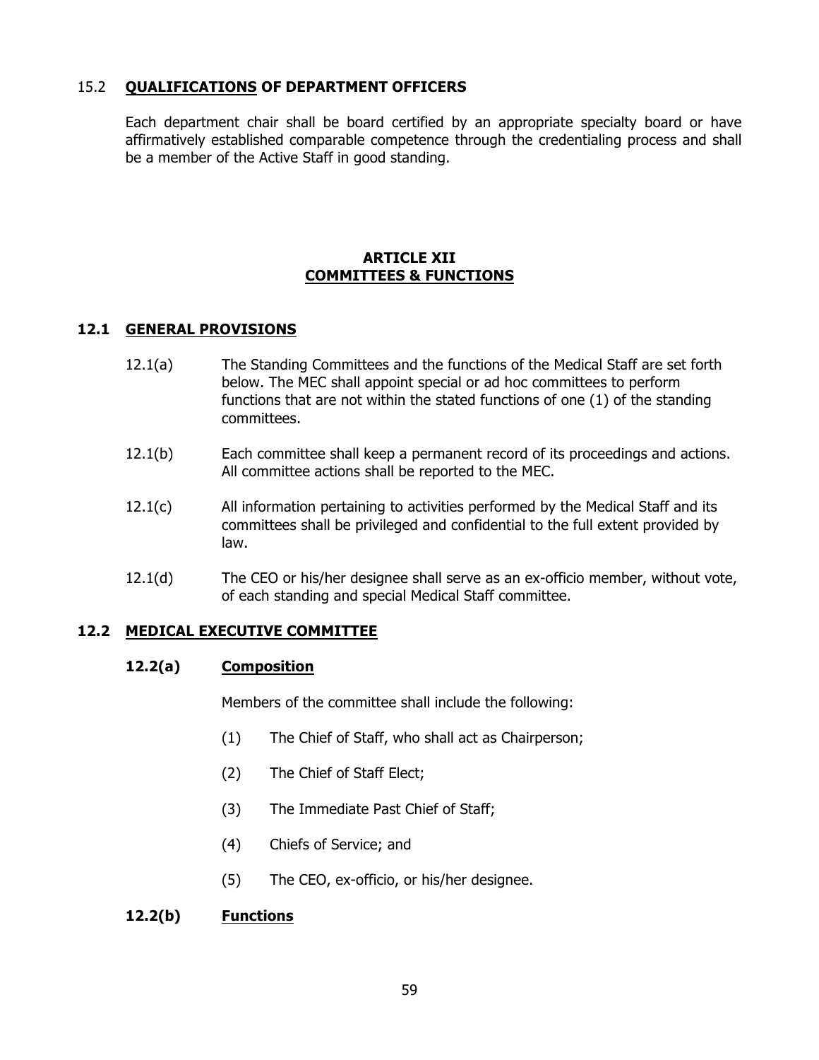### 15.2 **<u>QUALIFICATIONS</u> OF DEPARTMENT OFFICERS**

Each department chair shall be board certified by an appropriate specialty board or have affirmatively established comparable competence through the credentialing process and shall be a member of the Active Staff in good standing.

## ARTICLE XII
## COMMITTEES & FUNCTIONS

### 12.1 GENERAL PROVISIONS

12.1(a) The Standing Committees and the functions of the Medical Staff are set forth below. The MEC shall appoint special or ad hoc committees to perform functions that are not within the stated functions of one (1) of the standing committees.

12.1(b) Each committee shall keep a permanent record of its proceedings and actions. All committee actions shall be reported to the MEC.

12.1(c) All information pertaining to activities performed by the Medical Staff and its committees shall be privileged and confidential to the full extent provided by law.

12.1(d) The CEO or his/her designee shall serve as an ex-officio member, without vote, of each standing and special Medical Staff committee.

### 12.2 MEDICAL EXECUTIVE COMMITTEE

#### 12.2(a) Composition

Members of the committee shall include the following:

(1) The Chief of Staff, who shall act as Chairperson;

(2) The Chief of Staff Elect;

(3) The Immediate Past Chief of Staff;

(4) Chiefs of Service; and

(5) The CEO, ex-officio, or his/her designee.

#### 12.2(b) Functions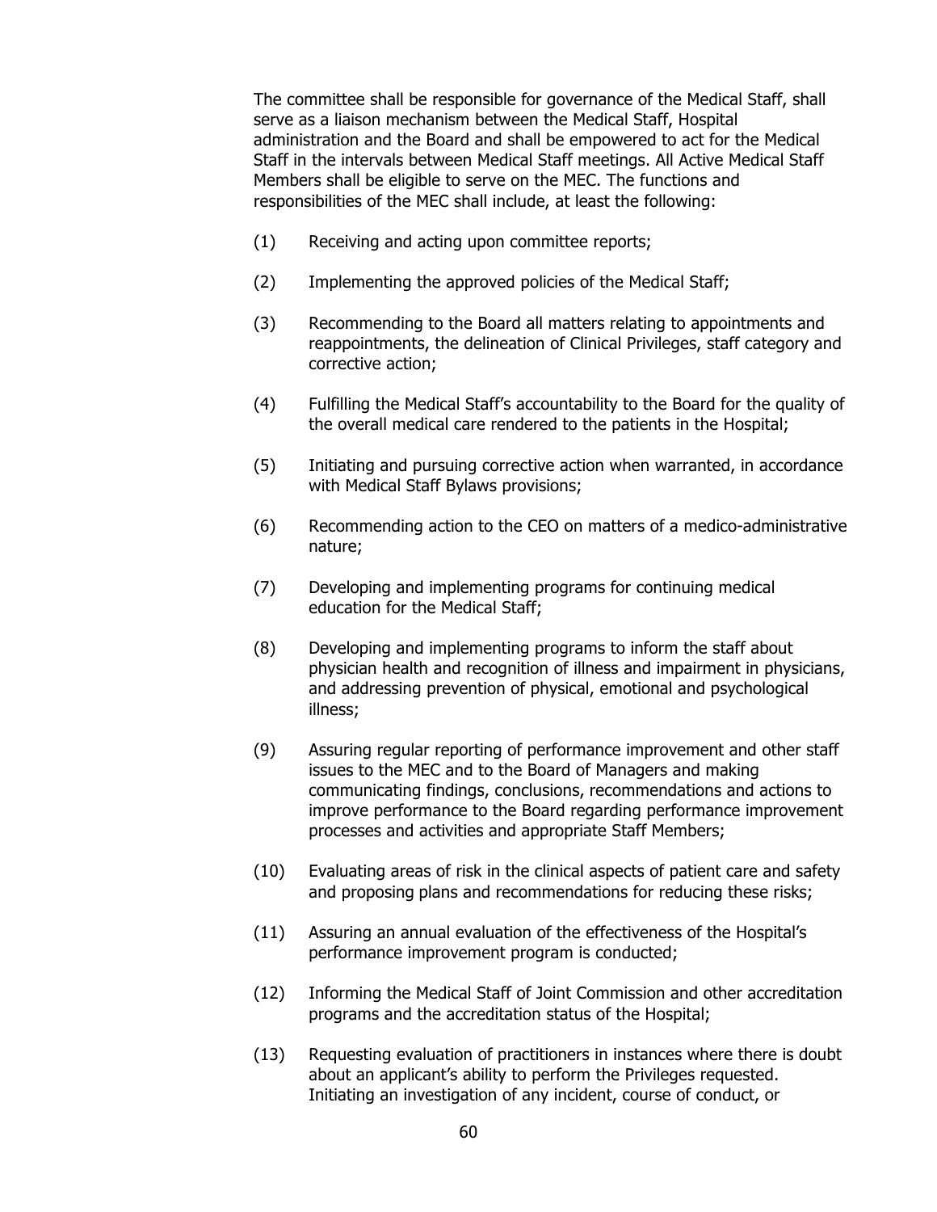The committee shall be responsible for governance of the Medical Staff, shall serve as a liaison mechanism between the Medical Staff, Hospital administration and the Board and shall be empowered to act for the Medical Staff in the intervals between Medical Staff meetings. All Active Medical Staff Members shall be eligible to serve on the MEC. The functions and responsibilities of the MEC shall include, at least the following:

(1) Receiving and acting upon committee reports;

(2) Implementing the approved policies of the Medical Staff;

(3) Recommending to the Board all matters relating to appointments and reappointments, the delineation of Clinical Privileges, staff category and corrective action;

(4) Fulfilling the Medical Staff's accountability to the Board for the quality of the overall medical care rendered to the patients in the Hospital;

(5) Initiating and pursuing corrective action when warranted, in accordance with Medical Staff Bylaws provisions;

(6) Recommending action to the CEO on matters of a medico-administrative nature;

(7) Developing and implementing programs for continuing medical education for the Medical Staff;

(8) Developing and implementing programs to inform the staff about physician health and recognition of illness and impairment in physicians, and addressing prevention of physical, emotional and psychological illness;

(9) Assuring regular reporting of performance improvement and other staff issues to the MEC and to the Board of Managers and making communicating findings, conclusions, recommendations and actions to improve performance to the Board regarding performance improvement processes and activities and appropriate Staff Members;

(10) Evaluating areas of risk in the clinical aspects of patient care and safety and proposing plans and recommendations for reducing these risks;

(11) Assuring an annual evaluation of the effectiveness of the Hospital's performance improvement program is conducted;

(12) Informing the Medical Staff of Joint Commission and other accreditation programs and the accreditation status of the Hospital;

(13) Requesting evaluation of practitioners in instances where there is doubt about an applicant's ability to perform the Privileges requested. Initiating an investigation of any incident, course of conduct, or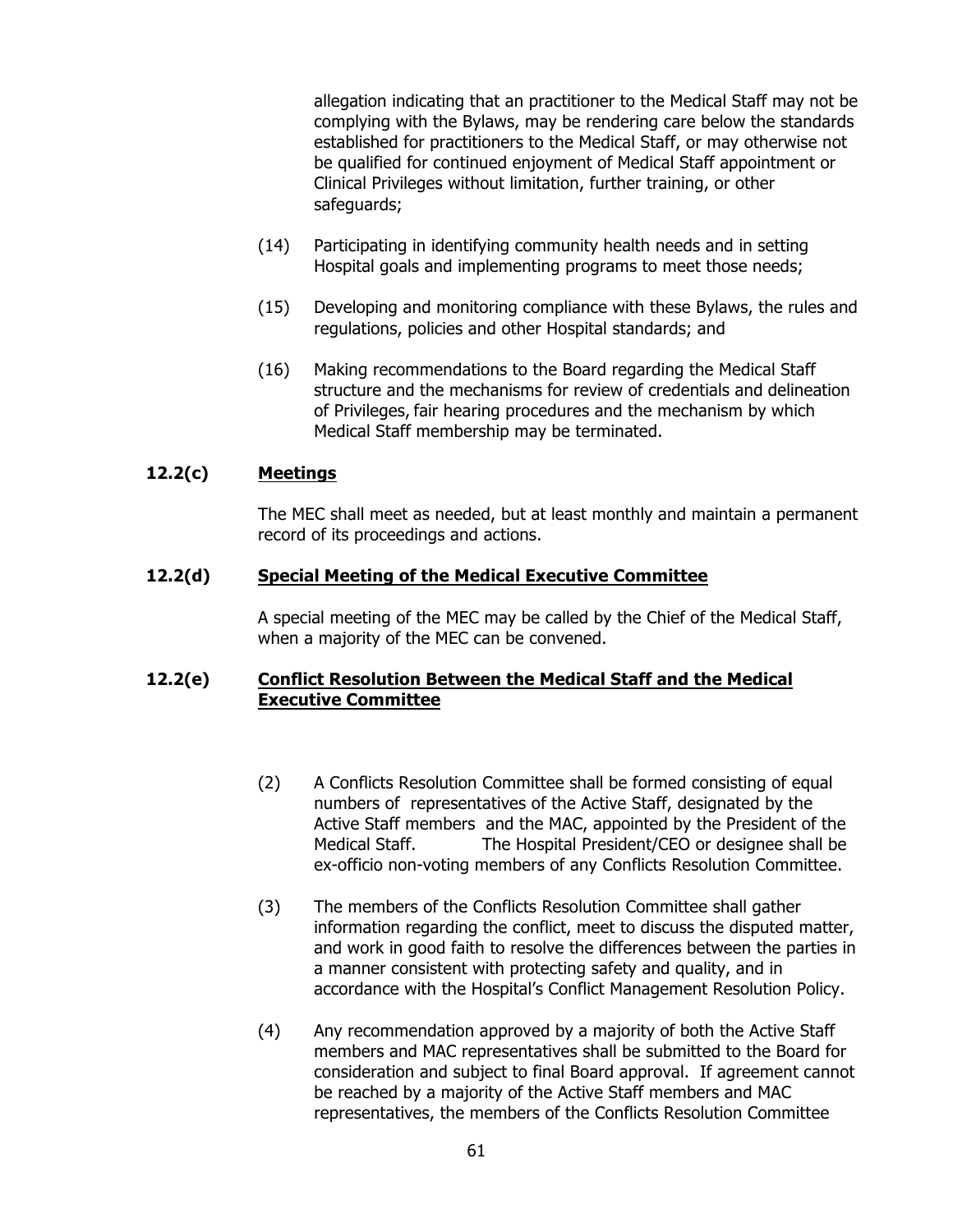allegation indicating that an practitioner to the Medical Staff may not be complying with the Bylaws, may be rendering care below the standards established for practitioners to the Medical Staff, or may otherwise not be qualified for continued enjoyment of Medical Staff appointment or Clinical Privileges without limitation, further training, or other safeguards;

(14) Participating in identifying community health needs and in setting Hospital goals and implementing programs to meet those needs;

(15) Developing and monitoring compliance with these Bylaws, the rules and regulations, policies and other Hospital standards; and

(16) Making recommendations to the Board regarding the Medical Staff structure and the mechanisms for review of credentials and delineation of Privileges, fair hearing procedures and the mechanism by which Medical Staff membership may be terminated.

### 12.2(c) <u>Meetings</u>

The MEC shall meet as needed, but at least monthly and maintain a permanent record of its proceedings and actions.

### 12.2(d) <u>Special Meeting of the Medical Executive Committee</u>

A special meeting of the MEC may be called by the Chief of the Medical Staff, when a majority of the MEC can be convened.

### 12.2(e) <u>Conflict Resolution Between the Medical Staff and the Medical Executive Committee</u>

(2) A Conflicts Resolution Committee shall be formed consisting of equal numbers of representatives of the Active Staff, designated by the Active Staff members and the MAC, appointed by the President of the Medical Staff. The Hospital President/CEO or designee shall be ex-officio non-voting members of any Conflicts Resolution Committee.

(3) The members of the Conflicts Resolution Committee shall gather information regarding the conflict, meet to discuss the disputed matter, and work in good faith to resolve the differences between the parties in a manner consistent with protecting safety and quality, and in accordance with the Hospital's Conflict Management Resolution Policy.

(4) Any recommendation approved by a majority of both the Active Staff members and MAC representatives shall be submitted to the Board for consideration and subject to final Board approval. If agreement cannot be reached by a majority of the Active Staff members and MAC representatives, the members of the Conflicts Resolution Committee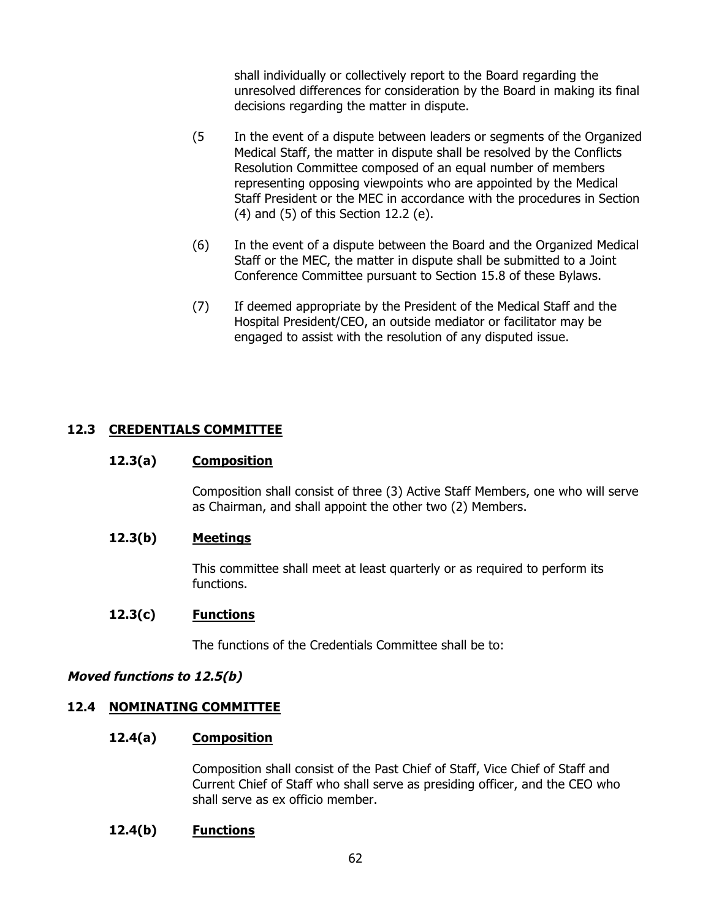shall individually or collectively report to the Board regarding the unresolved differences for consideration by the Board in making its final decisions regarding the matter in dispute.

(5 In the event of a dispute between leaders or segments of the Organized Medical Staff, the matter in dispute shall be resolved by the Conflicts Resolution Committee composed of an equal number of members representing opposing viewpoints who are appointed by the Medical Staff President or the MEC in accordance with the procedures in Section (4) and (5) of this Section 12.2 (e).

(6) In the event of a dispute between the Board and the Organized Medical Staff or the MEC, the matter in dispute shall be submitted to a Joint Conference Committee pursuant to Section 15.8 of these Bylaws.

(7) If deemed appropriate by the President of the Medical Staff and the Hospital President/CEO, an outside mediator or facilitator may be engaged to assist with the resolution of any disputed issue.

## 12.3 CREDENTIALS COMMITTEE

### 12.3(a) Composition

Composition shall consist of three (3) Active Staff Members, one who will serve as Chairman, and shall appoint the other two (2) Members.

### 12.3(b) Meetings

This committee shall meet at least quarterly or as required to perform its functions.

### 12.3(c) Functions

The functions of the Credentials Committee shall be to:

***Moved functions to 12.5(b)***

## 12.4 NOMINATING COMMITTEE

### 12.4(a) Composition

Composition shall consist of the Past Chief of Staff, Vice Chief of Staff and Current Chief of Staff who shall serve as presiding officer, and the CEO who shall serve as ex officio member.

### 12.4(b) Functions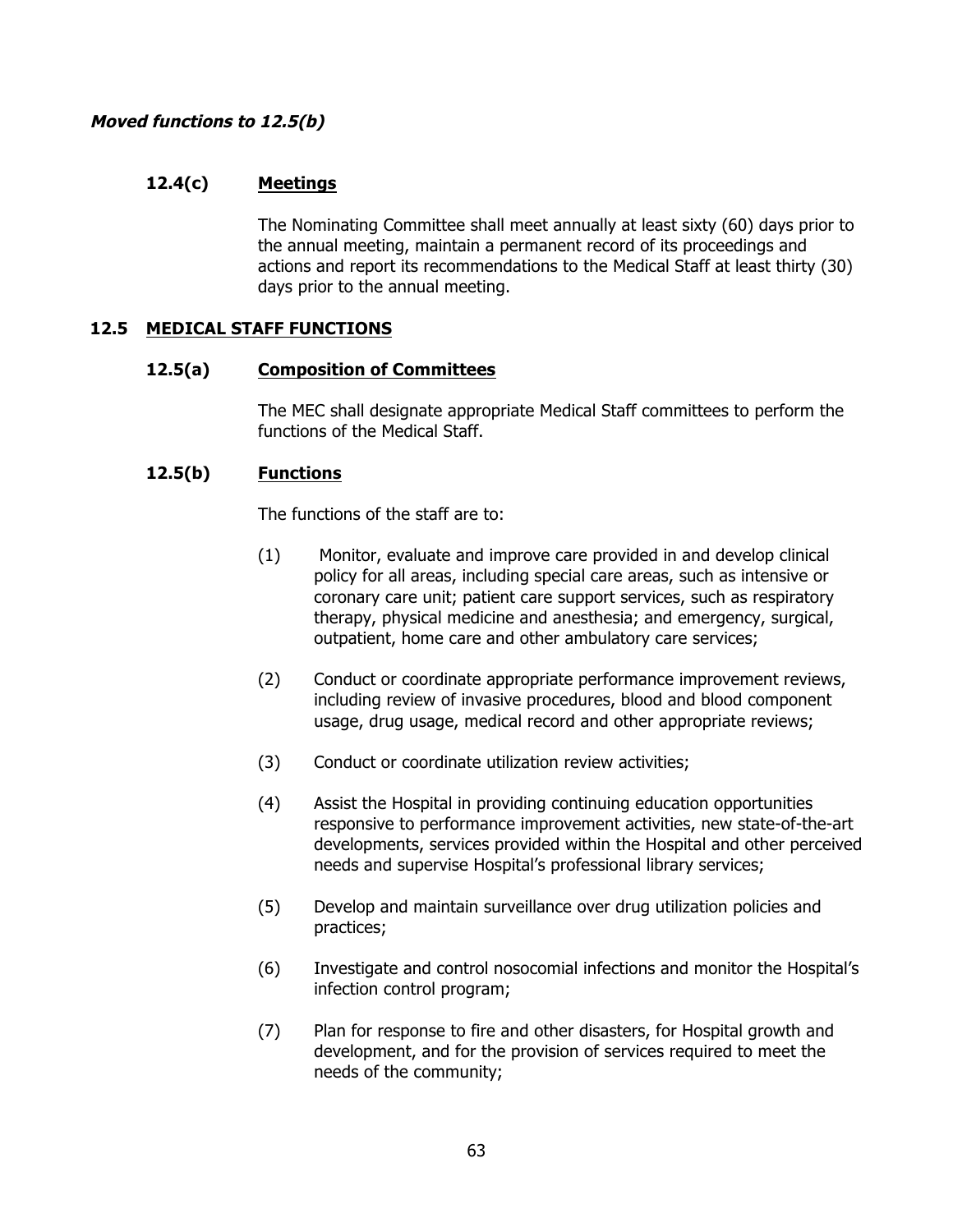***Moved functions to 12.5(b)***

### 12.4(c) <u>Meetings</u>

The Nominating Committee shall meet annually at least sixty (60) days prior to the annual meeting, maintain a permanent record of its proceedings and actions and report its recommendations to the Medical Staff at least thirty (30) days prior to the annual meeting.

## 12.5 <u>MEDICAL STAFF FUNCTIONS</u>

### 12.5(a) <u>Composition of Committees</u>

The MEC shall designate appropriate Medical Staff committees to perform the functions of the Medical Staff.

### 12.5(b) <u>Functions</u>

The functions of the staff are to:

(1) Monitor, evaluate and improve care provided in and develop clinical policy for all areas, including special care areas, such as intensive or coronary care unit; patient care support services, such as respiratory therapy, physical medicine and anesthesia; and emergency, surgical, outpatient, home care and other ambulatory care services;

(2) Conduct or coordinate appropriate performance improvement reviews, including review of invasive procedures, blood and blood component usage, drug usage, medical record and other appropriate reviews;

(3) Conduct or coordinate utilization review activities;

(4) Assist the Hospital in providing continuing education opportunities responsive to performance improvement activities, new state-of-the-art developments, services provided within the Hospital and other perceived needs and supervise Hospital's professional library services;

(5) Develop and maintain surveillance over drug utilization policies and practices;

(6) Investigate and control nosocomial infections and monitor the Hospital's infection control program;

(7) Plan for response to fire and other disasters, for Hospital growth and development, and for the provision of services required to meet the needs of the community;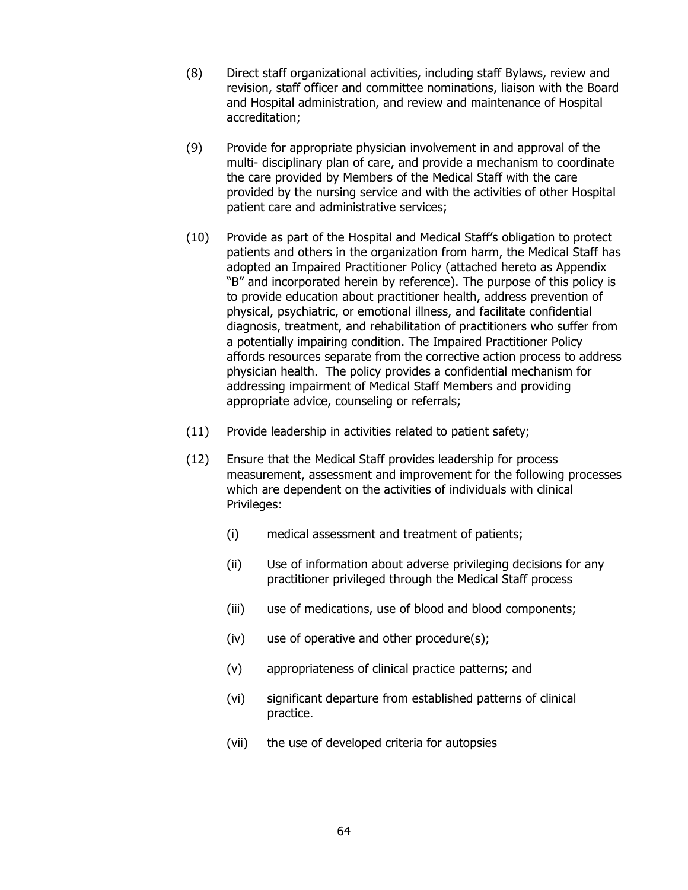(8) Direct staff organizational activities, including staff Bylaws, review and revision, staff officer and committee nominations, liaison with the Board and Hospital administration, and review and maintenance of Hospital accreditation;

(9) Provide for appropriate physician involvement in and approval of the multi- disciplinary plan of care, and provide a mechanism to coordinate the care provided by Members of the Medical Staff with the care provided by the nursing service and with the activities of other Hospital patient care and administrative services;

(10) Provide as part of the Hospital and Medical Staff's obligation to protect patients and others in the organization from harm, the Medical Staff has adopted an Impaired Practitioner Policy (attached hereto as Appendix "B" and incorporated herein by reference). The purpose of this policy is to provide education about practitioner health, address prevention of physical, psychiatric, or emotional illness, and facilitate confidential diagnosis, treatment, and rehabilitation of practitioners who suffer from a potentially impairing condition. The Impaired Practitioner Policy affords resources separate from the corrective action process to address physician health. The policy provides a confidential mechanism for addressing impairment of Medical Staff Members and providing appropriate advice, counseling or referrals;

(11) Provide leadership in activities related to patient safety;

(12) Ensure that the Medical Staff provides leadership for process measurement, assessment and improvement for the following processes which are dependent on the activities of individuals with clinical Privileges:

   (i) medical assessment and treatment of patients;

   (ii) Use of information about adverse privileging decisions for any practitioner privileged through the Medical Staff process

   (iii) use of medications, use of blood and blood components;

   (iv) use of operative and other procedure(s);

   (v) appropriateness of clinical practice patterns; and

   (vi) significant departure from established patterns of clinical practice.

   (vii) the use of developed criteria for autopsies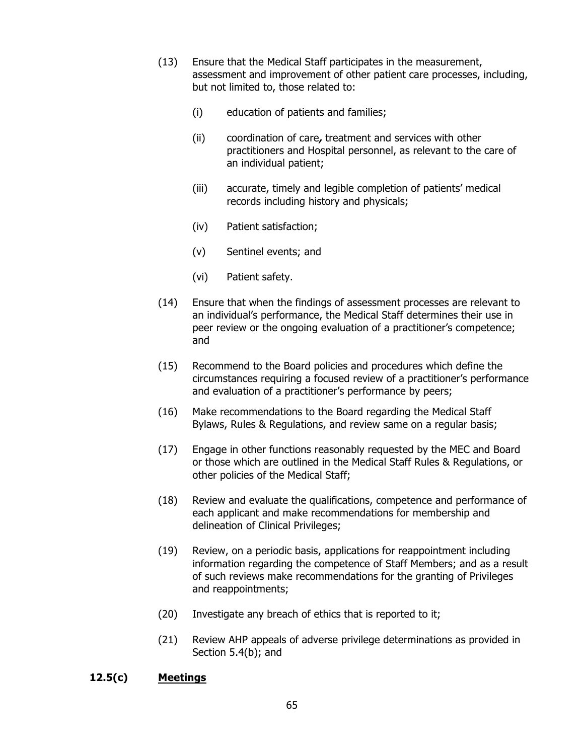(13) Ensure that the Medical Staff participates in the measurement, assessment and improvement of other patient care processes, including, but not limited to, those related to:

   (i) education of patients and families;

   (ii) coordination of care*,* treatment and services with other practitioners and Hospital personnel, as relevant to the care of an individual patient;

   (iii) accurate, timely and legible completion of patients' medical records including history and physicals;

   (iv) Patient satisfaction;

   (v) Sentinel events; and

   (vi) Patient safety.

(14) Ensure that when the findings of assessment processes are relevant to an individual's performance, the Medical Staff determines their use in peer review or the ongoing evaluation of a practitioner's competence; and

(15) Recommend to the Board policies and procedures which define the circumstances requiring a focused review of a practitioner's performance and evaluation of a practitioner's performance by peers;

(16) Make recommendations to the Board regarding the Medical Staff Bylaws, Rules & Regulations, and review same on a regular basis;

(17) Engage in other functions reasonably requested by the MEC and Board or those which are outlined in the Medical Staff Rules & Regulations, or other policies of the Medical Staff;

(18) Review and evaluate the qualifications, competence and performance of each applicant and make recommendations for membership and delineation of Clinical Privileges;

(19) Review, on a periodic basis, applications for reappointment including information regarding the competence of Staff Members; and as a result of such reviews make recommendations for the granting of Privileges and reappointments;

(20) Investigate any breach of ethics that is reported to it;

(21) Review AHP appeals of adverse privilege determinations as provided in Section 5.4(b); and

**12.5(c) <u>Meetings</u>**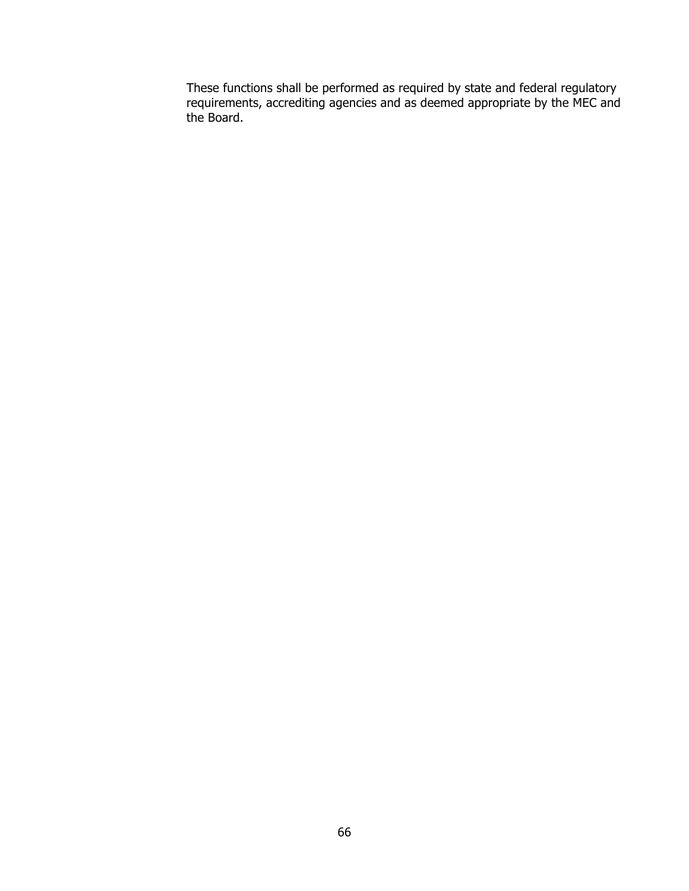These functions shall be performed as required by state and federal regulatory requirements, accrediting agencies and as deemed appropriate by the MEC and the Board.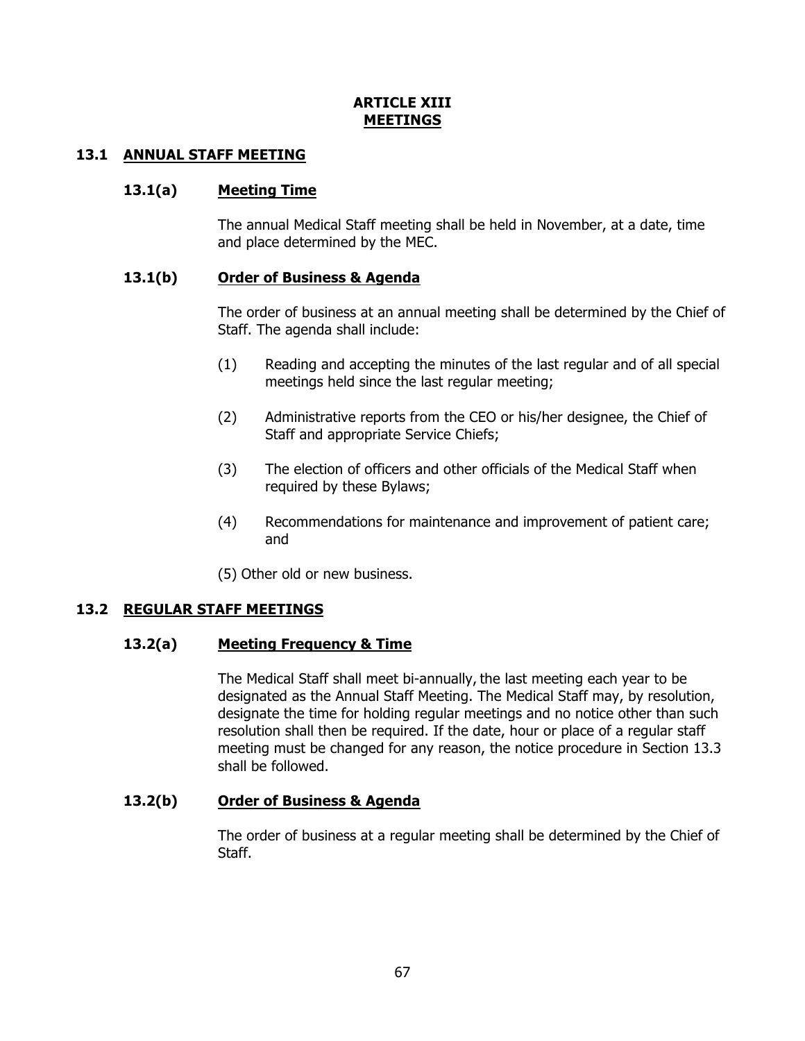# ARTICLE XIII
# MEETINGS

## 13.1 ANNUAL STAFF MEETING

### 13.1(a) Meeting Time

The annual Medical Staff meeting shall be held in November, at a date, time and place determined by the MEC.

### 13.1(b) Order of Business & Agenda

The order of business at an annual meeting shall be determined by the Chief of Staff. The agenda shall include:

(1) Reading and accepting the minutes of the last regular and of all special meetings held since the last regular meeting;

(2) Administrative reports from the CEO or his/her designee, the Chief of Staff and appropriate Service Chiefs;

(3) The election of officers and other officials of the Medical Staff when required by these Bylaws;

(4) Recommendations for maintenance and improvement of patient care; and

(5) Other old or new business.

## 13.2 REGULAR STAFF MEETINGS

### 13.2(a) Meeting Frequency & Time

The Medical Staff shall meet bi-annually, the last meeting each year to be designated as the Annual Staff Meeting. The Medical Staff may, by resolution, designate the time for holding regular meetings and no notice other than such resolution shall then be required. If the date, hour or place of a regular staff meeting must be changed for any reason, the notice procedure in Section 13.3 shall be followed.

### 13.2(b) Order of Business & Agenda

The order of business at a regular meeting shall be determined by the Chief of Staff.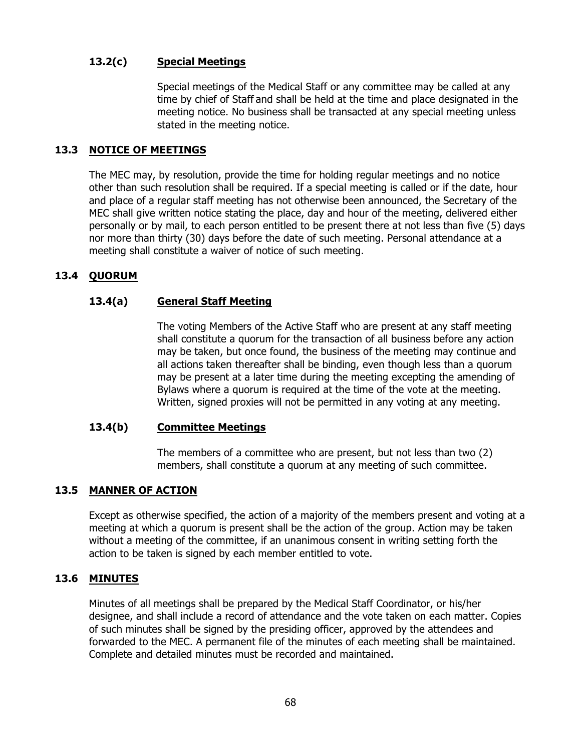### 13.2(c) Special Meetings

Special meetings of the Medical Staff or any committee may be called at any time by chief of Staff and shall be held at the time and place designated in the meeting notice. No business shall be transacted at any special meeting unless stated in the meeting notice.

## 13.3 NOTICE OF MEETINGS

The MEC may, by resolution, provide the time for holding regular meetings and no notice other than such resolution shall be required. If a special meeting is called or if the date, hour and place of a regular staff meeting has not otherwise been announced, the Secretary of the MEC shall give written notice stating the place, day and hour of the meeting, delivered either personally or by mail, to each person entitled to be present there at not less than five (5) days nor more than thirty (30) days before the date of such meeting. Personal attendance at a meeting shall constitute a waiver of notice of such meeting.

## 13.4 QUORUM

### 13.4(a) General Staff Meeting

The voting Members of the Active Staff who are present at any staff meeting shall constitute a quorum for the transaction of all business before any action may be taken, but once found, the business of the meeting may continue and all actions taken thereafter shall be binding, even though less than a quorum may be present at a later time during the meeting excepting the amending of Bylaws where a quorum is required at the time of the vote at the meeting. Written, signed proxies will not be permitted in any voting at any meeting.

### 13.4(b) Committee Meetings

The members of a committee who are present, but not less than two (2) members, shall constitute a quorum at any meeting of such committee.

## 13.5 MANNER OF ACTION

Except as otherwise specified, the action of a majority of the members present and voting at a meeting at which a quorum is present shall be the action of the group. Action may be taken without a meeting of the committee, if an unanimous consent in writing setting forth the action to be taken is signed by each member entitled to vote.

## 13.6 MINUTES

Minutes of all meetings shall be prepared by the Medical Staff Coordinator, or his/her designee, and shall include a record of attendance and the vote taken on each matter. Copies of such minutes shall be signed by the presiding officer, approved by the attendees and forwarded to the MEC. A permanent file of the minutes of each meeting shall be maintained. Complete and detailed minutes must be recorded and maintained.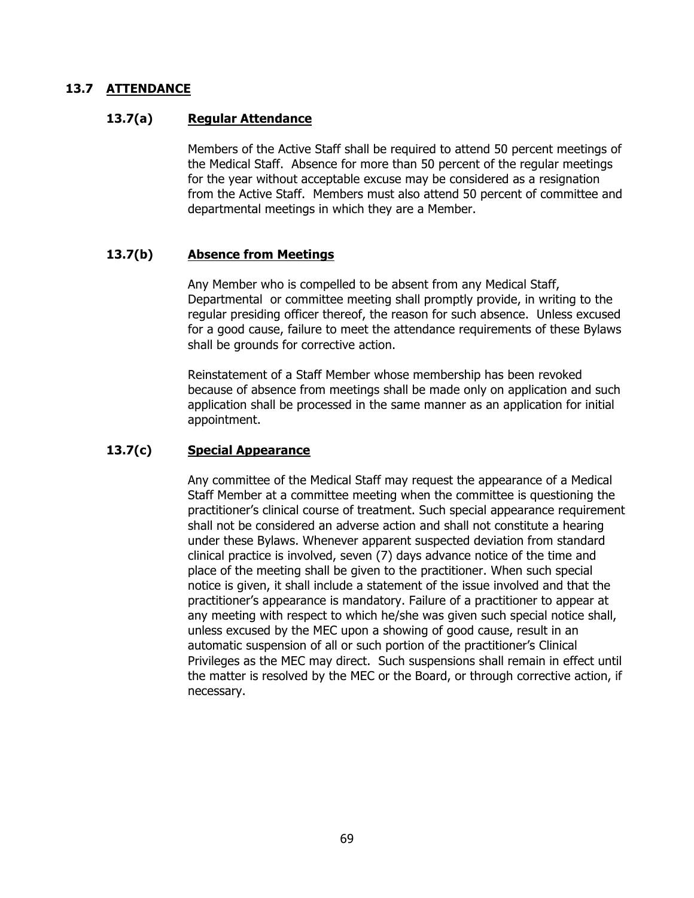## 13.7 ATTENDANCE

### 13.7(a) Regular Attendance

Members of the Active Staff shall be required to attend 50 percent meetings of the Medical Staff. Absence for more than 50 percent of the regular meetings for the year without acceptable excuse may be considered as a resignation from the Active Staff. Members must also attend 50 percent of committee and departmental meetings in which they are a Member.

### 13.7(b) Absence from Meetings

Any Member who is compelled to be absent from any Medical Staff, Departmental or committee meeting shall promptly provide, in writing to the regular presiding officer thereof, the reason for such absence. Unless excused for a good cause, failure to meet the attendance requirements of these Bylaws shall be grounds for corrective action.

Reinstatement of a Staff Member whose membership has been revoked because of absence from meetings shall be made only on application and such application shall be processed in the same manner as an application for initial appointment.

### 13.7(c) Special Appearance

Any committee of the Medical Staff may request the appearance of a Medical Staff Member at a committee meeting when the committee is questioning the practitioner's clinical course of treatment. Such special appearance requirement shall not be considered an adverse action and shall not constitute a hearing under these Bylaws. Whenever apparent suspected deviation from standard clinical practice is involved, seven (7) days advance notice of the time and place of the meeting shall be given to the practitioner. When such special notice is given, it shall include a statement of the issue involved and that the practitioner's appearance is mandatory. Failure of a practitioner to appear at any meeting with respect to which he/she was given such special notice shall, unless excused by the MEC upon a showing of good cause, result in an automatic suspension of all or such portion of the practitioner's Clinical Privileges as the MEC may direct. Such suspensions shall remain in effect until the matter is resolved by the MEC or the Board, or through corrective action, if necessary.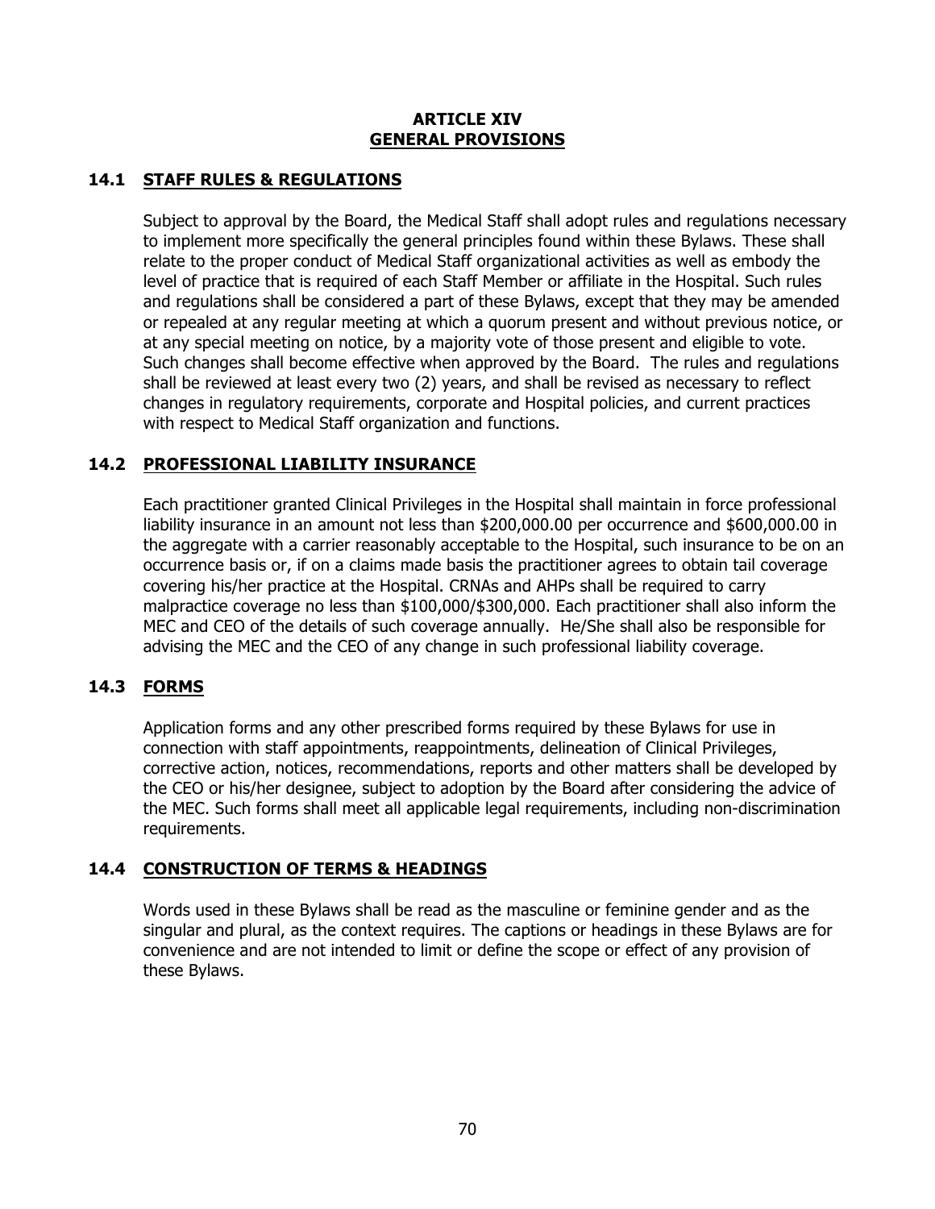# ARTICLE XIV
# GENERAL PROVISIONS

## 14.1 STAFF RULES & REGULATIONS

Subject to approval by the Board, the Medical Staff shall adopt rules and regulations necessary to implement more specifically the general principles found within these Bylaws. These shall relate to the proper conduct of Medical Staff organizational activities as well as embody the level of practice that is required of each Staff Member or affiliate in the Hospital. Such rules and regulations shall be considered a part of these Bylaws, except that they may be amended or repealed at any regular meeting at which a quorum present and without previous notice, or at any special meeting on notice, by a majority vote of those present and eligible to vote. Such changes shall become effective when approved by the Board. The rules and regulations shall be reviewed at least every two (2) years, and shall be revised as necessary to reflect changes in regulatory requirements, corporate and Hospital policies, and current practices with respect to Medical Staff organization and functions.

## 14.2 PROFESSIONAL LIABILITY INSURANCE

Each practitioner granted Clinical Privileges in the Hospital shall maintain in force professional liability insurance in an amount not less than $200,000.00 per occurrence and $600,000.00 in the aggregate with a carrier reasonably acceptable to the Hospital, such insurance to be on an occurrence basis or, if on a claims made basis the practitioner agrees to obtain tail coverage covering his/her practice at the Hospital. CRNAs and AHPs shall be required to carry malpractice coverage no less than $100,000/$300,000. Each practitioner shall also inform the MEC and CEO of the details of such coverage annually. He/She shall also be responsible for advising the MEC and the CEO of any change in such professional liability coverage.

## 14.3 FORMS

Application forms and any other prescribed forms required by these Bylaws for use in connection with staff appointments, reappointments, delineation of Clinical Privileges, corrective action, notices, recommendations, reports and other matters shall be developed by the CEO or his/her designee, subject to adoption by the Board after considering the advice of the MEC. Such forms shall meet all applicable legal requirements, including non-discrimination requirements.

## 14.4 CONSTRUCTION OF TERMS & HEADINGS

Words used in these Bylaws shall be read as the masculine or feminine gender and as the singular and plural, as the context requires. The captions or headings in these Bylaws are for convenience and are not intended to limit or define the scope or effect of any provision of these Bylaws.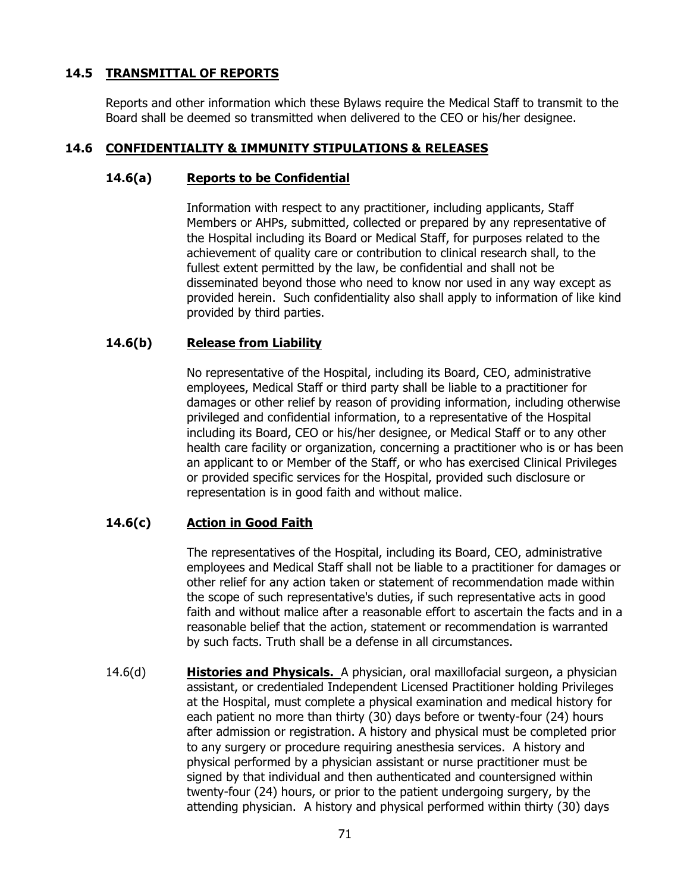### 14.5 TRANSMITTAL OF REPORTS

Reports and other information which these Bylaws require the Medical Staff to transmit to the Board shall be deemed so transmitted when delivered to the CEO or his/her designee.

### 14.6 CONFIDENTIALITY & IMMUNITY STIPULATIONS & RELEASES

#### 14.6(a) Reports to be Confidential

Information with respect to any practitioner, including applicants, Staff Members or AHPs, submitted, collected or prepared by any representative of the Hospital including its Board or Medical Staff, for purposes related to the achievement of quality care or contribution to clinical research shall, to the fullest extent permitted by the law, be confidential and shall not be disseminated beyond those who need to know nor used in any way except as provided herein. Such confidentiality also shall apply to information of like kind provided by third parties.

#### 14.6(b) Release from Liability

No representative of the Hospital, including its Board, CEO, administrative employees, Medical Staff or third party shall be liable to a practitioner for damages or other relief by reason of providing information, including otherwise privileged and confidential information, to a representative of the Hospital including its Board, CEO or his/her designee, or Medical Staff or to any other health care facility or organization, concerning a practitioner who is or has been an applicant to or Member of the Staff, or who has exercised Clinical Privileges or provided specific services for the Hospital, provided such disclosure or representation is in good faith and without malice.

#### 14.6(c) Action in Good Faith

The representatives of the Hospital, including its Board, CEO, administrative employees and Medical Staff shall not be liable to a practitioner for damages or other relief for any action taken or statement of recommendation made within the scope of such representative's duties, if such representative acts in good faith and without malice after a reasonable effort to ascertain the facts and in a reasonable belief that the action, statement or recommendation is warranted by such facts. Truth shall be a defense in all circumstances.

14.6(d) **Histories and Physicals.** A physician, oral maxillofacial surgeon, a physician assistant, or credentialed Independent Licensed Practitioner holding Privileges at the Hospital, must complete a physical examination and medical history for each patient no more than thirty (30) days before or twenty-four (24) hours after admission or registration. A history and physical must be completed prior to any surgery or procedure requiring anesthesia services. A history and physical performed by a physician assistant or nurse practitioner must be signed by that individual and then authenticated and countersigned within twenty-four (24) hours, or prior to the patient undergoing surgery, by the attending physician. A history and physical performed within thirty (30) days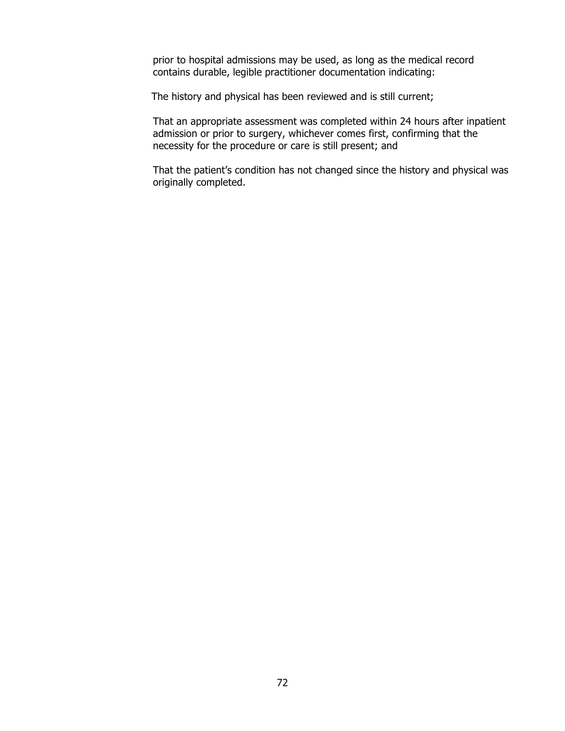prior to hospital admissions may be used, as long as the medical record contains durable, legible practitioner documentation indicating:

The history and physical has been reviewed and is still current;

That an appropriate assessment was completed within 24 hours after inpatient admission or prior to surgery, whichever comes first, confirming that the necessity for the procedure or care is still present; and

That the patient's condition has not changed since the history and physical was originally completed.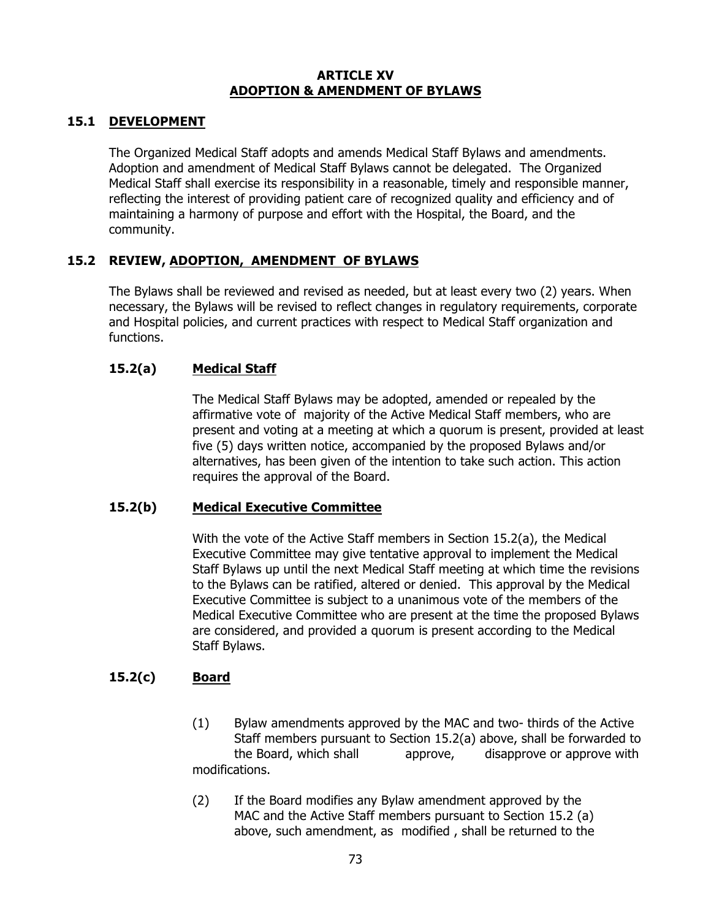# ARTICLE XV
## ADOPTION & AMENDMENT OF BYLAWS

### 15.1 DEVELOPMENT

The Organized Medical Staff adopts and amends Medical Staff Bylaws and amendments. Adoption and amendment of Medical Staff Bylaws cannot be delegated. The Organized Medical Staff shall exercise its responsibility in a reasonable, timely and responsible manner, reflecting the interest of providing patient care of recognized quality and efficiency and of maintaining a harmony of purpose and effort with the Hospital, the Board, and the community.

### 15.2 REVIEW, ADOPTION, AMENDMENT OF BYLAWS

The Bylaws shall be reviewed and revised as needed, but at least every two (2) years. When necessary, the Bylaws will be revised to reflect changes in regulatory requirements, corporate and Hospital policies, and current practices with respect to Medical Staff organization and functions.

#### 15.2(a) Medical Staff

The Medical Staff Bylaws may be adopted, amended or repealed by the affirmative vote of majority of the Active Medical Staff members, who are present and voting at a meeting at which a quorum is present, provided at least five (5) days written notice, accompanied by the proposed Bylaws and/or alternatives, has been given of the intention to take such action. This action requires the approval of the Board.

#### 15.2(b) Medical Executive Committee

With the vote of the Active Staff members in Section 15.2(a), the Medical Executive Committee may give tentative approval to implement the Medical Staff Bylaws up until the next Medical Staff meeting at which time the revisions to the Bylaws can be ratified, altered or denied. This approval by the Medical Executive Committee is subject to a unanimous vote of the members of the Medical Executive Committee who are present at the time the proposed Bylaws are considered, and provided a quorum is present according to the Medical Staff Bylaws.

#### 15.2(c) Board

(1) Bylaw amendments approved by the MAC and two- thirds of the Active Staff members pursuant to Section 15.2(a) above, shall be forwarded to the Board, which shall approve, disapprove or approve with modifications.

(2) If the Board modifies any Bylaw amendment approved by the MAC and the Active Staff members pursuant to Section 15.2 (a) above, such amendment, as modified , shall be returned to the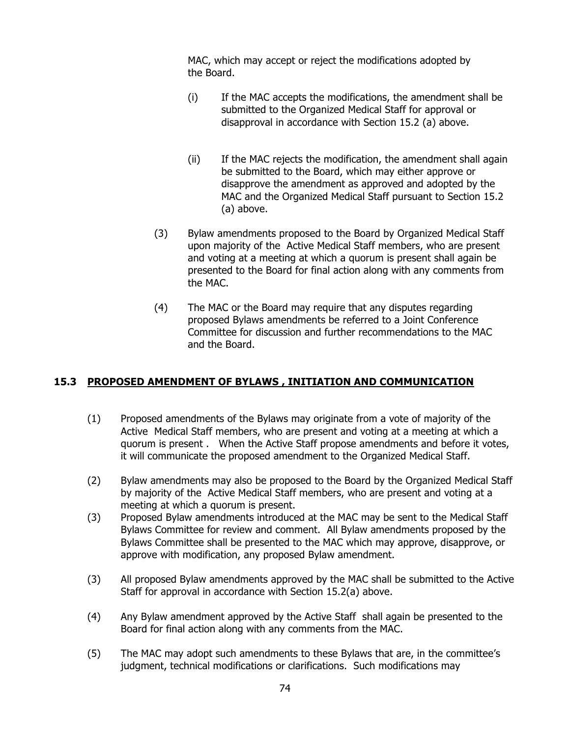MAC, which may accept or reject the modifications adopted by the Board.

(i) If the MAC accepts the modifications, the amendment shall be submitted to the Organized Medical Staff for approval or disapproval in accordance with Section 15.2 (a) above.

(ii) If the MAC rejects the modification, the amendment shall again be submitted to the Board, which may either approve or disapprove the amendment as approved and adopted by the MAC and the Organized Medical Staff pursuant to Section 15.2 (a) above.

(3) Bylaw amendments proposed to the Board by Organized Medical Staff upon majority of the Active Medical Staff members, who are present and voting at a meeting at which a quorum is present shall again be presented to the Board for final action along with any comments from the MAC.

(4) The MAC or the Board may require that any disputes regarding proposed Bylaws amendments be referred to a Joint Conference Committee for discussion and further recommendations to the MAC and the Board.

## 15.3 PROPOSED AMENDMENT OF BYLAWS , INITIATION AND COMMUNICATION

(1) Proposed amendments of the Bylaws may originate from a vote of majority of the Active Medical Staff members, who are present and voting at a meeting at which a quorum is present . When the Active Staff propose amendments and before it votes, it will communicate the proposed amendment to the Organized Medical Staff.

(2) Bylaw amendments may also be proposed to the Board by the Organized Medical Staff by majority of the Active Medical Staff members, who are present and voting at a meeting at which a quorum is present.

(3) Proposed Bylaw amendments introduced at the MAC may be sent to the Medical Staff Bylaws Committee for review and comment. All Bylaw amendments proposed by the Bylaws Committee shall be presented to the MAC which may approve, disapprove, or approve with modification, any proposed Bylaw amendment.

(3) All proposed Bylaw amendments approved by the MAC shall be submitted to the Active Staff for approval in accordance with Section 15.2(a) above.

(4) Any Bylaw amendment approved by the Active Staff shall again be presented to the Board for final action along with any comments from the MAC.

(5) The MAC may adopt such amendments to these Bylaws that are, in the committee's judgment, technical modifications or clarifications. Such modifications may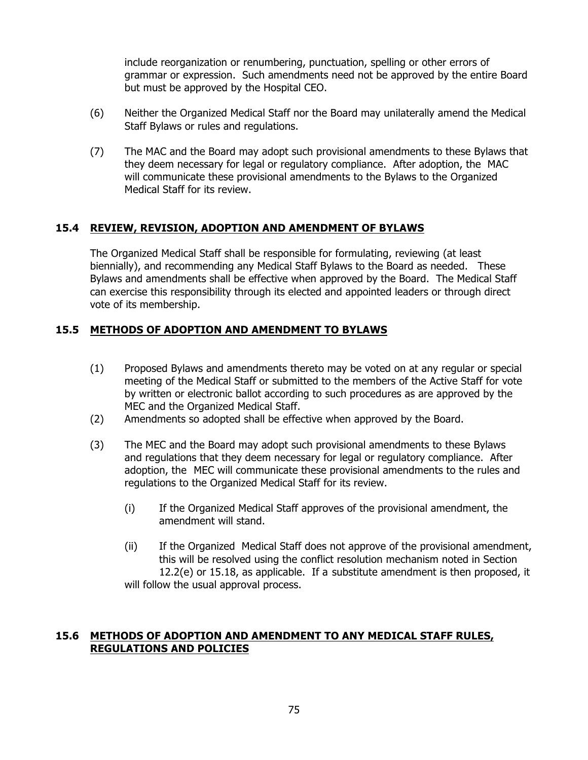include reorganization or renumbering, punctuation, spelling or other errors of grammar or expression. Such amendments need not be approved by the entire Board but must be approved by the Hospital CEO.

(6) Neither the Organized Medical Staff nor the Board may unilaterally amend the Medical Staff Bylaws or rules and regulations.

(7) The MAC and the Board may adopt such provisional amendments to these Bylaws that they deem necessary for legal or regulatory compliance. After adoption, the MAC will communicate these provisional amendments to the Bylaws to the Organized Medical Staff for its review.

## 15.4 REVIEW, REVISION, ADOPTION AND AMENDMENT OF BYLAWS

The Organized Medical Staff shall be responsible for formulating, reviewing (at least biennially), and recommending any Medical Staff Bylaws to the Board as needed. These Bylaws and amendments shall be effective when approved by the Board. The Medical Staff can exercise this responsibility through its elected and appointed leaders or through direct vote of its membership.

## 15.5 METHODS OF ADOPTION AND AMENDMENT TO BYLAWS

(1) Proposed Bylaws and amendments thereto may be voted on at any regular or special meeting of the Medical Staff or submitted to the members of the Active Staff for vote by written or electronic ballot according to such procedures as are approved by the MEC and the Organized Medical Staff.

(2) Amendments so adopted shall be effective when approved by the Board.

(3) The MEC and the Board may adopt such provisional amendments to these Bylaws and regulations that they deem necessary for legal or regulatory compliance. After adoption, the MEC will communicate these provisional amendments to the rules and regulations to the Organized Medical Staff for its review.

   (i) If the Organized Medical Staff approves of the provisional amendment, the amendment will stand.

   (ii) If the Organized Medical Staff does not approve of the provisional amendment, this will be resolved using the conflict resolution mechanism noted in Section 12.2(e) or 15.18, as applicable. If a substitute amendment is then proposed, it will follow the usual approval process.

## 15.6 METHODS OF ADOPTION AND AMENDMENT TO ANY MEDICAL STAFF RULES, REGULATIONS AND POLICIES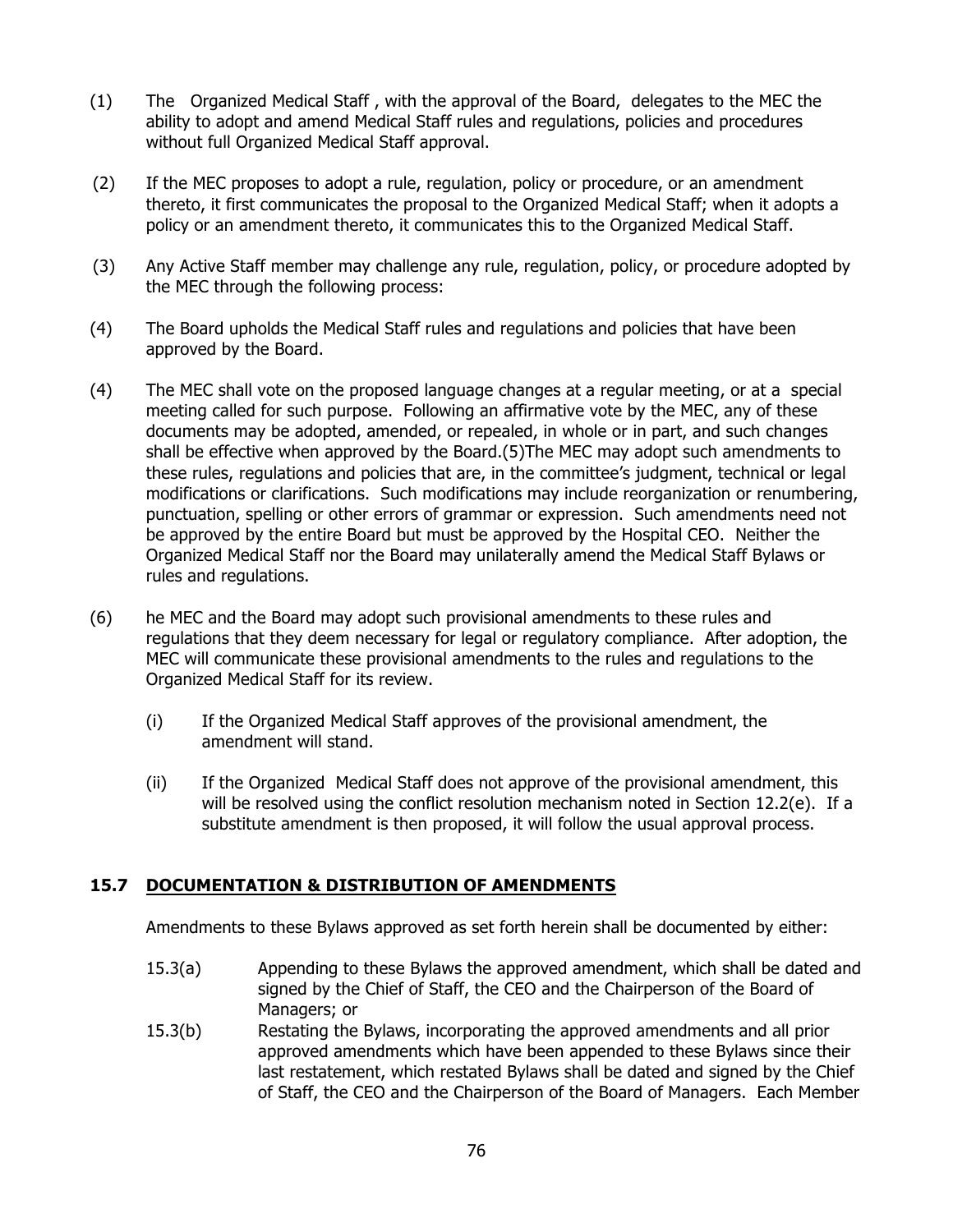(1) The Organized Medical Staff , with the approval of the Board, delegates to the MEC the ability to adopt and amend Medical Staff rules and regulations, policies and procedures without full Organized Medical Staff approval.

(2) If the MEC proposes to adopt a rule, regulation, policy or procedure, or an amendment thereto, it first communicates the proposal to the Organized Medical Staff; when it adopts a policy or an amendment thereto, it communicates this to the Organized Medical Staff.

(3) Any Active Staff member may challenge any rule, regulation, policy, or procedure adopted by the MEC through the following process:

(4) The Board upholds the Medical Staff rules and regulations and policies that have been approved by the Board.

(4) The MEC shall vote on the proposed language changes at a regular meeting, or at a special meeting called for such purpose. Following an affirmative vote by the MEC, any of these documents may be adopted, amended, or repealed, in whole or in part, and such changes shall be effective when approved by the Board.(5)The MEC may adopt such amendments to these rules, regulations and policies that are, in the committee's judgment, technical or legal modifications or clarifications. Such modifications may include reorganization or renumbering, punctuation, spelling or other errors of grammar or expression. Such amendments need not be approved by the entire Board but must be approved by the Hospital CEO. Neither the Organized Medical Staff nor the Board may unilaterally amend the Medical Staff Bylaws or rules and regulations.

(6) he MEC and the Board may adopt such provisional amendments to these rules and regulations that they deem necessary for legal or regulatory compliance. After adoption, the MEC will communicate these provisional amendments to the rules and regulations to the Organized Medical Staff for its review.

(i) If the Organized Medical Staff approves of the provisional amendment, the amendment will stand.

(ii) If the Organized Medical Staff does not approve of the provisional amendment, this will be resolved using the conflict resolution mechanism noted in Section 12.2(e). If a substitute amendment is then proposed, it will follow the usual approval process.

## 15.7 DOCUMENTATION & DISTRIBUTION OF AMENDMENTS

Amendments to these Bylaws approved as set forth herein shall be documented by either:

15.3(a) Appending to these Bylaws the approved amendment, which shall be dated and signed by the Chief of Staff, the CEO and the Chairperson of the Board of Managers; or

15.3(b) Restating the Bylaws, incorporating the approved amendments and all prior approved amendments which have been appended to these Bylaws since their last restatement, which restated Bylaws shall be dated and signed by the Chief of Staff, the CEO and the Chairperson of the Board of Managers. Each Member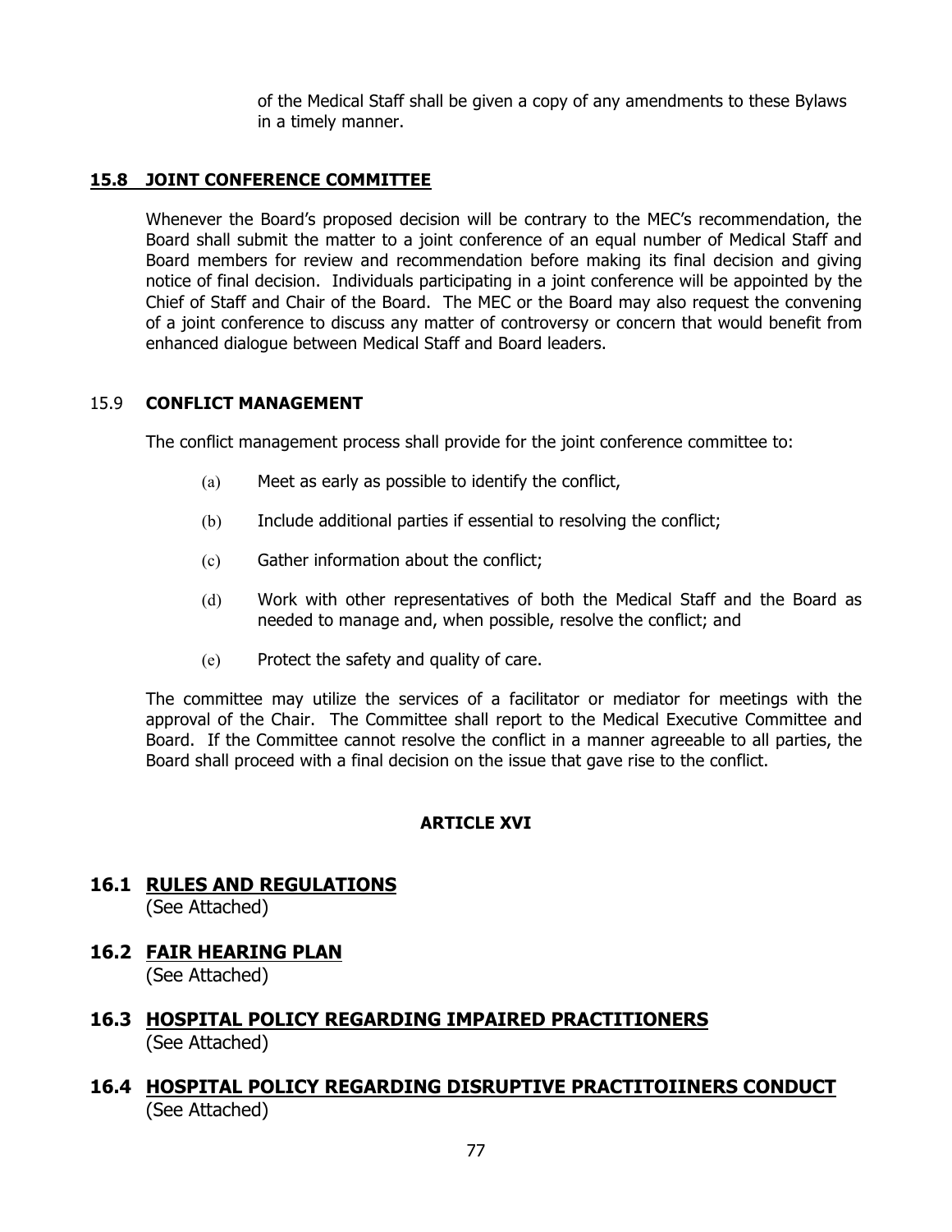of the Medical Staff shall be given a copy of any amendments to these Bylaws in a timely manner.

### **15.8 JOINT CONFERENCE COMMITTEE**

Whenever the Board's proposed decision will be contrary to the MEC's recommendation, the Board shall submit the matter to a joint conference of an equal number of Medical Staff and Board members for review and recommendation before making its final decision and giving notice of final decision. Individuals participating in a joint conference will be appointed by the Chief of Staff and Chair of the Board. The MEC or the Board may also request the convening of a joint conference to discuss any matter of controversy or concern that would benefit from enhanced dialogue between Medical Staff and Board leaders.

### 15.9 **CONFLICT MANAGEMENT**

The conflict management process shall provide for the joint conference committee to:

(a) Meet as early as possible to identify the conflict,

(b) Include additional parties if essential to resolving the conflict;

(c) Gather information about the conflict;

(d) Work with other representatives of both the Medical Staff and the Board as needed to manage and, when possible, resolve the conflict; and

(e) Protect the safety and quality of care.

The committee may utilize the services of a facilitator or mediator for meetings with the approval of the Chair. The Committee shall report to the Medical Executive Committee and Board. If the Committee cannot resolve the conflict in a manner agreeable to all parties, the Board shall proceed with a final decision on the issue that gave rise to the conflict.

## **ARTICLE XVI**

### **16.1 RULES AND REGULATIONS**
(See Attached)

### **16.2 FAIR HEARING PLAN**
(See Attached)

### **16.3 HOSPITAL POLICY REGARDING IMPAIRED PRACTITIONERS**
(See Attached)

### **16.4 HOSPITAL POLICY REGARDING DISRUPTIVE PRACTITOIINERS CONDUCT**
(See Attached)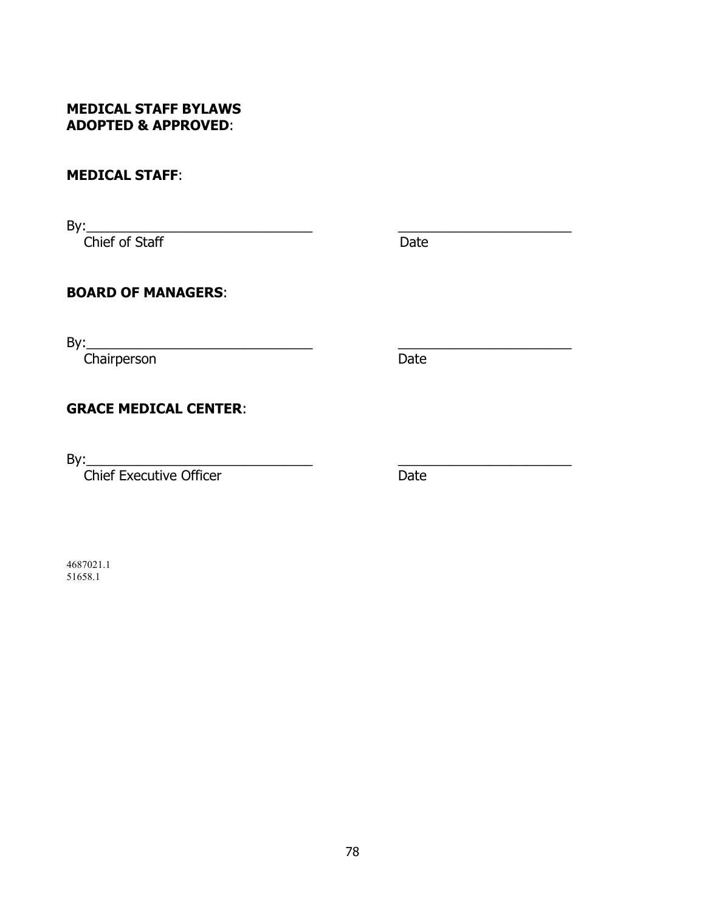**MEDICAL STAFF BYLAWS**
**ADOPTED & APPROVED**:

**MEDICAL STAFF**:

By:_______________________________ _______________________

Chief of Staff Date

**BOARD OF MANAGERS**:

By:_______________________________ _______________________

Chairperson Date

**GRACE MEDICAL CENTER**:

By:_______________________________ _______________________

Chief Executive Officer Date

4687021.1
51658.1